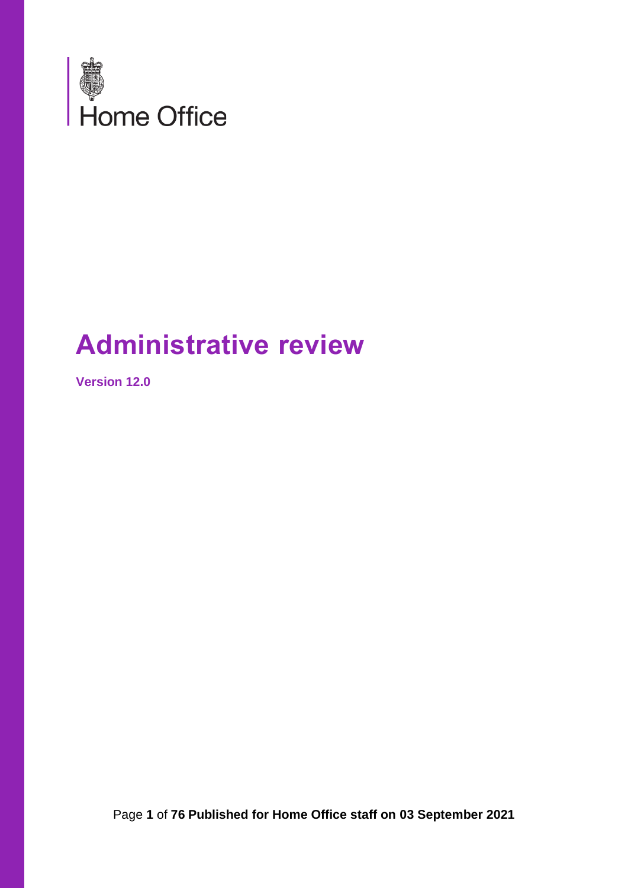Home Office

# Administrative review

**Version 12.0**

Published for Home Office staff on 03 September 2021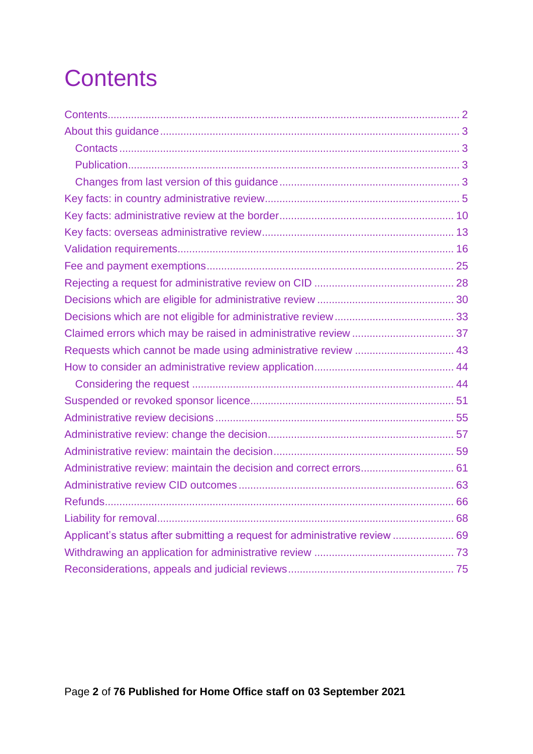# Contents

- Contents ... 2
- About this guidance ... 3
  - Contacts ... 3
  - Publication ... 3
  - Changes from last version of this guidance ... 3
- Key facts: in country administrative review ... 5
- Key facts: administrative review at the border ... 10
- Key facts: overseas administrative review ... 13
- Validation requirements ... 16
- Fee and payment exemptions ... 25
- Rejecting a request for administrative review on CID ... 28
- Decisions which are eligible for administrative review ... 30
- Decisions which are not eligible for administrative review ... 33
- Claimed errors which may be raised in administrative review ... 37
- Requests which cannot be made using administrative review ... 43
- How to consider an administrative review application ... 44
  - Considering the request ... 44
- Suspended or revoked sponsor licence ... 51
- Administrative review decisions ... 55
- Administrative review: change the decision ... 57
- Administrative review: maintain the decision ... 59
- Administrative review: maintain the decision and correct errors ... 61
- Administrative review CID outcomes ... 63
- Refunds ... 66
- Liability for removal ... 68
- Applicant's status after submitting a request for administrative review ... 69
- Withdrawing an application for administrative review ... 73
- Reconsiderations, appeals and judicial reviews ... 75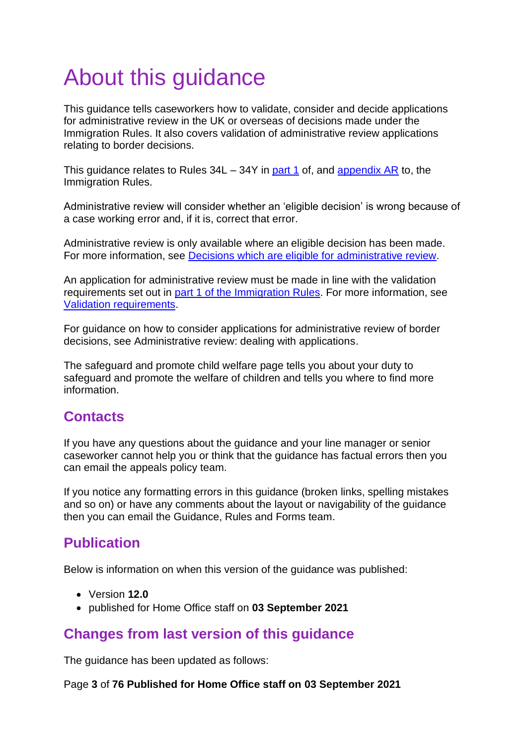# About this guidance

This guidance tells caseworkers how to validate, consider and decide applications for administrative review in the UK or overseas of decisions made under the Immigration Rules. It also covers validation of administrative review applications relating to border decisions.

This guidance relates to Rules 34L – 34Y in part 1 of, and appendix AR to, the Immigration Rules.

Administrative review will consider whether an 'eligible decision' is wrong because of a case working error and, if it is, correct that error.

Administrative review is only available where an eligible decision has been made. For more information, see Decisions which are eligible for administrative review.

An application for administrative review must be made in line with the validation requirements set out in part 1 of the Immigration Rules. For more information, see Validation requirements.

For guidance on how to consider applications for administrative review of border decisions, see Administrative review: dealing with applications.

The safeguard and promote child welfare page tells you about your duty to safeguard and promote the welfare of children and tells you where to find more information.

## Contacts

If you have any questions about the guidance and your line manager or senior caseworker cannot help you or think that the guidance has factual errors then you can email the appeals policy team.

If you notice any formatting errors in this guidance (broken links, spelling mistakes and so on) or have any comments about the layout or navigability of the guidance then you can email the Guidance, Rules and Forms team.

## Publication

Below is information on when this version of the guidance was published:

- Version **12.0**
- published for Home Office staff on **03 September 2021**

## Changes from last version of this guidance

The guidance has been updated as follows: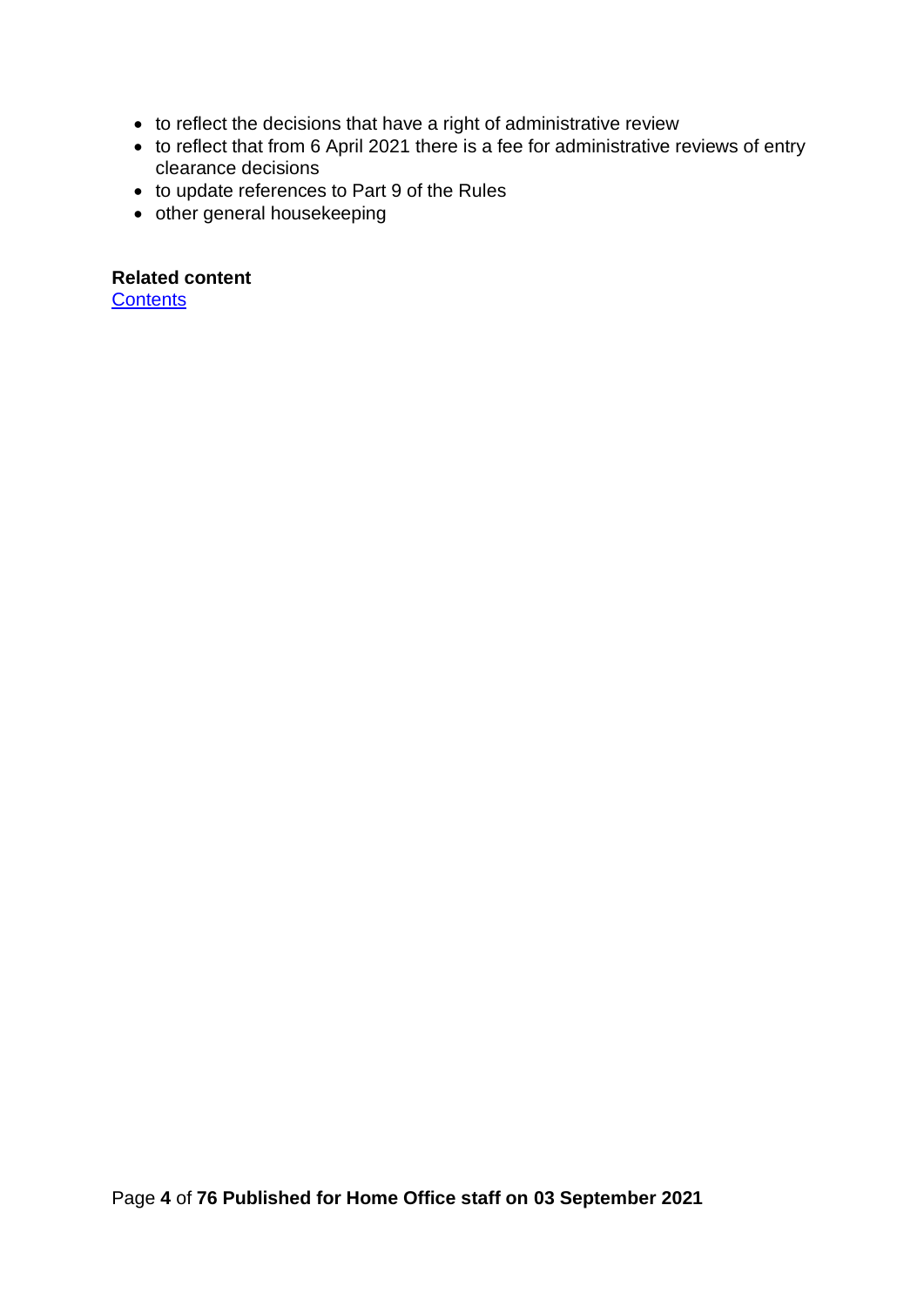- to reflect the decisions that have a right of administrative review
- to reflect that from 6 April 2021 there is a fee for administrative reviews of entry clearance decisions
- to update references to Part 9 of the Rules
- other general housekeeping

**Related content**
[Contents]()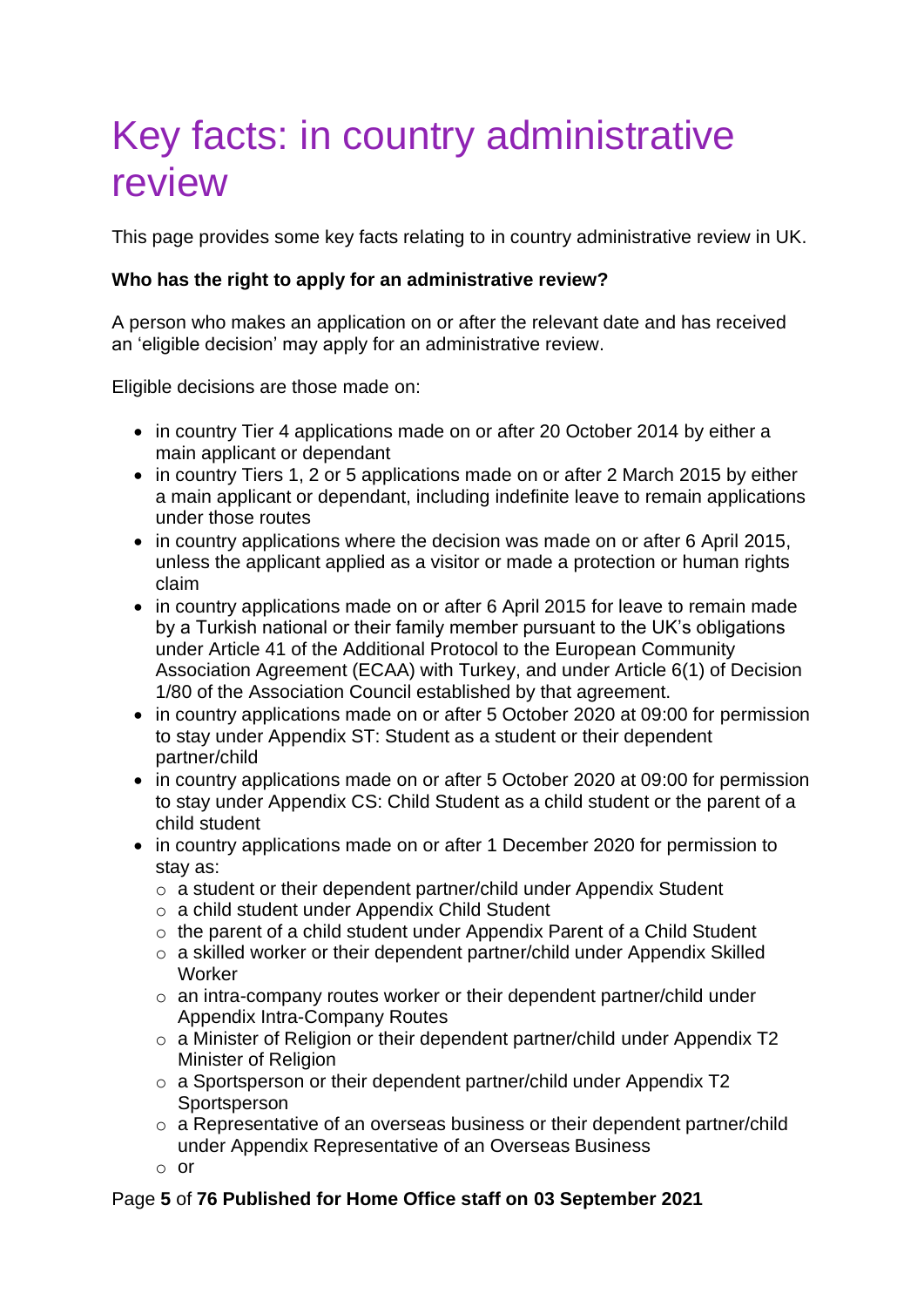# Key facts: in country administrative review

This page provides some key facts relating to in country administrative review in UK.

**Who has the right to apply for an administrative review?**

A person who makes an application on or after the relevant date and has received an 'eligible decision' may apply for an administrative review.

Eligible decisions are those made on:

- in country Tier 4 applications made on or after 20 October 2014 by either a main applicant or dependant
- in country Tiers 1, 2 or 5 applications made on or after 2 March 2015 by either a main applicant or dependant, including indefinite leave to remain applications under those routes
- in country applications where the decision was made on or after 6 April 2015, unless the applicant applied as a visitor or made a protection or human rights claim
- in country applications made on or after 6 April 2015 for leave to remain made by a Turkish national or their family member pursuant to the UK's obligations under Article 41 of the Additional Protocol to the European Community Association Agreement (ECAA) with Turkey, and under Article 6(1) of Decision 1/80 of the Association Council established by that agreement.
- in country applications made on or after 5 October 2020 at 09:00 for permission to stay under Appendix ST: Student as a student or their dependent partner/child
- in country applications made on or after 5 October 2020 at 09:00 for permission to stay under Appendix CS: Child Student as a child student or the parent of a child student
- in country applications made on or after 1 December 2020 for permission to stay as:
  - a student or their dependent partner/child under Appendix Student
  - a child student under Appendix Child Student
  - the parent of a child student under Appendix Parent of a Child Student
  - a skilled worker or their dependent partner/child under Appendix Skilled Worker
  - an intra-company routes worker or their dependent partner/child under Appendix Intra-Company Routes
  - a Minister of Religion or their dependent partner/child under Appendix T2 Minister of Religion
  - a Sportsperson or their dependent partner/child under Appendix T2 Sportsperson
  - a Representative of an overseas business or their dependent partner/child under Appendix Representative of an Overseas Business
  - or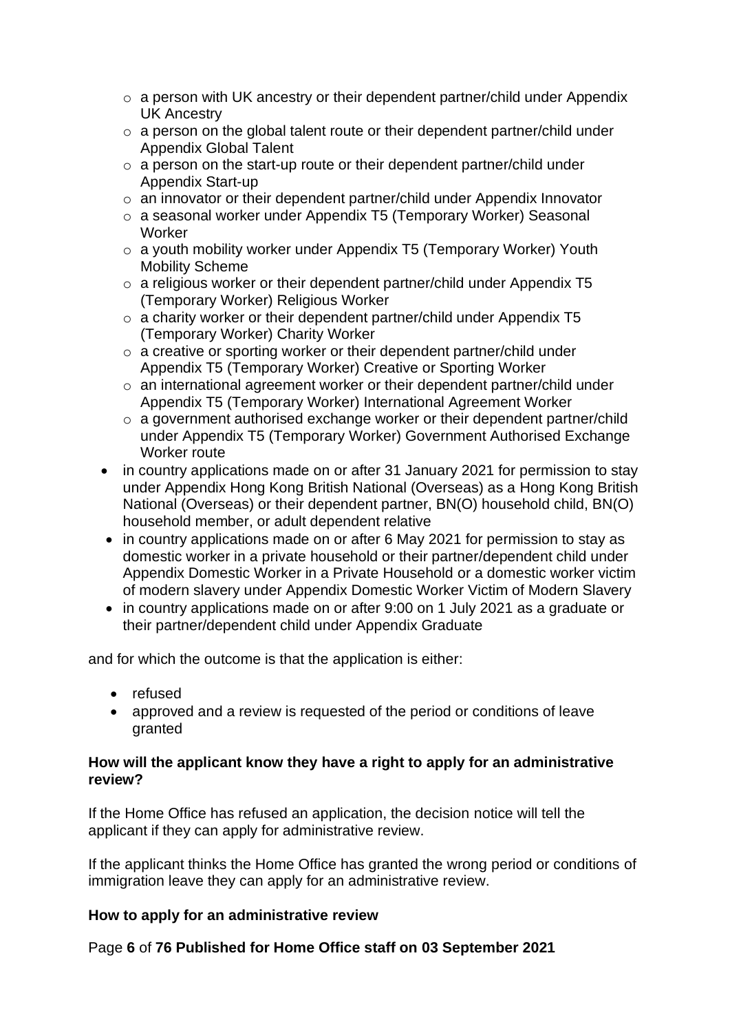- a person with UK ancestry or their dependent partner/child under Appendix UK Ancestry
    - a person on the global talent route or their dependent partner/child under Appendix Global Talent
    - a person on the start-up route or their dependent partner/child under Appendix Start-up
    - an innovator or their dependent partner/child under Appendix Innovator
    - a seasonal worker under Appendix T5 (Temporary Worker) Seasonal Worker
    - a youth mobility worker under Appendix T5 (Temporary Worker) Youth Mobility Scheme
    - a religious worker or their dependent partner/child under Appendix T5 (Temporary Worker) Religious Worker
    - a charity worker or their dependent partner/child under Appendix T5 (Temporary Worker) Charity Worker
    - a creative or sporting worker or their dependent partner/child under Appendix T5 (Temporary Worker) Creative or Sporting Worker
    - an international agreement worker or their dependent partner/child under Appendix T5 (Temporary Worker) International Agreement Worker
    - a government authorised exchange worker or their dependent partner/child under Appendix T5 (Temporary Worker) Government Authorised Exchange Worker route
- in country applications made on or after 31 January 2021 for permission to stay under Appendix Hong Kong British National (Overseas) as a Hong Kong British National (Overseas) or their dependent partner, BN(O) household child, BN(O) household member, or adult dependent relative
- in country applications made on or after 6 May 2021 for permission to stay as domestic worker in a private household or their partner/dependent child under Appendix Domestic Worker in a Private Household or a domestic worker victim of modern slavery under Appendix Domestic Worker Victim of Modern Slavery
- in country applications made on or after 9:00 on 1 July 2021 as a graduate or their partner/dependent child under Appendix Graduate

and for which the outcome is that the application is either:

- refused
- approved and a review is requested of the period or conditions of leave granted

**How will the applicant know they have a right to apply for an administrative review?**

If the Home Office has refused an application, the decision notice will tell the applicant if they can apply for administrative review.

If the applicant thinks the Home Office has granted the wrong period or conditions of immigration leave they can apply for an administrative review.

**How to apply for an administrative review**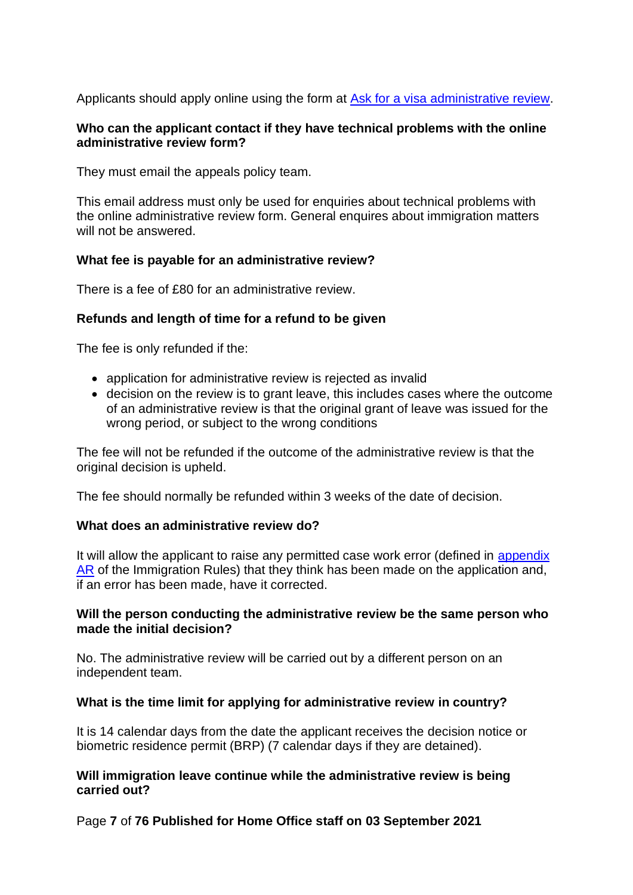Applicants should apply online using the form at [Ask for a visa administrative review](#).

### Who can the applicant contact if they have technical problems with the online administrative review form?

They must email the appeals policy team.

This email address must only be used for enquiries about technical problems with the online administrative review form. General enquires about immigration matters will not be answered.

### What fee is payable for an administrative review?

There is a fee of £80 for an administrative review.

### Refunds and length of time for a refund to be given

The fee is only refunded if the:

- application for administrative review is rejected as invalid
- decision on the review is to grant leave, this includes cases where the outcome of an administrative review is that the original grant of leave was issued for the wrong period, or subject to the wrong conditions

The fee will not be refunded if the outcome of the administrative review is that the original decision is upheld.

The fee should normally be refunded within 3 weeks of the date of decision.

### What does an administrative review do?

It will allow the applicant to raise any permitted case work error (defined in [appendix AR](#) of the Immigration Rules) that they think has been made on the application and, if an error has been made, have it corrected.

### Will the person conducting the administrative review be the same person who made the initial decision?

No. The administrative review will be carried out by a different person on an independent team.

### What is the time limit for applying for administrative review in country?

It is 14 calendar days from the date the applicant receives the decision notice or biometric residence permit (BRP) (7 calendar days if they are detained).

### Will immigration leave continue while the administrative review is being carried out?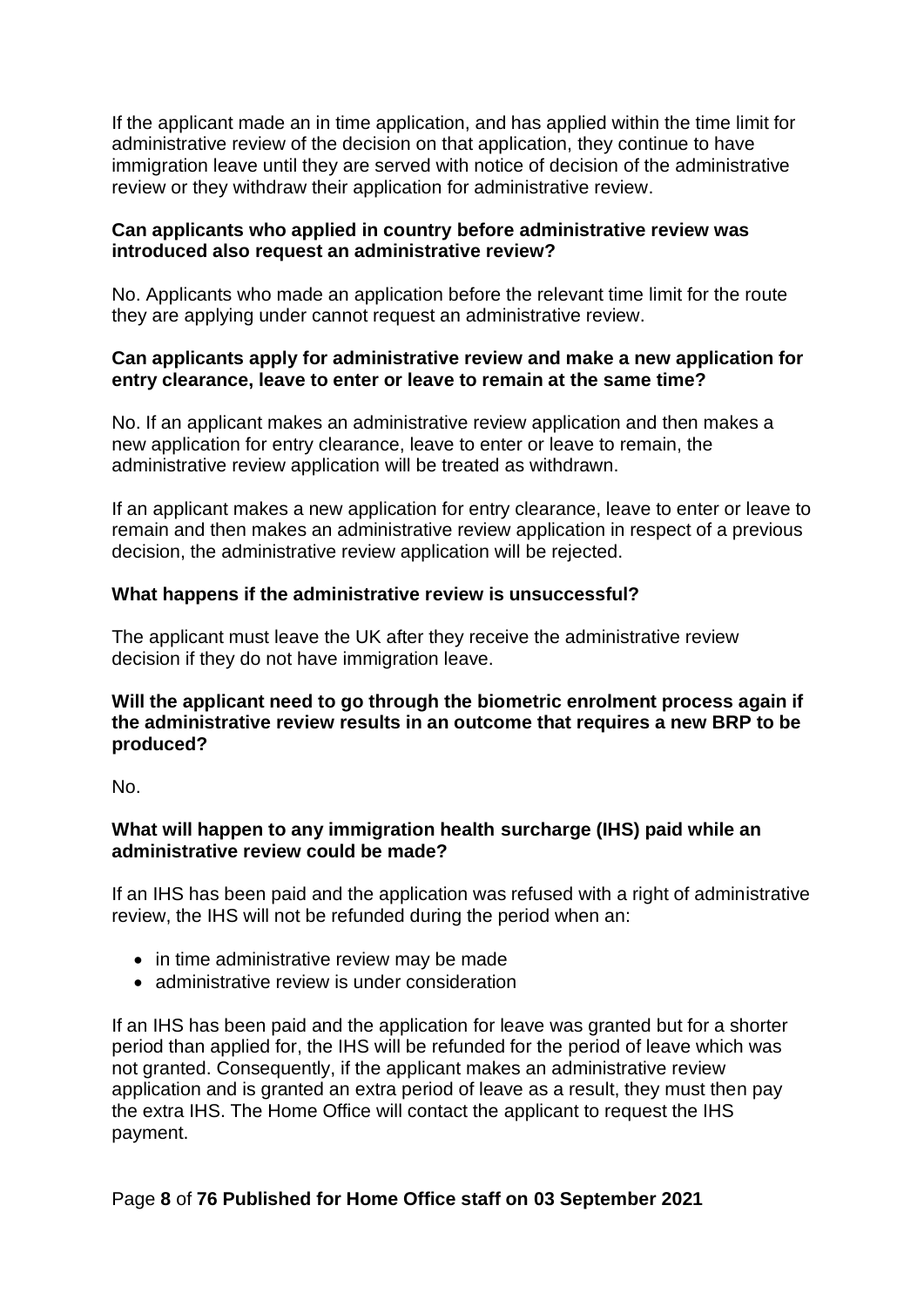If the applicant made an in time application, and has applied within the time limit for administrative review of the decision on that application, they continue to have immigration leave until they are served with notice of decision of the administrative review or they withdraw their application for administrative review.

**Can applicants who applied in country before administrative review was introduced also request an administrative review?**

No. Applicants who made an application before the relevant time limit for the route they are applying under cannot request an administrative review.

**Can applicants apply for administrative review and make a new application for entry clearance, leave to enter or leave to remain at the same time?**

No. If an applicant makes an administrative review application and then makes a new application for entry clearance, leave to enter or leave to remain, the administrative review application will be treated as withdrawn.

If an applicant makes a new application for entry clearance, leave to enter or leave to remain and then makes an administrative review application in respect of a previous decision, the administrative review application will be rejected.

**What happens if the administrative review is unsuccessful?**

The applicant must leave the UK after they receive the administrative review decision if they do not have immigration leave.

**Will the applicant need to go through the biometric enrolment process again if the administrative review results in an outcome that requires a new BRP to be produced?**

No.

**What will happen to any immigration health surcharge (IHS) paid while an administrative review could be made?**

If an IHS has been paid and the application was refused with a right of administrative review, the IHS will not be refunded during the period when an:

- in time administrative review may be made
- administrative review is under consideration

If an IHS has been paid and the application for leave was granted but for a shorter period than applied for, the IHS will be refunded for the period of leave which was not granted. Consequently, if the applicant makes an administrative review application and is granted an extra period of leave as a result, they must then pay the extra IHS. The Home Office will contact the applicant to request the IHS payment.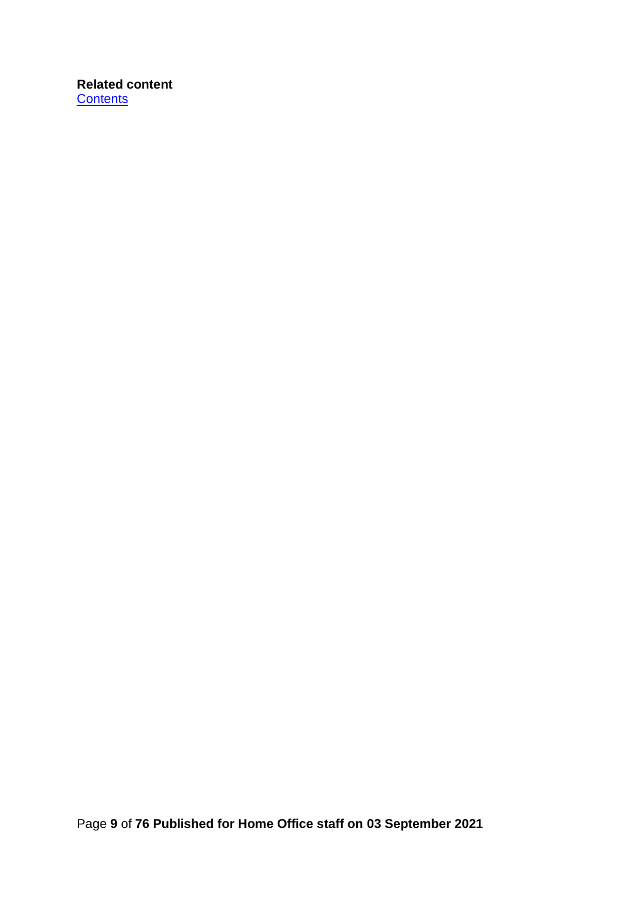**Related content**
[Contents]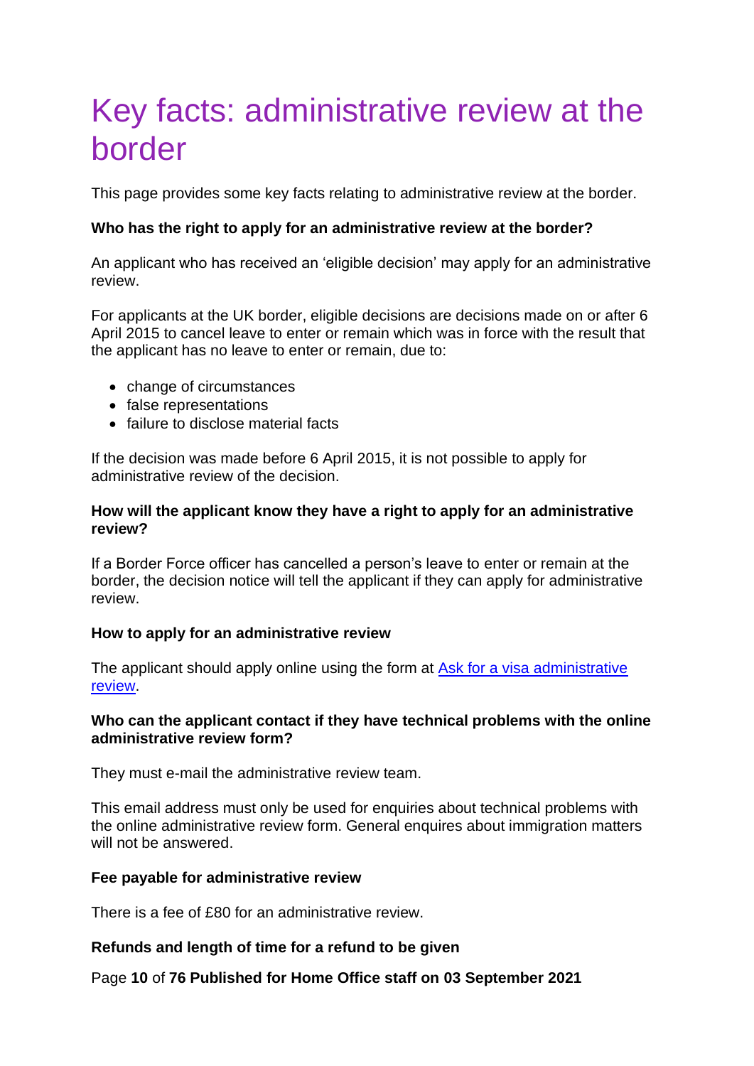# Key facts: administrative review at the border

This page provides some key facts relating to administrative review at the border.

**Who has the right to apply for an administrative review at the border?**

An applicant who has received an 'eligible decision' may apply for an administrative review.

For applicants at the UK border, eligible decisions are decisions made on or after 6 April 2015 to cancel leave to enter or remain which was in force with the result that the applicant has no leave to enter or remain, due to:

- change of circumstances
- false representations
- failure to disclose material facts

If the decision was made before 6 April 2015, it is not possible to apply for administrative review of the decision.

**How will the applicant know they have a right to apply for an administrative review?**

If a Border Force officer has cancelled a person's leave to enter or remain at the border, the decision notice will tell the applicant if they can apply for administrative review.

**How to apply for an administrative review**

The applicant should apply online using the form at Ask for a visa administrative review.

**Who can the applicant contact if they have technical problems with the online administrative review form?**

They must e-mail the administrative review team.

This email address must only be used for enquiries about technical problems with the online administrative review form. General enquires about immigration matters will not be answered.

**Fee payable for administrative review**

There is a fee of £80 for an administrative review.

**Refunds and length of time for a refund to be given**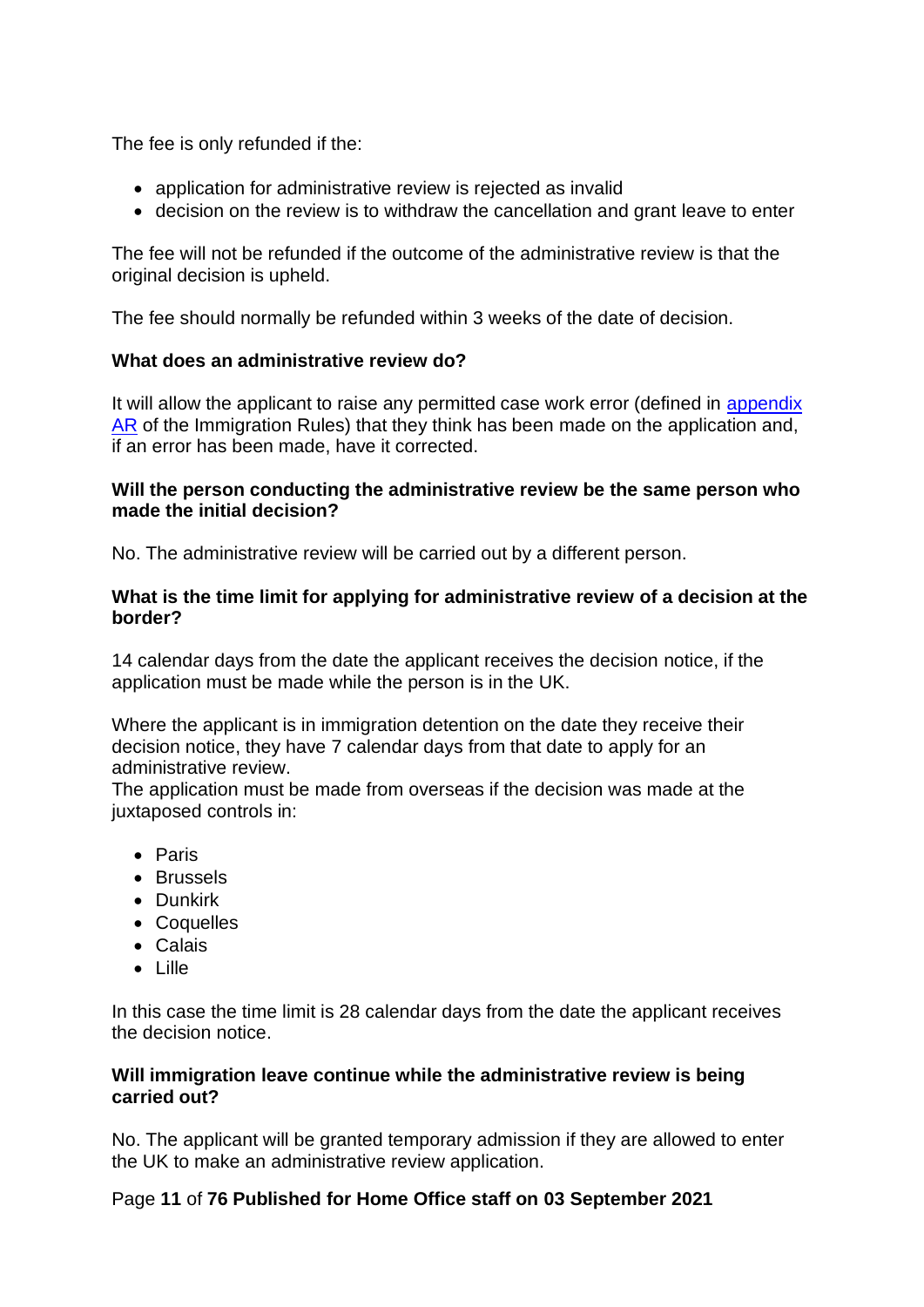The fee is only refunded if the:

- application for administrative review is rejected as invalid
- decision on the review is to withdraw the cancellation and grant leave to enter

The fee will not be refunded if the outcome of the administrative review is that the original decision is upheld.

The fee should normally be refunded within 3 weeks of the date of decision.

**What does an administrative review do?**

It will allow the applicant to raise any permitted case work error (defined in [appendix AR]() of the Immigration Rules) that they think has been made on the application and, if an error has been made, have it corrected.

**Will the person conducting the administrative review be the same person who made the initial decision?**

No. The administrative review will be carried out by a different person.

**What is the time limit for applying for administrative review of a decision at the border?**

14 calendar days from the date the applicant receives the decision notice, if the application must be made while the person is in the UK.

Where the applicant is in immigration detention on the date they receive their decision notice, they have 7 calendar days from that date to apply for an administrative review.
The application must be made from overseas if the decision was made at the juxtaposed controls in:

- Paris
- Brussels
- Dunkirk
- Coquelles
- Calais
- Lille

In this case the time limit is 28 calendar days from the date the applicant receives the decision notice.

**Will immigration leave continue while the administrative review is being carried out?**

No. The applicant will be granted temporary admission if they are allowed to enter the UK to make an administrative review application.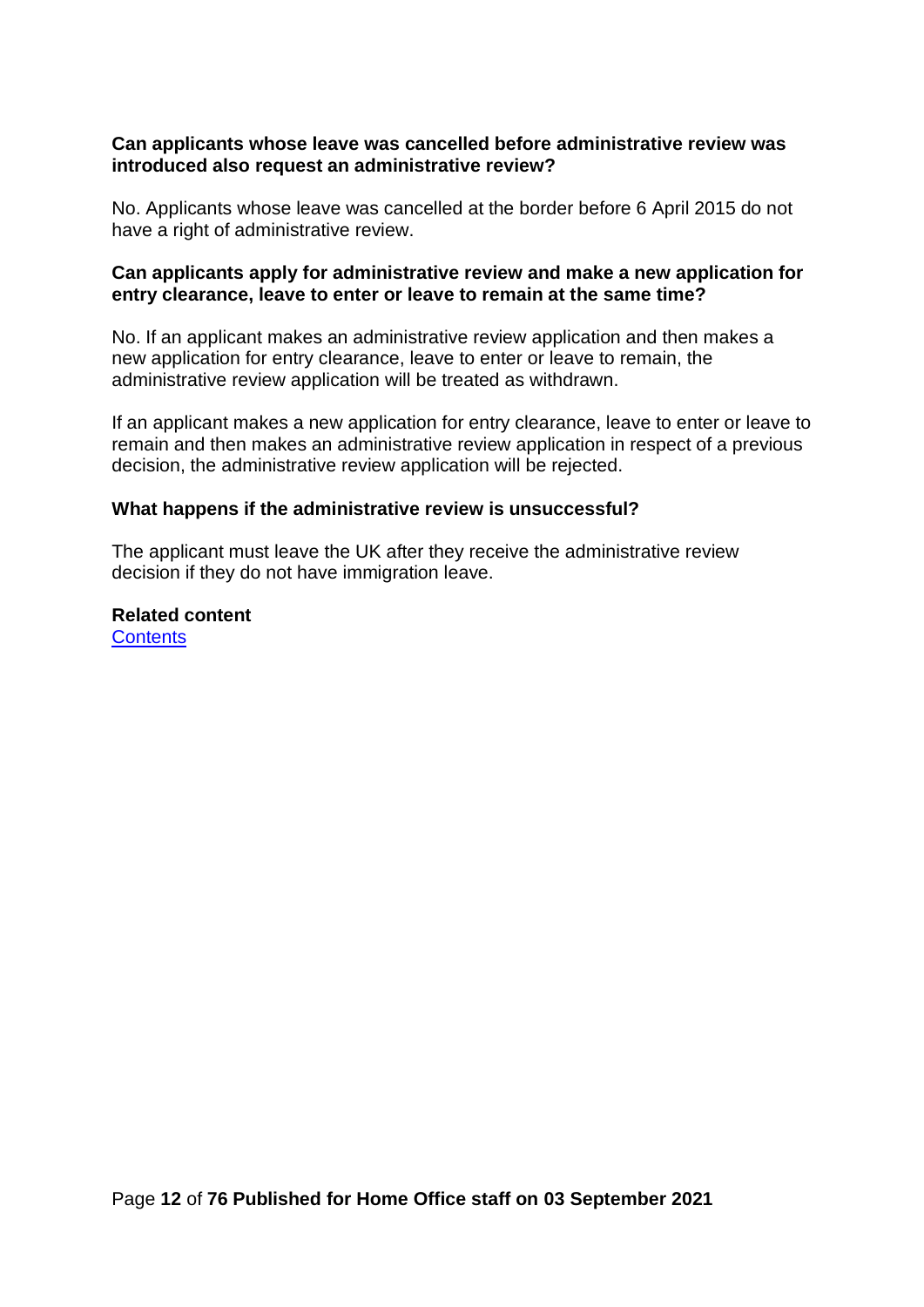**Can applicants whose leave was cancelled before administrative review was introduced also request an administrative review?**

No. Applicants whose leave was cancelled at the border before 6 April 2015 do not have a right of administrative review.

**Can applicants apply for administrative review and make a new application for entry clearance, leave to enter or leave to remain at the same time?**

No. If an applicant makes an administrative review application and then makes a new application for entry clearance, leave to enter or leave to remain, the administrative review application will be treated as withdrawn.

If an applicant makes a new application for entry clearance, leave to enter or leave to remain and then makes an administrative review application in respect of a previous decision, the administrative review application will be rejected.

**What happens if the administrative review is unsuccessful?**

The applicant must leave the UK after they receive the administrative review decision if they do not have immigration leave.

**Related content**
Contents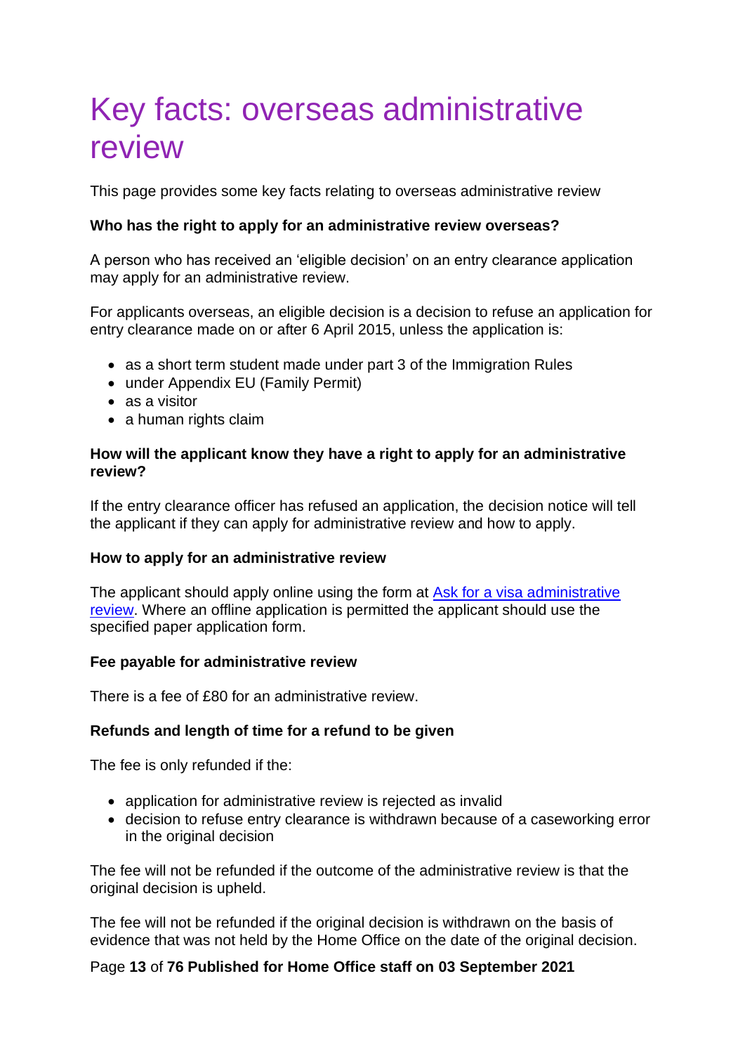# Key facts: overseas administrative review

This page provides some key facts relating to overseas administrative review

**Who has the right to apply for an administrative review overseas?**

A person who has received an 'eligible decision' on an entry clearance application may apply for an administrative review.

For applicants overseas, an eligible decision is a decision to refuse an application for entry clearance made on or after 6 April 2015, unless the application is:

- as a short term student made under part 3 of the Immigration Rules
- under Appendix EU (Family Permit)
- as a visitor
- a human rights claim

**How will the applicant know they have a right to apply for an administrative review?**

If the entry clearance officer has refused an application, the decision notice will tell the applicant if they can apply for administrative review and how to apply.

**How to apply for an administrative review**

The applicant should apply online using the form at [Ask for a visa administrative review](). Where an offline application is permitted the applicant should use the specified paper application form.

**Fee payable for administrative review**

There is a fee of £80 for an administrative review.

**Refunds and length of time for a refund to be given**

The fee is only refunded if the:

- application for administrative review is rejected as invalid
- decision to refuse entry clearance is withdrawn because of a caseworking error in the original decision

The fee will not be refunded if the outcome of the administrative review is that the original decision is upheld.

The fee will not be refunded if the original decision is withdrawn on the basis of evidence that was not held by the Home Office on the date of the original decision.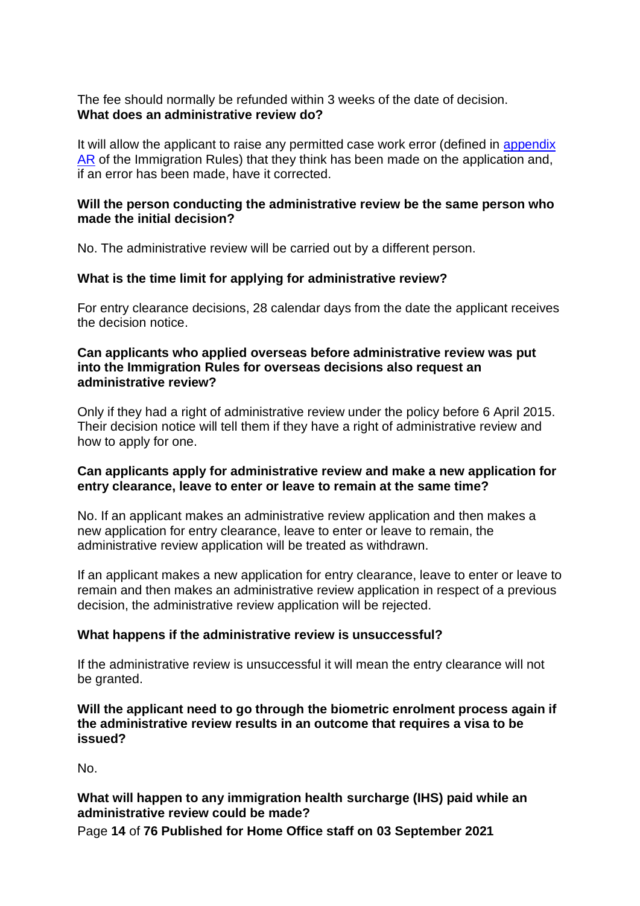The fee should normally be refunded within 3 weeks of the date of decision.

**What does an administrative review do?**

It will allow the applicant to raise any permitted case work error (defined in [appendix AR] of the Immigration Rules) that they think has been made on the application and, if an error has been made, have it corrected.

**Will the person conducting the administrative review be the same person who made the initial decision?**

No. The administrative review will be carried out by a different person.

**What is the time limit for applying for administrative review?**

For entry clearance decisions, 28 calendar days from the date the applicant receives the decision notice.

**Can applicants who applied overseas before administrative review was put into the Immigration Rules for overseas decisions also request an administrative review?**

Only if they had a right of administrative review under the policy before 6 April 2015. Their decision notice will tell them if they have a right of administrative review and how to apply for one.

**Can applicants apply for administrative review and make a new application for entry clearance, leave to enter or leave to remain at the same time?**

No. If an applicant makes an administrative review application and then makes a new application for entry clearance, leave to enter or leave to remain, the administrative review application will be treated as withdrawn.

If an applicant makes a new application for entry clearance, leave to enter or leave to remain and then makes an administrative review application in respect of a previous decision, the administrative review application will be rejected.

**What happens if the administrative review is unsuccessful?**

If the administrative review is unsuccessful it will mean the entry clearance will not be granted.

**Will the applicant need to go through the biometric enrolment process again if the administrative review results in an outcome that requires a visa to be issued?**

No.

**What will happen to any immigration health surcharge (IHS) paid while an administrative review could be made?**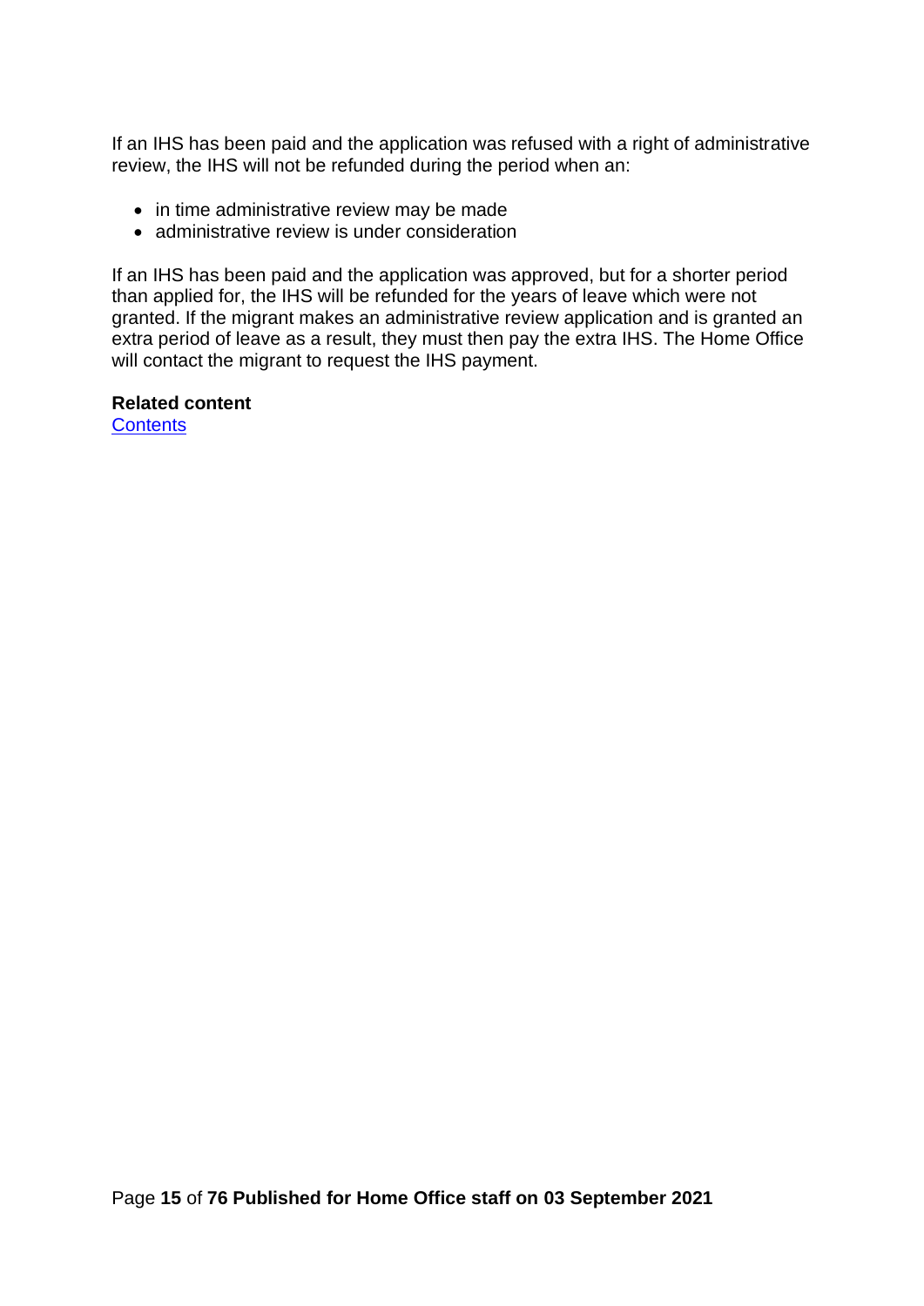If an IHS has been paid and the application was refused with a right of administrative review, the IHS will not be refunded during the period when an:

- in time administrative review may be made
- administrative review is under consideration

If an IHS has been paid and the application was approved, but for a shorter period than applied for, the IHS will be refunded for the years of leave which were not granted. If the migrant makes an administrative review application and is granted an extra period of leave as a result, they must then pay the extra IHS. The Home Office will contact the migrant to request the IHS payment.

**Related content**
Contents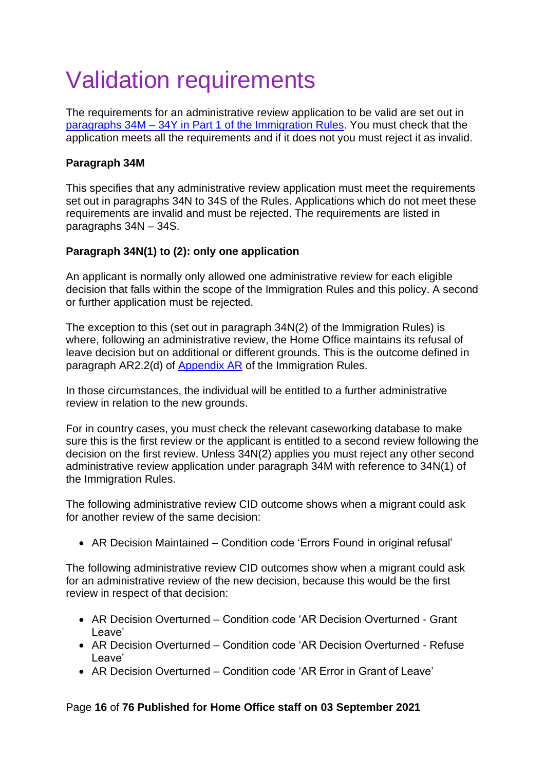# Validation requirements

The requirements for an administrative review application to be valid are set out in [paragraphs 34M – 34Y in Part 1 of the Immigration Rules](). You must check that the application meets all the requirements and if it does not you must reject it as invalid.

**Paragraph 34M**

This specifies that any administrative review application must meet the requirements set out in paragraphs 34N to 34S of the Rules. Applications which do not meet these requirements are invalid and must be rejected. The requirements are listed in paragraphs 34N – 34S.

**Paragraph 34N(1) to (2): only one application**

An applicant is normally only allowed one administrative review for each eligible decision that falls within the scope of the Immigration Rules and this policy. A second or further application must be rejected.

The exception to this (set out in paragraph 34N(2) of the Immigration Rules) is where, following an administrative review, the Home Office maintains its refusal of leave decision but on additional or different grounds. This is the outcome defined in paragraph AR2.2(d) of [Appendix AR]() of the Immigration Rules.

In those circumstances, the individual will be entitled to a further administrative review in relation to the new grounds.

For in country cases, you must check the relevant caseworking database to make sure this is the first review or the applicant is entitled to a second review following the decision on the first review. Unless 34N(2) applies you must reject any other second administrative review application under paragraph 34M with reference to 34N(1) of the Immigration Rules.

The following administrative review CID outcome shows when a migrant could ask for another review of the same decision:

- AR Decision Maintained – Condition code 'Errors Found in original refusal'

The following administrative review CID outcomes show when a migrant could ask for an administrative review of the new decision, because this would be the first review in respect of that decision:

- AR Decision Overturned – Condition code 'AR Decision Overturned - Grant Leave'
- AR Decision Overturned – Condition code 'AR Decision Overturned - Refuse Leave'
- AR Decision Overturned – Condition code 'AR Error in Grant of Leave'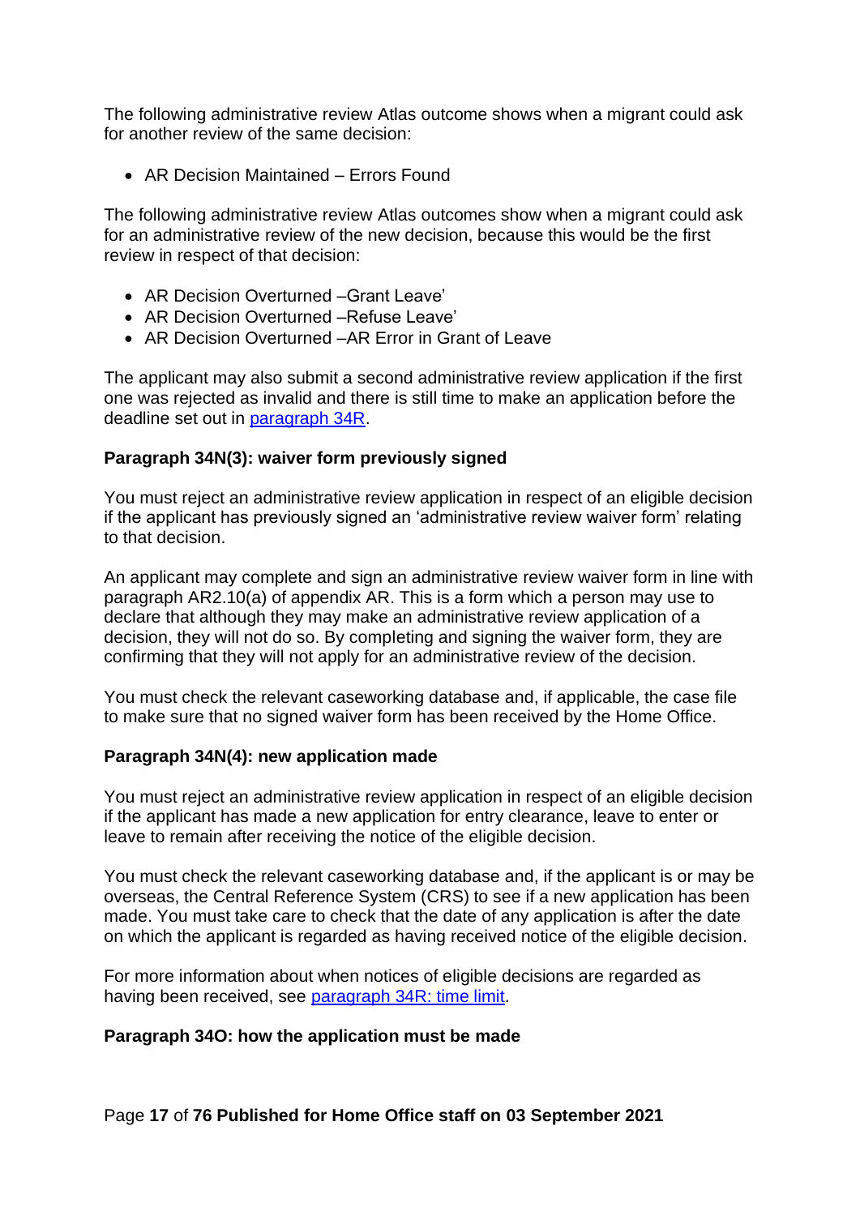The following administrative review Atlas outcome shows when a migrant could ask for another review of the same decision:

- AR Decision Maintained – Errors Found

The following administrative review Atlas outcomes show when a migrant could ask for an administrative review of the new decision, because this would be the first review in respect of that decision:

- AR Decision Overturned –Grant Leave'
- AR Decision Overturned –Refuse Leave'
- AR Decision Overturned –AR Error in Grant of Leave

The applicant may also submit a second administrative review application if the first one was rejected as invalid and there is still time to make an application before the deadline set out in [paragraph 34R](#).

### Paragraph 34N(3): waiver form previously signed

You must reject an administrative review application in respect of an eligible decision if the applicant has previously signed an 'administrative review waiver form' relating to that decision.

An applicant may complete and sign an administrative review waiver form in line with paragraph AR2.10(a) of appendix AR. This is a form which a person may use to declare that although they may make an administrative review application of a decision, they will not do so. By completing and signing the waiver form, they are confirming that they will not apply for an administrative review of the decision.

You must check the relevant caseworking database and, if applicable, the case file to make sure that no signed waiver form has been received by the Home Office.

### Paragraph 34N(4): new application made

You must reject an administrative review application in respect of an eligible decision if the applicant has made a new application for entry clearance, leave to enter or leave to remain after receiving the notice of the eligible decision.

You must check the relevant caseworking database and, if the applicant is or may be overseas, the Central Reference System (CRS) to see if a new application has been made. You must take care to check that the date of any application is after the date on which the applicant is regarded as having received notice of the eligible decision.

For more information about when notices of eligible decisions are regarded as having been received, see [paragraph 34R: time limit](#).

### Paragraph 34O: how the application must be made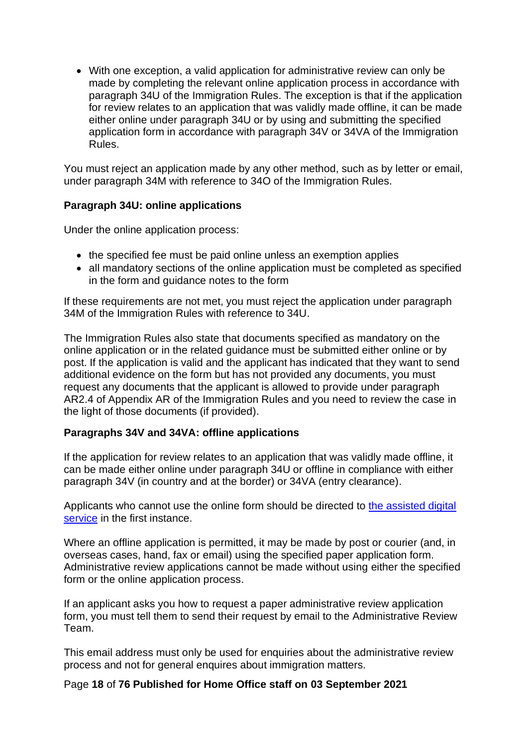- With one exception, a valid application for administrative review can only be made by completing the relevant online application process in accordance with paragraph 34U of the Immigration Rules. The exception is that if the application for review relates to an application that was validly made offline, it can be made either online under paragraph 34U or by using and submitting the specified application form in accordance with paragraph 34V or 34VA of the Immigration Rules.

You must reject an application made by any other method, such as by letter or email, under paragraph 34M with reference to 34O of the Immigration Rules.

**Paragraph 34U: online applications**

Under the online application process:

- the specified fee must be paid online unless an exemption applies
- all mandatory sections of the online application must be completed as specified in the form and guidance notes to the form

If these requirements are not met, you must reject the application under paragraph 34M of the Immigration Rules with reference to 34U.

The Immigration Rules also state that documents specified as mandatory on the online application or in the related guidance must be submitted either online or by post. If the application is valid and the applicant has indicated that they want to send additional evidence on the form but has not provided any documents, you must request any documents that the applicant is allowed to provide under paragraph AR2.4 of Appendix AR of the Immigration Rules and you need to review the case in the light of those documents (if provided).

**Paragraphs 34V and 34VA: offline applications**

If the application for review relates to an application that was validly made offline, it can be made either online under paragraph 34U or offline in compliance with either paragraph 34V (in country and at the border) or 34VA (entry clearance).

Applicants who cannot use the online form should be directed to the assisted digital service in the first instance.

Where an offline application is permitted, it may be made by post or courier (and, in overseas cases, hand, fax or email) using the specified paper application form. Administrative review applications cannot be made without using either the specified form or the online application process.

If an applicant asks you how to request a paper administrative review application form, you must tell them to send their request by email to the Administrative Review Team.

This email address must only be used for enquiries about the administrative review process and not for general enquires about immigration matters.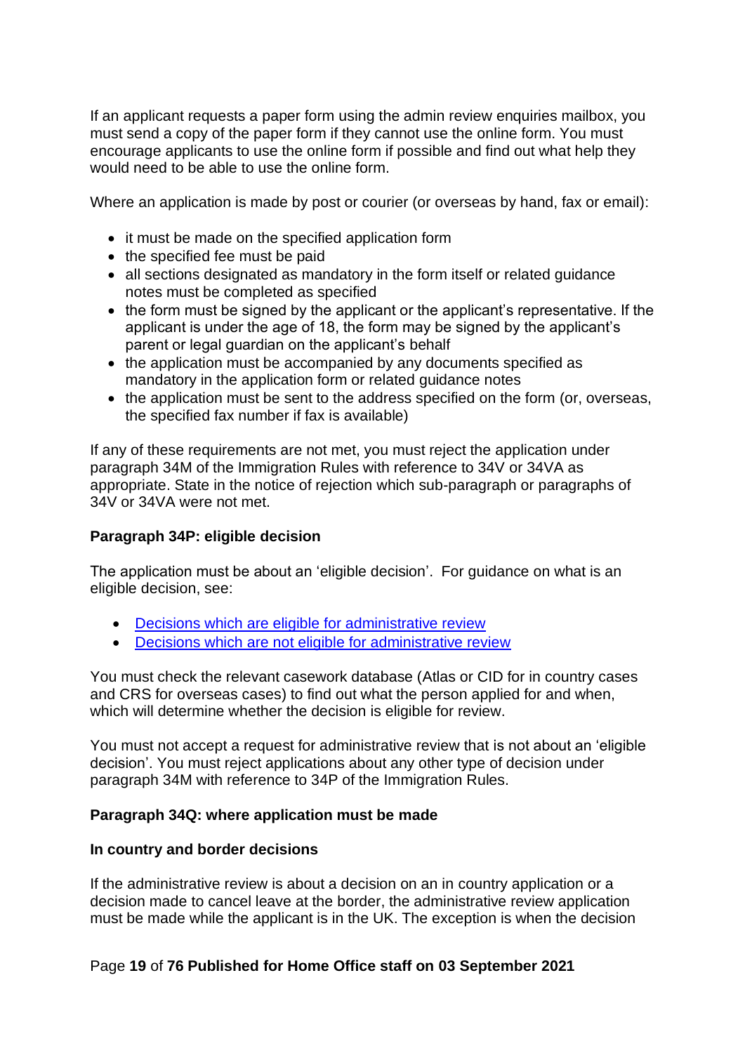If an applicant requests a paper form using the admin review enquiries mailbox, you must send a copy of the paper form if they cannot use the online form. You must encourage applicants to use the online form if possible and find out what help they would need to be able to use the online form.

Where an application is made by post or courier (or overseas by hand, fax or email):

- it must be made on the specified application form
- the specified fee must be paid
- all sections designated as mandatory in the form itself or related guidance notes must be completed as specified
- the form must be signed by the applicant or the applicant's representative. If the applicant is under the age of 18, the form may be signed by the applicant's parent or legal guardian on the applicant's behalf
- the application must be accompanied by any documents specified as mandatory in the application form or related guidance notes
- the application must be sent to the address specified on the form (or, overseas, the specified fax number if fax is available)

If any of these requirements are not met, you must reject the application under paragraph 34M of the Immigration Rules with reference to 34V or 34VA as appropriate. State in the notice of rejection which sub-paragraph or paragraphs of 34V or 34VA were not met.

**Paragraph 34P: eligible decision**

The application must be about an 'eligible decision'. For guidance on what is an eligible decision, see:

- [Decisions which are eligible for administrative review]
- [Decisions which are not eligible for administrative review]

You must check the relevant casework database (Atlas or CID for in country cases and CRS for overseas cases) to find out what the person applied for and when, which will determine whether the decision is eligible for review.

You must not accept a request for administrative review that is not about an 'eligible decision'. You must reject applications about any other type of decision under paragraph 34M with reference to 34P of the Immigration Rules.

**Paragraph 34Q: where application must be made**

**In country and border decisions**

If the administrative review is about a decision on an in country application or a decision made to cancel leave at the border, the administrative review application must be made while the applicant is in the UK. The exception is when the decision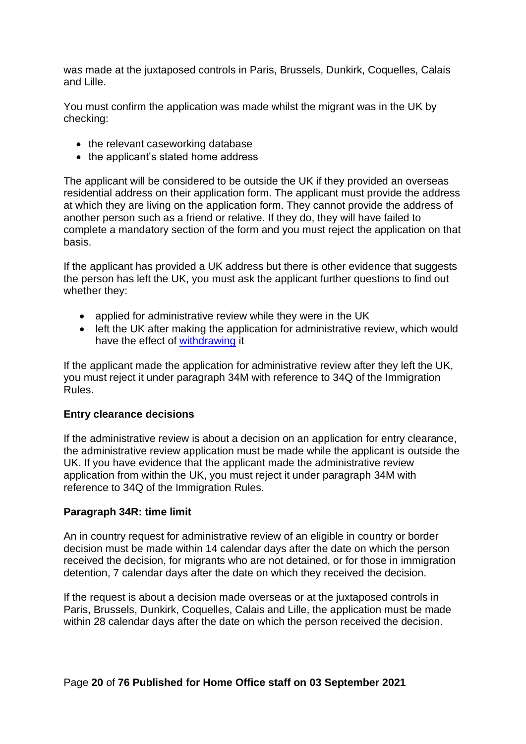was made at the juxtaposed controls in Paris, Brussels, Dunkirk, Coquelles, Calais and Lille.

You must confirm the application was made whilst the migrant was in the UK by checking:

- the relevant caseworking database
- the applicant's stated home address

The applicant will be considered to be outside the UK if they provided an overseas residential address on their application form. The applicant must provide the address at which they are living on the application form. They cannot provide the address of another person such as a friend or relative. If they do, they will have failed to complete a mandatory section of the form and you must reject the application on that basis.

If the applicant has provided a UK address but there is other evidence that suggests the person has left the UK, you must ask the applicant further questions to find out whether they:

- applied for administrative review while they were in the UK
- left the UK after making the application for administrative review, which would have the effect of [withdrawing](#) it

If the applicant made the application for administrative review after they left the UK, you must reject it under paragraph 34M with reference to 34Q of the Immigration Rules.

**Entry clearance decisions**

If the administrative review is about a decision on an application for entry clearance, the administrative review application must be made while the applicant is outside the UK. If you have evidence that the applicant made the administrative review application from within the UK, you must reject it under paragraph 34M with reference to 34Q of the Immigration Rules.

**Paragraph 34R: time limit**

An in country request for administrative review of an eligible in country or border decision must be made within 14 calendar days after the date on which the person received the decision, for migrants who are not detained, or for those in immigration detention, 7 calendar days after the date on which they received the decision.

If the request is about a decision made overseas or at the juxtaposed controls in Paris, Brussels, Dunkirk, Coquelles, Calais and Lille, the application must be made within 28 calendar days after the date on which the person received the decision.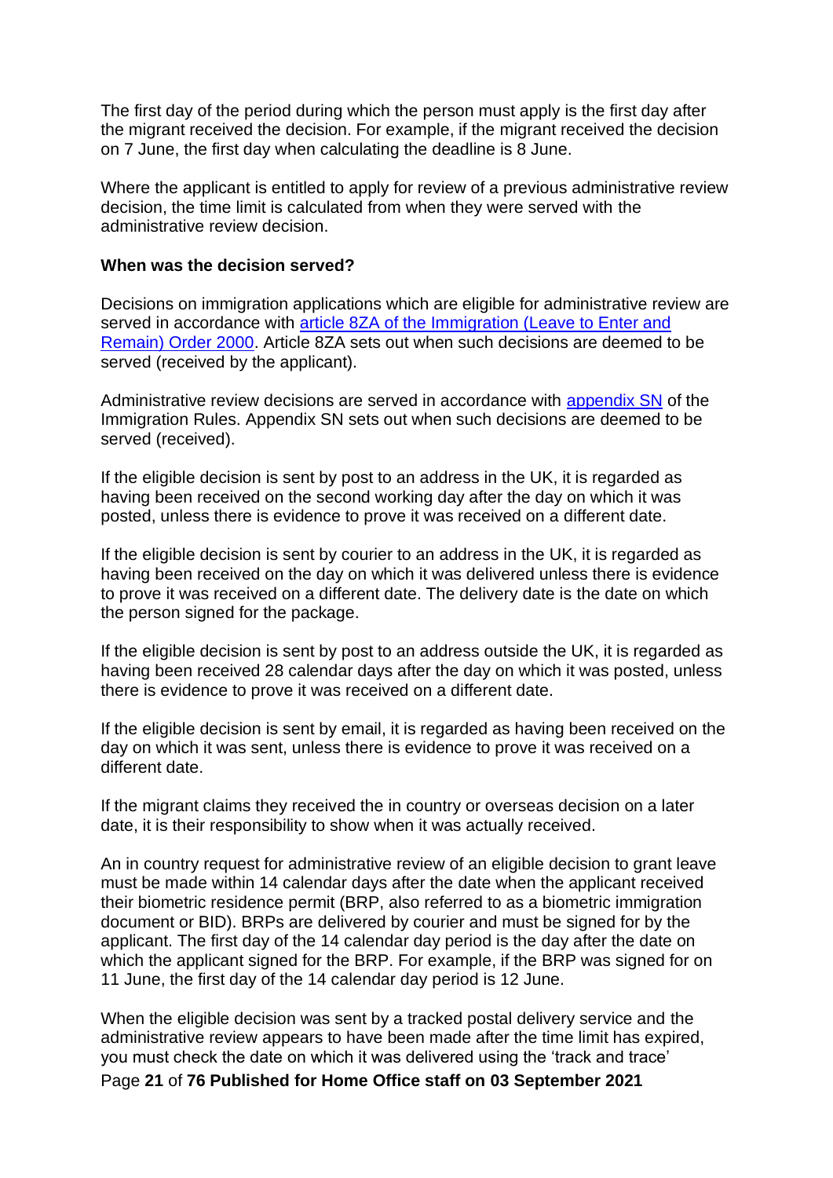The first day of the period during which the person must apply is the first day after the migrant received the decision. For example, if the migrant received the decision on 7 June, the first day when calculating the deadline is 8 June.

Where the applicant is entitled to apply for review of a previous administrative review decision, the time limit is calculated from when they were served with the administrative review decision.

**When was the decision served?**

Decisions on immigration applications which are eligible for administrative review are served in accordance with [article 8ZA of the Immigration (Leave to Enter and Remain) Order 2000](). Article 8ZA sets out when such decisions are deemed to be served (received by the applicant).

Administrative review decisions are served in accordance with [appendix SN]() of the Immigration Rules. Appendix SN sets out when such decisions are deemed to be served (received).

If the eligible decision is sent by post to an address in the UK, it is regarded as having been received on the second working day after the day on which it was posted, unless there is evidence to prove it was received on a different date.

If the eligible decision is sent by courier to an address in the UK, it is regarded as having been received on the day on which it was delivered unless there is evidence to prove it was received on a different date. The delivery date is the date on which the person signed for the package.

If the eligible decision is sent by post to an address outside the UK, it is regarded as having been received 28 calendar days after the day on which it was posted, unless there is evidence to prove it was received on a different date.

If the eligible decision is sent by email, it is regarded as having been received on the day on which it was sent, unless there is evidence to prove it was received on a different date.

If the migrant claims they received the in country or overseas decision on a later date, it is their responsibility to show when it was actually received.

An in country request for administrative review of an eligible decision to grant leave must be made within 14 calendar days after the date when the applicant received their biometric residence permit (BRP, also referred to as a biometric immigration document or BID). BRPs are delivered by courier and must be signed for by the applicant. The first day of the 14 calendar day period is the day after the date on which the applicant signed for the BRP. For example, if the BRP was signed for on 11 June, the first day of the 14 calendar day period is 12 June.

When the eligible decision was sent by a tracked postal delivery service and the administrative review appears to have been made after the time limit has expired, you must check the date on which it was delivered using the 'track and trace'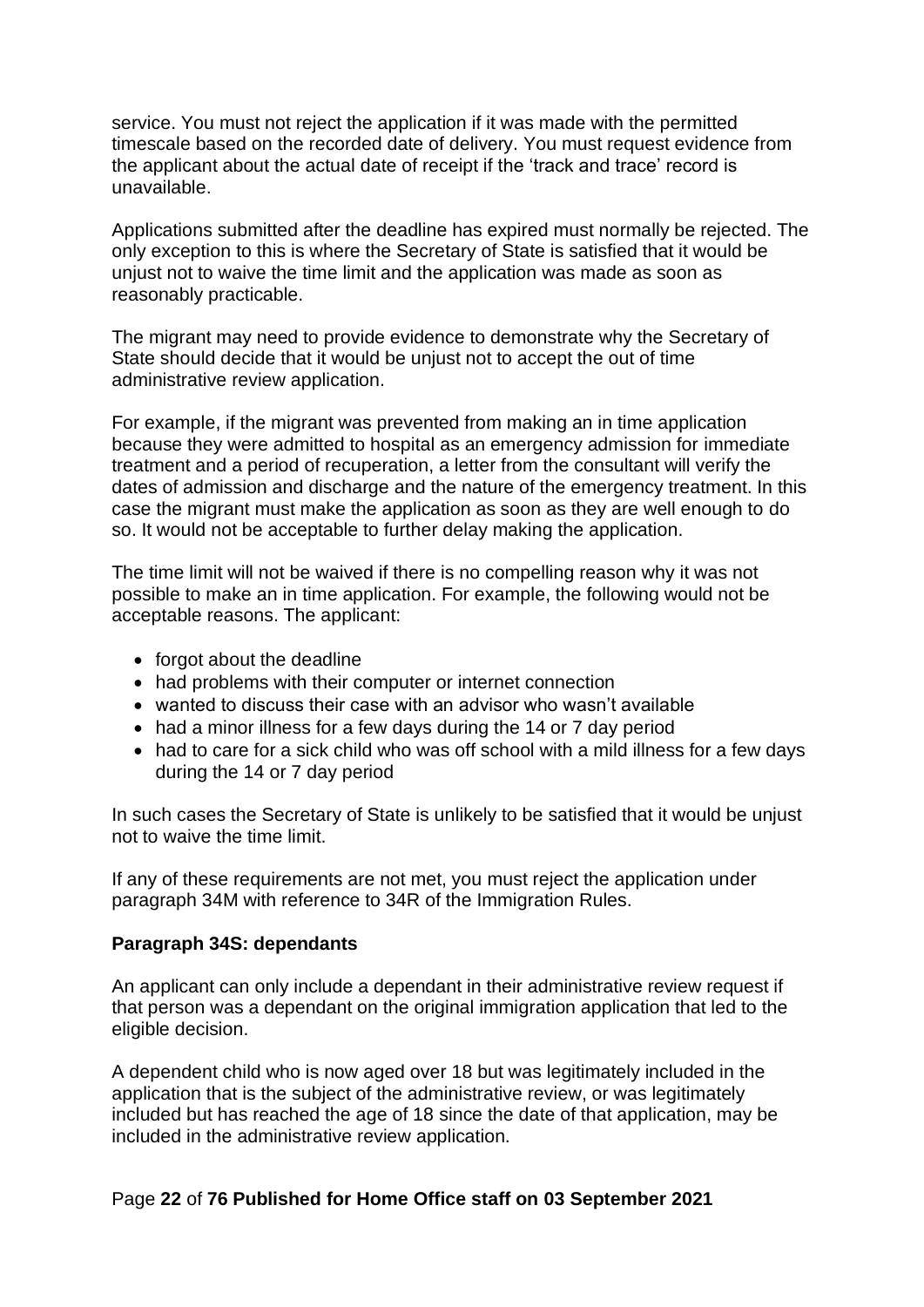service. You must not reject the application if it was made with the permitted timescale based on the recorded date of delivery. You must request evidence from the applicant about the actual date of receipt if the 'track and trace' record is unavailable.

Applications submitted after the deadline has expired must normally be rejected. The only exception to this is where the Secretary of State is satisfied that it would be unjust not to waive the time limit and the application was made as soon as reasonably practicable.

The migrant may need to provide evidence to demonstrate why the Secretary of State should decide that it would be unjust not to accept the out of time administrative review application.

For example, if the migrant was prevented from making an in time application because they were admitted to hospital as an emergency admission for immediate treatment and a period of recuperation, a letter from the consultant will verify the dates of admission and discharge and the nature of the emergency treatment. In this case the migrant must make the application as soon as they are well enough to do so. It would not be acceptable to further delay making the application.

The time limit will not be waived if there is no compelling reason why it was not possible to make an in time application. For example, the following would not be acceptable reasons. The applicant:

- forgot about the deadline
- had problems with their computer or internet connection
- wanted to discuss their case with an advisor who wasn't available
- had a minor illness for a few days during the 14 or 7 day period
- had to care for a sick child who was off school with a mild illness for a few days during the 14 or 7 day period

In such cases the Secretary of State is unlikely to be satisfied that it would be unjust not to waive the time limit.

If any of these requirements are not met, you must reject the application under paragraph 34M with reference to 34R of the Immigration Rules.

### Paragraph 34S: dependants

An applicant can only include a dependant in their administrative review request if that person was a dependant on the original immigration application that led to the eligible decision.

A dependent child who is now aged over 18 but was legitimately included in the application that is the subject of the administrative review, or was legitimately included but has reached the age of 18 since the date of that application, may be included in the administrative review application.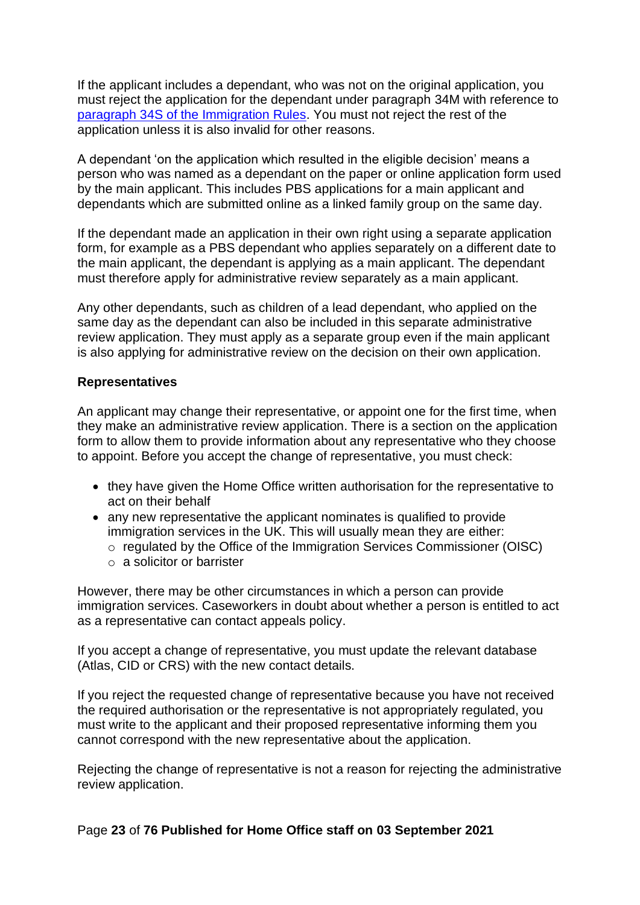If the applicant includes a dependant, who was not on the original application, you must reject the application for the dependant under paragraph 34M with reference to [paragraph 34S of the Immigration Rules](). You must not reject the rest of the application unless it is also invalid for other reasons.

A dependant 'on the application which resulted in the eligible decision' means a person who was named as a dependant on the paper or online application form used by the main applicant. This includes PBS applications for a main applicant and dependants which are submitted online as a linked family group on the same day.

If the dependant made an application in their own right using a separate application form, for example as a PBS dependant who applies separately on a different date to the main applicant, the dependant is applying as a main applicant. The dependant must therefore apply for administrative review separately as a main applicant.

Any other dependants, such as children of a lead dependant, who applied on the same day as the dependant can also be included in this separate administrative review application. They must apply as a separate group even if the main applicant is also applying for administrative review on the decision on their own application.

**Representatives**

An applicant may change their representative, or appoint one for the first time, when they make an administrative review application. There is a section on the application form to allow them to provide information about any representative who they choose to appoint. Before you accept the change of representative, you must check:

- they have given the Home Office written authorisation for the representative to act on their behalf
- any new representative the applicant nominates is qualified to provide immigration services in the UK. This will usually mean they are either:
  - regulated by the Office of the Immigration Services Commissioner (OISC)
  - a solicitor or barrister

However, there may be other circumstances in which a person can provide immigration services. Caseworkers in doubt about whether a person is entitled to act as a representative can contact appeals policy.

If you accept a change of representative, you must update the relevant database (Atlas, CID or CRS) with the new contact details.

If you reject the requested change of representative because you have not received the required authorisation or the representative is not appropriately regulated, you must write to the applicant and their proposed representative informing them you cannot correspond with the new representative about the application.

Rejecting the change of representative is not a reason for rejecting the administrative review application.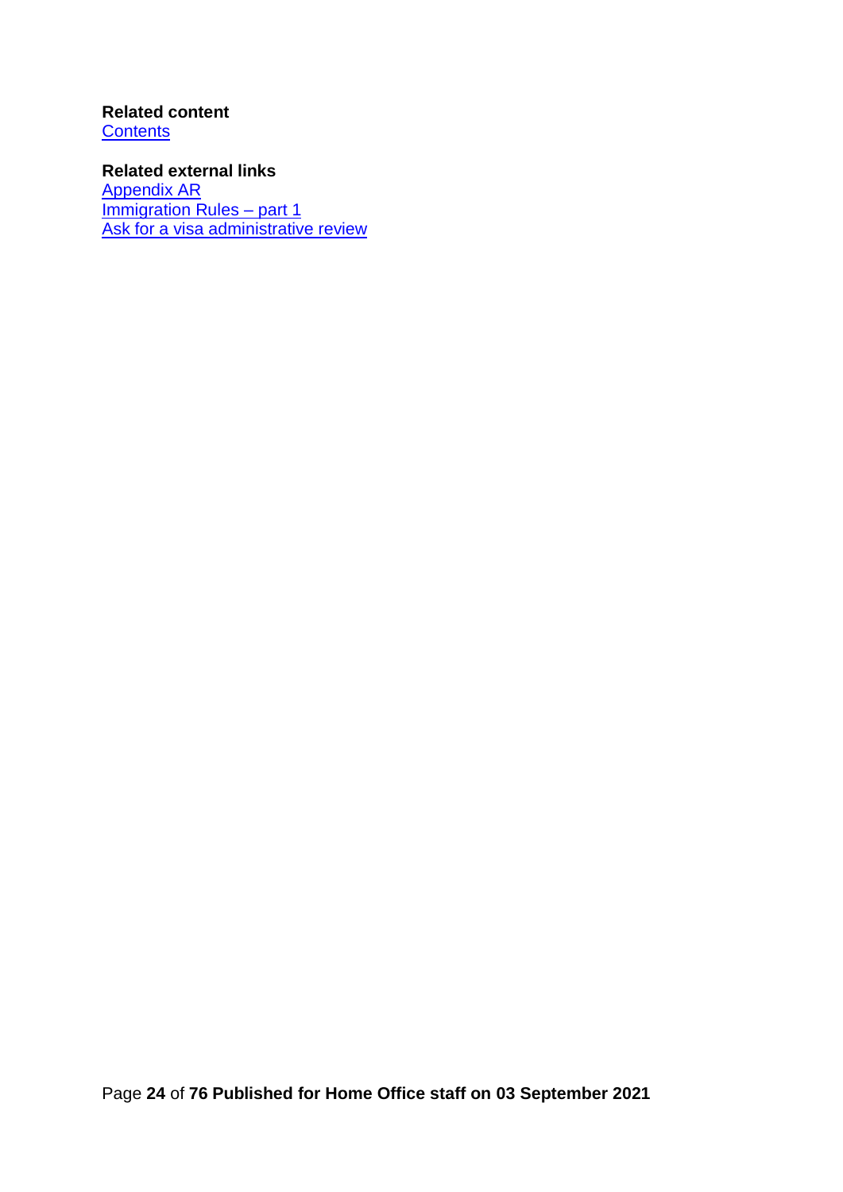**Related content**
[Contents]

**Related external links**
[Appendix AR]
[Immigration Rules – part 1]
[Ask for a visa administrative review]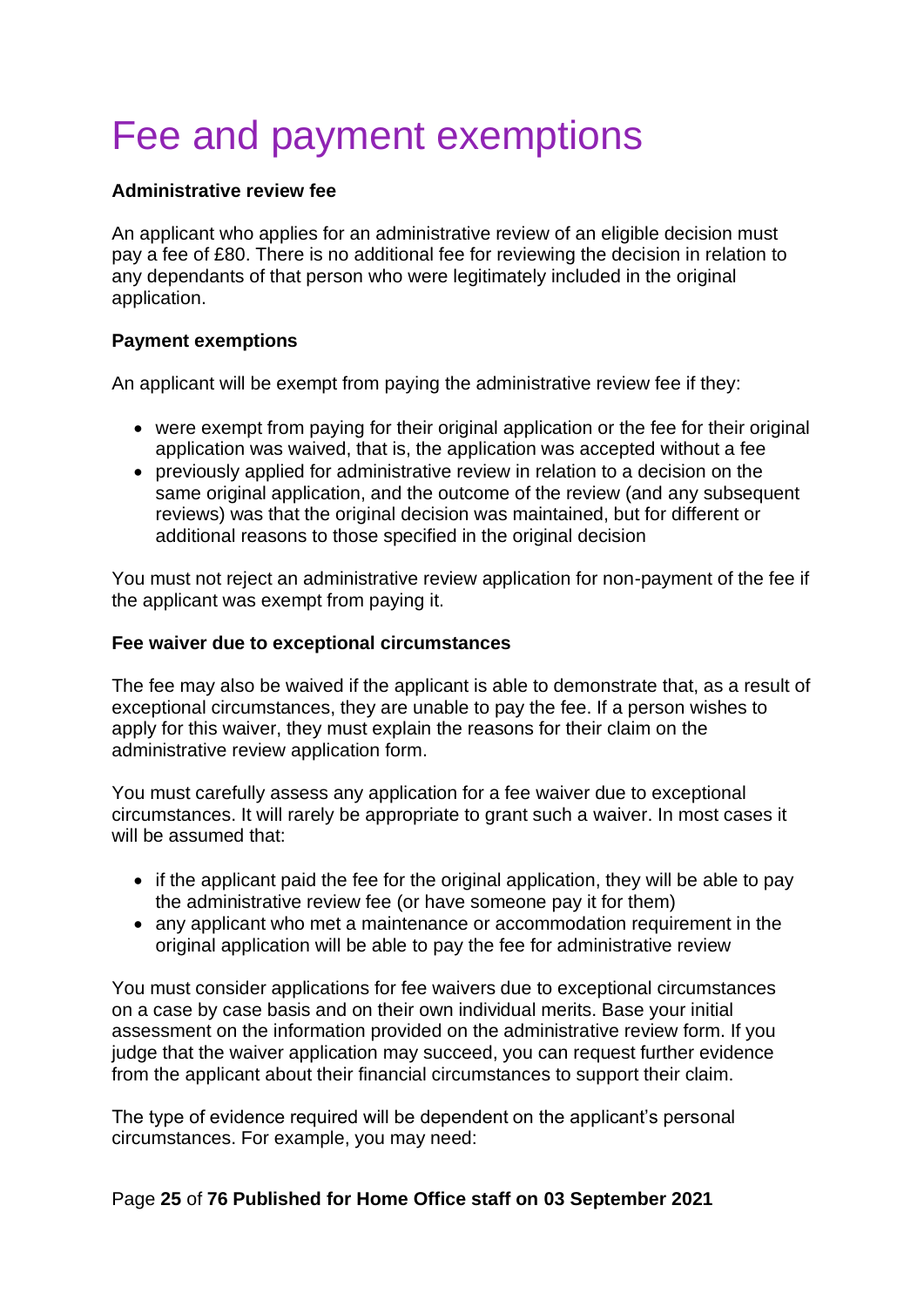# Fee and payment exemptions

**Administrative review fee**

An applicant who applies for an administrative review of an eligible decision must pay a fee of £80. There is no additional fee for reviewing the decision in relation to any dependants of that person who were legitimately included in the original application.

**Payment exemptions**

An applicant will be exempt from paying the administrative review fee if they:

- were exempt from paying for their original application or the fee for their original application was waived, that is, the application was accepted without a fee
- previously applied for administrative review in relation to a decision on the same original application, and the outcome of the review (and any subsequent reviews) was that the original decision was maintained, but for different or additional reasons to those specified in the original decision

You must not reject an administrative review application for non-payment of the fee if the applicant was exempt from paying it.

**Fee waiver due to exceptional circumstances**

The fee may also be waived if the applicant is able to demonstrate that, as a result of exceptional circumstances, they are unable to pay the fee. If a person wishes to apply for this waiver, they must explain the reasons for their claim on the administrative review application form.

You must carefully assess any application for a fee waiver due to exceptional circumstances. It will rarely be appropriate to grant such a waiver. In most cases it will be assumed that:

- if the applicant paid the fee for the original application, they will be able to pay the administrative review fee (or have someone pay it for them)
- any applicant who met a maintenance or accommodation requirement in the original application will be able to pay the fee for administrative review

You must consider applications for fee waivers due to exceptional circumstances on a case by case basis and on their own individual merits. Base your initial assessment on the information provided on the administrative review form. If you judge that the waiver application may succeed, you can request further evidence from the applicant about their financial circumstances to support their claim.

The type of evidence required will be dependent on the applicant's personal circumstances. For example, you may need: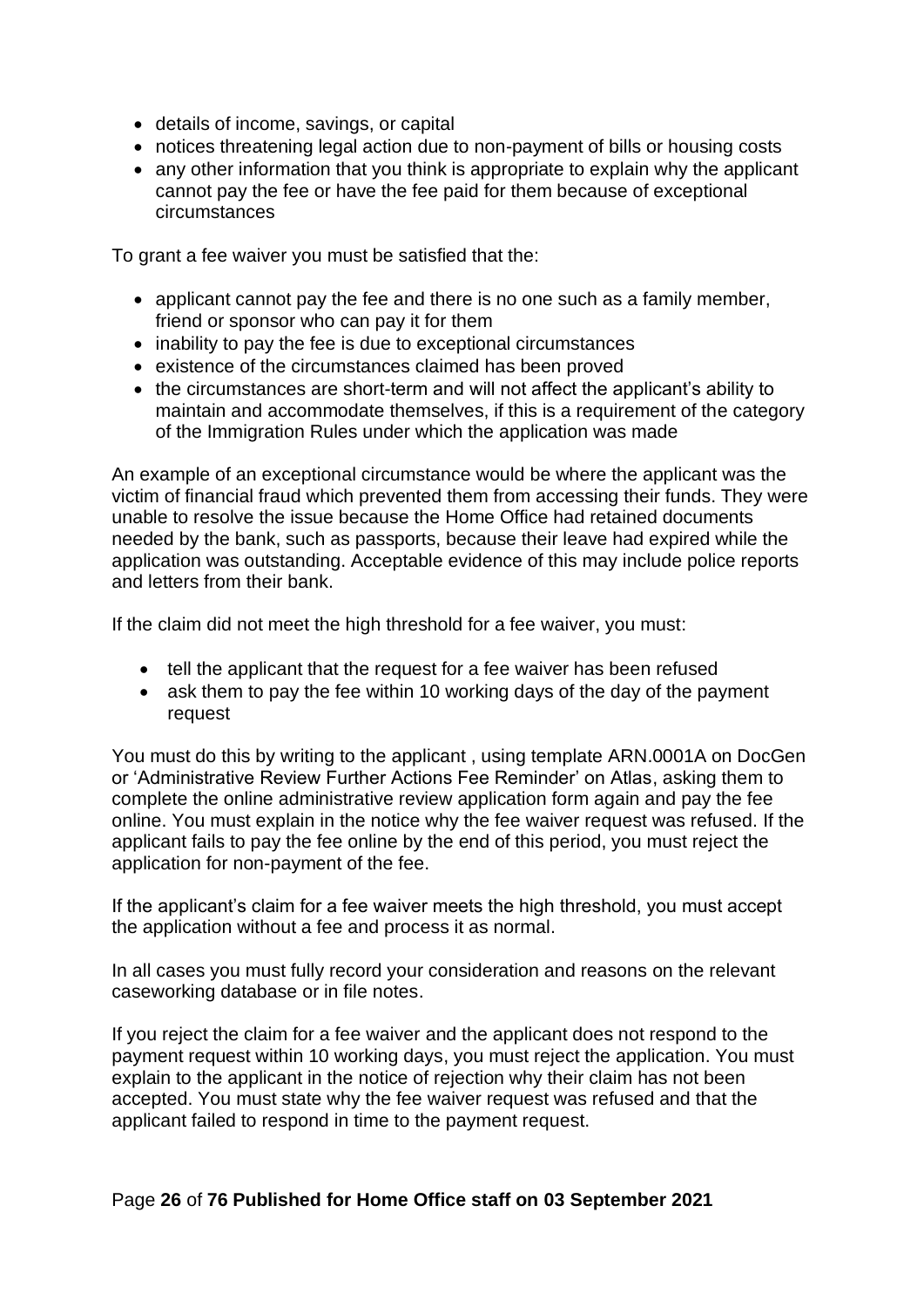- details of income, savings, or capital
- notices threatening legal action due to non-payment of bills or housing costs
- any other information that you think is appropriate to explain why the applicant cannot pay the fee or have the fee paid for them because of exceptional circumstances

To grant a fee waiver you must be satisfied that the:

- applicant cannot pay the fee and there is no one such as a family member, friend or sponsor who can pay it for them
- inability to pay the fee is due to exceptional circumstances
- existence of the circumstances claimed has been proved
- the circumstances are short-term and will not affect the applicant's ability to maintain and accommodate themselves, if this is a requirement of the category of the Immigration Rules under which the application was made

An example of an exceptional circumstance would be where the applicant was the victim of financial fraud which prevented them from accessing their funds. They were unable to resolve the issue because the Home Office had retained documents needed by the bank, such as passports, because their leave had expired while the application was outstanding. Acceptable evidence of this may include police reports and letters from their bank.

If the claim did not meet the high threshold for a fee waiver, you must:

- tell the applicant that the request for a fee waiver has been refused
- ask them to pay the fee within 10 working days of the day of the payment request

You must do this by writing to the applicant , using template ARN.0001A on DocGen or 'Administrative Review Further Actions Fee Reminder' on Atlas, asking them to complete the online administrative review application form again and pay the fee online. You must explain in the notice why the fee waiver request was refused. If the applicant fails to pay the fee online by the end of this period, you must reject the application for non-payment of the fee.

If the applicant's claim for a fee waiver meets the high threshold, you must accept the application without a fee and process it as normal.

In all cases you must fully record your consideration and reasons on the relevant caseworking database or in file notes.

If you reject the claim for a fee waiver and the applicant does not respond to the payment request within 10 working days, you must reject the application. You must explain to the applicant in the notice of rejection why their claim has not been accepted. You must state why the fee waiver request was refused and that the applicant failed to respond in time to the payment request.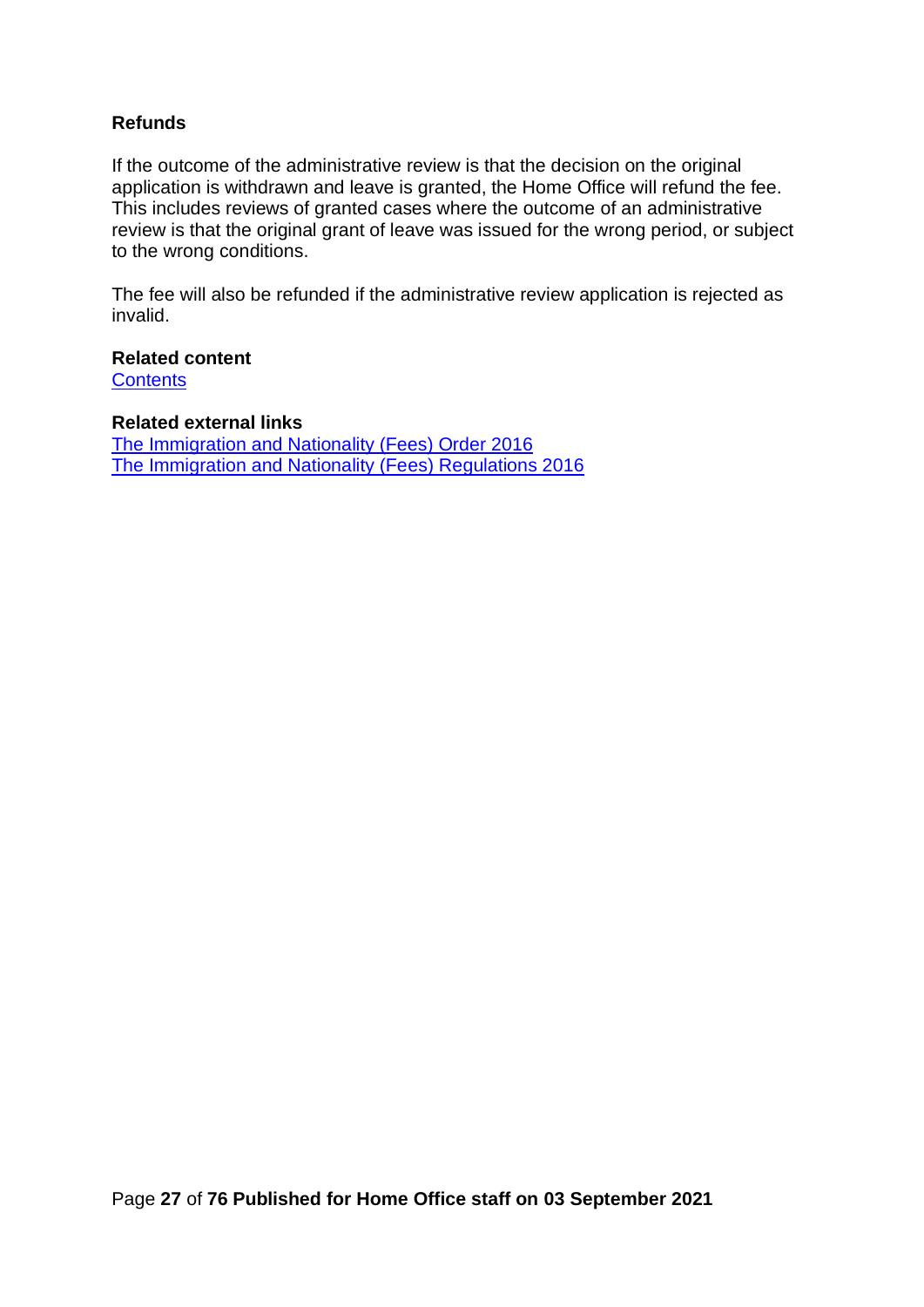## Refunds

If the outcome of the administrative review is that the decision on the original application is withdrawn and leave is granted, the Home Office will refund the fee. This includes reviews of granted cases where the outcome of an administrative review is that the original grant of leave was issued for the wrong period, or subject to the wrong conditions.

The fee will also be refunded if the administrative review application is rejected as invalid.

**Related content**
Contents

**Related external links**
The Immigration and Nationality (Fees) Order 2016
The Immigration and Nationality (Fees) Regulations 2016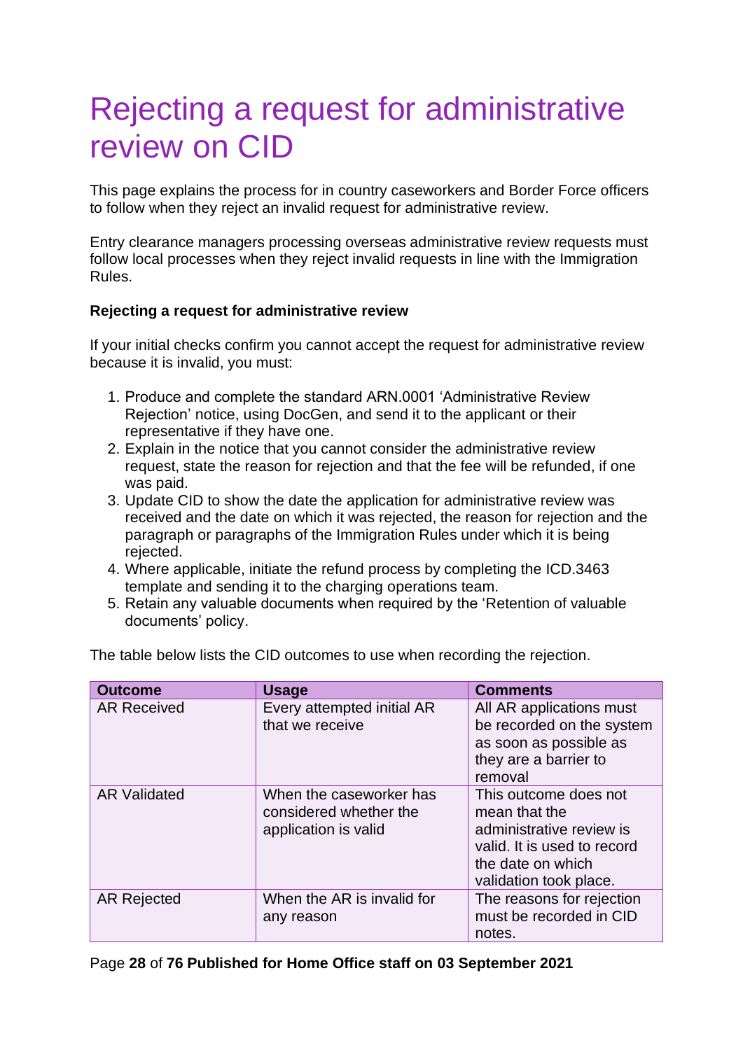# Rejecting a request for administrative review on CID

This page explains the process for in country caseworkers and Border Force officers to follow when they reject an invalid request for administrative review.

Entry clearance managers processing overseas administrative review requests must follow local processes when they reject invalid requests in line with the Immigration Rules.

**Rejecting a request for administrative review**

If your initial checks confirm you cannot accept the request for administrative review because it is invalid, you must:

1. Produce and complete the standard ARN.0001 'Administrative Review Rejection' notice, using DocGen, and send it to the applicant or their representative if they have one.
2. Explain in the notice that you cannot consider the administrative review request, state the reason for rejection and that the fee will be refunded, if one was paid.
3. Update CID to show the date the application for administrative review was received and the date on which it was rejected, the reason for rejection and the paragraph or paragraphs of the Immigration Rules under which it is being rejected.
4. Where applicable, initiate the refund process by completing the ICD.3463 template and sending it to the charging operations team.
5. Retain any valuable documents when required by the 'Retention of valuable documents' policy.

The table below lists the CID outcomes to use when recording the rejection.

| Outcome | Usage | Comments |
|---|---|---|
| AR Received | Every attempted initial AR that we receive | All AR applications must be recorded on the system as soon as possible as they are a barrier to removal |
| AR Validated | When the caseworker has considered whether the application is valid | This outcome does not mean that the administrative review is valid. It is used to record the date on which validation took place. |
| AR Rejected | When the AR is invalid for any reason | The reasons for rejection must be recorded in CID notes. |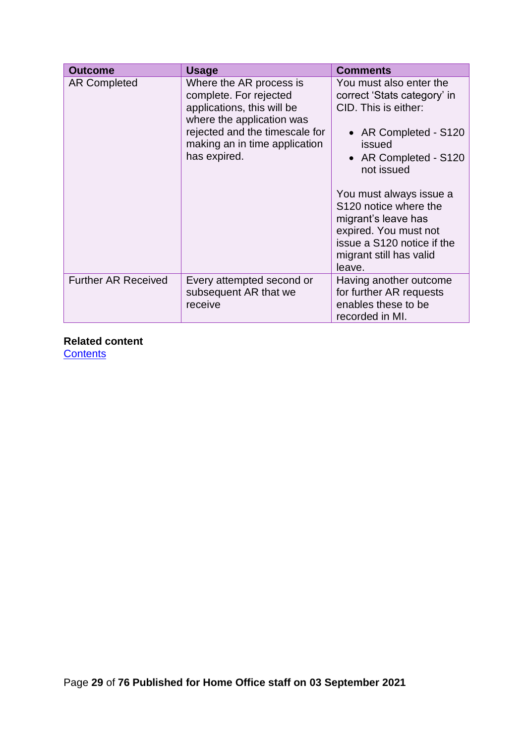| Outcome | Usage | Comments |
|---|---|---|
| AR Completed | Where the AR process is complete. For rejected applications, this will be where the application was rejected and the timescale for making an in time application has expired. | You must also enter the correct 'Stats category' in CID. This is either:<br><br>• AR Completed - S120 issued<br>• AR Completed - S120 not issued<br><br>You must always issue a S120 notice where the migrant's leave has expired. You must not issue a S120 notice if the migrant still has valid leave. |
| Further AR Received | Every attempted second or subsequent AR that we receive | Having another outcome for further AR requests enables these to be recorded in MI. |

**Related content**
[Contents]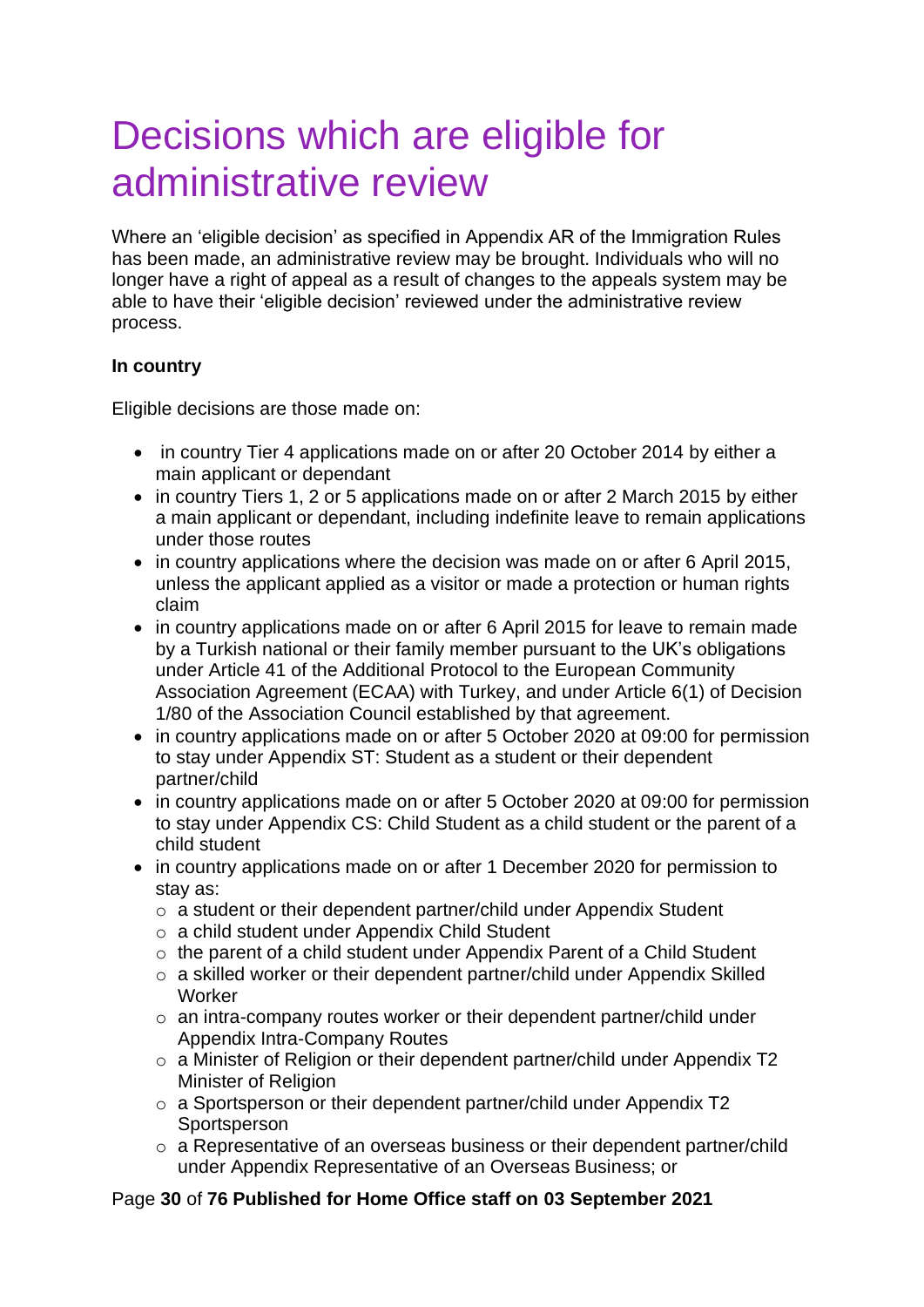# Decisions which are eligible for administrative review

Where an 'eligible decision' as specified in Appendix AR of the Immigration Rules has been made, an administrative review may be brought. Individuals who will no longer have a right of appeal as a result of changes to the appeals system may be able to have their 'eligible decision' reviewed under the administrative review process.

**In country**

Eligible decisions are those made on:

- in country Tier 4 applications made on or after 20 October 2014 by either a main applicant or dependant
- in country Tiers 1, 2 or 5 applications made on or after 2 March 2015 by either a main applicant or dependant, including indefinite leave to remain applications under those routes
- in country applications where the decision was made on or after 6 April 2015, unless the applicant applied as a visitor or made a protection or human rights claim
- in country applications made on or after 6 April 2015 for leave to remain made by a Turkish national or their family member pursuant to the UK's obligations under Article 41 of the Additional Protocol to the European Community Association Agreement (ECAA) with Turkey, and under Article 6(1) of Decision 1/80 of the Association Council established by that agreement.
- in country applications made on or after 5 October 2020 at 09:00 for permission to stay under Appendix ST: Student as a student or their dependent partner/child
- in country applications made on or after 5 October 2020 at 09:00 for permission to stay under Appendix CS: Child Student as a child student or the parent of a child student
- in country applications made on or after 1 December 2020 for permission to stay as:
  - a student or their dependent partner/child under Appendix Student
  - a child student under Appendix Child Student
  - the parent of a child student under Appendix Parent of a Child Student
  - a skilled worker or their dependent partner/child under Appendix Skilled Worker
  - an intra-company routes worker or their dependent partner/child under Appendix Intra-Company Routes
  - a Minister of Religion or their dependent partner/child under Appendix T2 Minister of Religion
  - a Sportsperson or their dependent partner/child under Appendix T2 Sportsperson
  - a Representative of an overseas business or their dependent partner/child under Appendix Representative of an Overseas Business; or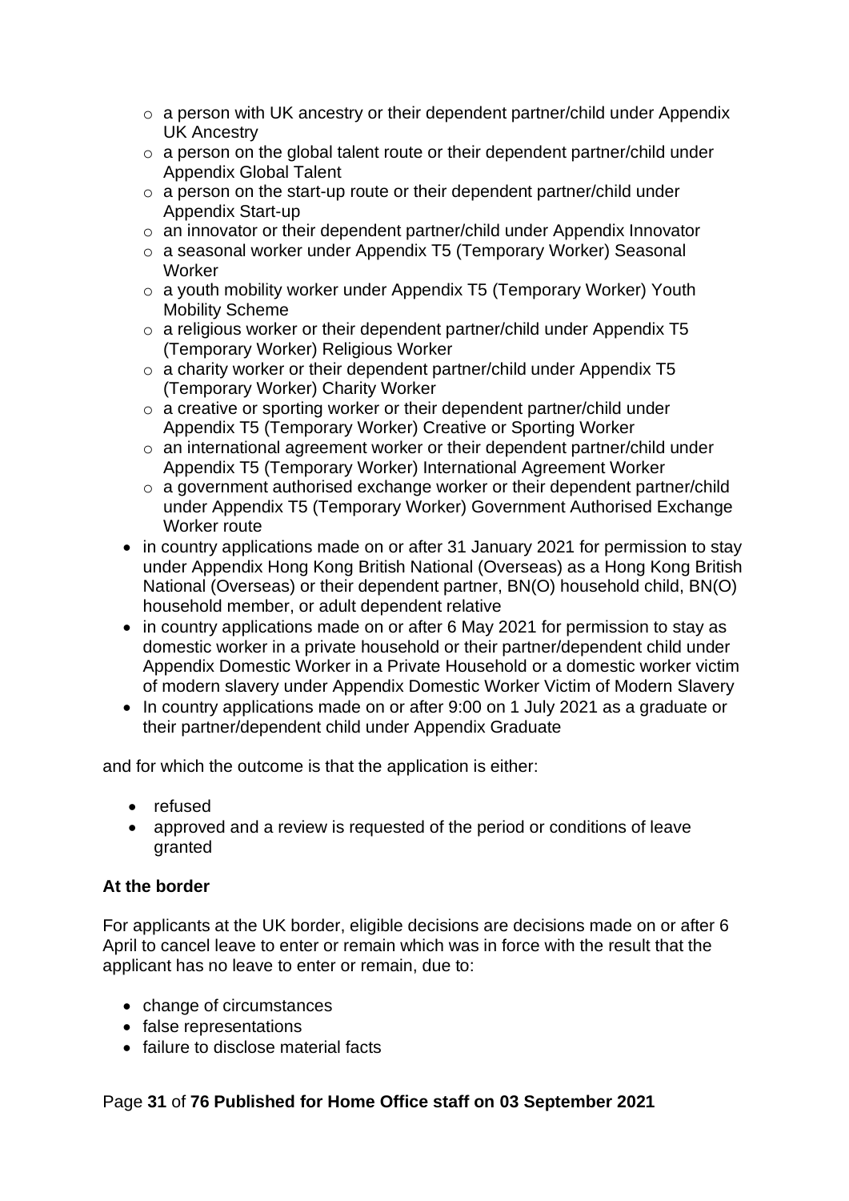- a person with UK ancestry or their dependent partner/child under Appendix UK Ancestry
    - a person on the global talent route or their dependent partner/child under Appendix Global Talent
    - a person on the start-up route or their dependent partner/child under Appendix Start-up
    - an innovator or their dependent partner/child under Appendix Innovator
    - a seasonal worker under Appendix T5 (Temporary Worker) Seasonal Worker
    - a youth mobility worker under Appendix T5 (Temporary Worker) Youth Mobility Scheme
    - a religious worker or their dependent partner/child under Appendix T5 (Temporary Worker) Religious Worker
    - a charity worker or their dependent partner/child under Appendix T5 (Temporary Worker) Charity Worker
    - a creative or sporting worker or their dependent partner/child under Appendix T5 (Temporary Worker) Creative or Sporting Worker
    - an international agreement worker or their dependent partner/child under Appendix T5 (Temporary Worker) International Agreement Worker
    - a government authorised exchange worker or their dependent partner/child under Appendix T5 (Temporary Worker) Government Authorised Exchange Worker route
- in country applications made on or after 31 January 2021 for permission to stay under Appendix Hong Kong British National (Overseas) as a Hong Kong British National (Overseas) or their dependent partner, BN(O) household child, BN(O) household member, or adult dependent relative
- in country applications made on or after 6 May 2021 for permission to stay as domestic worker in a private household or their partner/dependent child under Appendix Domestic Worker in a Private Household or a domestic worker victim of modern slavery under Appendix Domestic Worker Victim of Modern Slavery
- In country applications made on or after 9:00 on 1 July 2021 as a graduate or their partner/dependent child under Appendix Graduate

and for which the outcome is that the application is either:

- refused
- approved and a review is requested of the period or conditions of leave granted

**At the border**

For applicants at the UK border, eligible decisions are decisions made on or after 6 April to cancel leave to enter or remain which was in force with the result that the applicant has no leave to enter or remain, due to:

- change of circumstances
- false representations
- failure to disclose material facts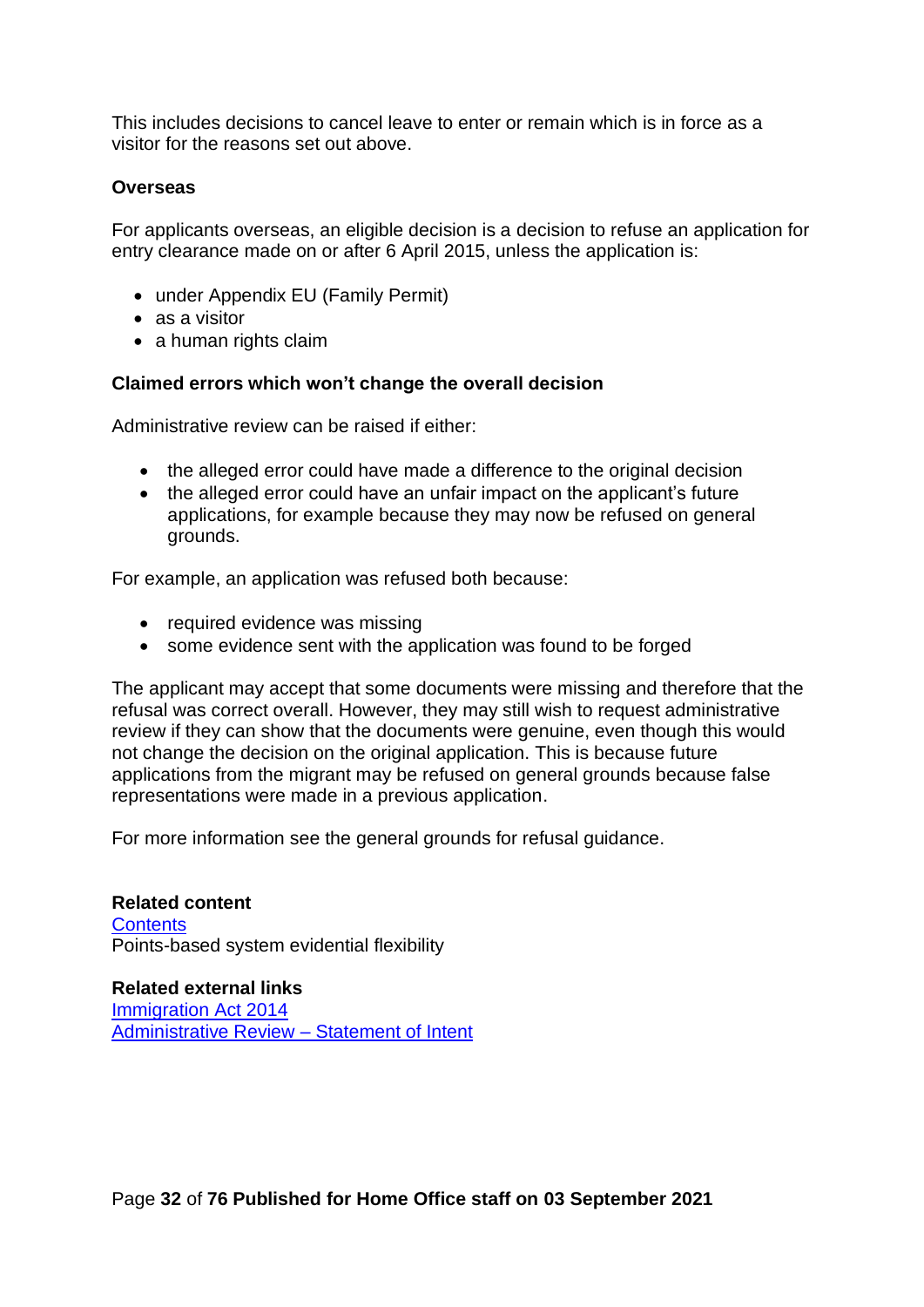This includes decisions to cancel leave to enter or remain which is in force as a visitor for the reasons set out above.

### Overseas

For applicants overseas, an eligible decision is a decision to refuse an application for entry clearance made on or after 6 April 2015, unless the application is:

- under Appendix EU (Family Permit)
- as a visitor
- a human rights claim

### Claimed errors which won't change the overall decision

Administrative review can be raised if either:

- the alleged error could have made a difference to the original decision
- the alleged error could have an unfair impact on the applicant's future applications, for example because they may now be refused on general grounds.

For example, an application was refused both because:

- required evidence was missing
- some evidence sent with the application was found to be forged

The applicant may accept that some documents were missing and therefore that the refusal was correct overall. However, they may still wish to request administrative review if they can show that the documents were genuine, even though this would not change the decision on the original application. This is because future applications from the migrant may be refused on general grounds because false representations were made in a previous application.

For more information see the general grounds for refusal guidance.

**Related content**
Contents
Points-based system evidential flexibility

**Related external links**
Immigration Act 2014
Administrative Review – Statement of Intent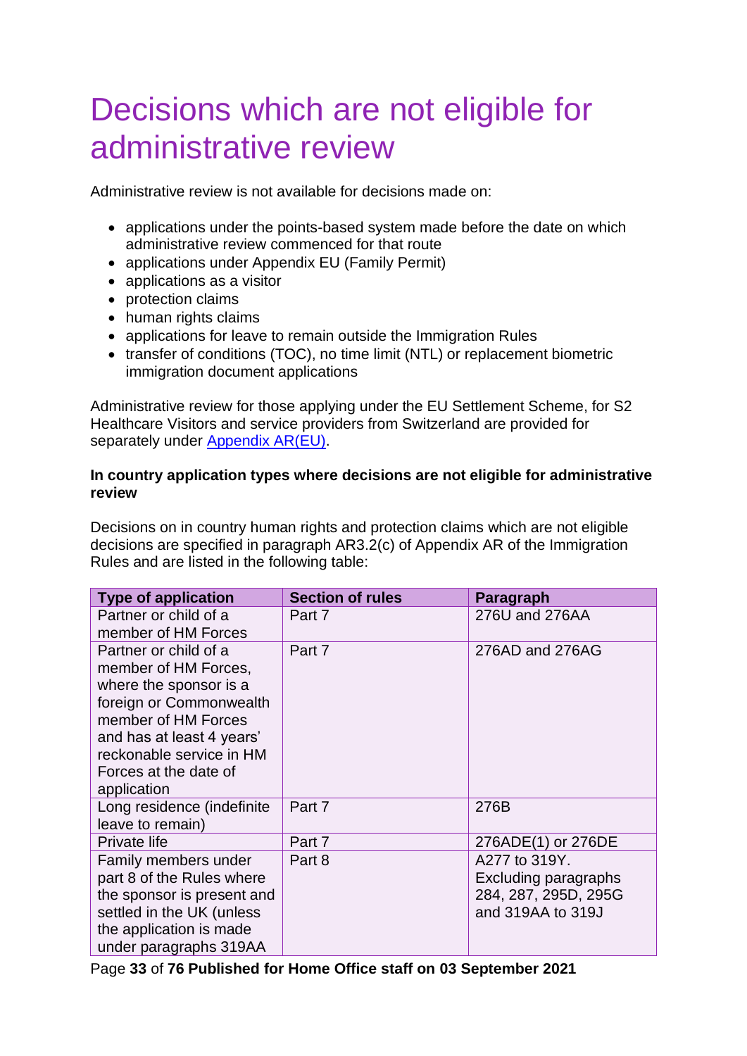# Decisions which are not eligible for administrative review

Administrative review is not available for decisions made on:

- applications under the points-based system made before the date on which administrative review commenced for that route
- applications under Appendix EU (Family Permit)
- applications as a visitor
- protection claims
- human rights claims
- applications for leave to remain outside the Immigration Rules
- transfer of conditions (TOC), no time limit (NTL) or replacement biometric immigration document applications

Administrative review for those applying under the EU Settlement Scheme, for S2 Healthcare Visitors and service providers from Switzerland are provided for separately under [Appendix AR(EU)](#).

**In country application types where decisions are not eligible for administrative review**

Decisions on in country human rights and protection claims which are not eligible decisions are specified in paragraph AR3.2(c) of Appendix AR of the Immigration Rules and are listed in the following table:

| Type of application | Section of rules | Paragraph |
|---|---|---|
| Partner or child of a member of HM Forces | Part 7 | 276U and 276AA |
| Partner or child of a member of HM Forces, where the sponsor is a foreign or Commonwealth member of HM Forces and has at least 4 years' reckonable service in HM Forces at the date of application | Part 7 | 276AD and 276AG |
| Long residence (indefinite leave to remain) | Part 7 | 276B |
| Private life | Part 7 | 276ADE(1) or 276DE |
| Family members under part 8 of the Rules where the sponsor is present and settled in the UK (unless the application is made under paragraphs 319AA | Part 8 | A277 to 319Y. Excluding paragraphs 284, 287, 295D, 295G and 319AA to 319J |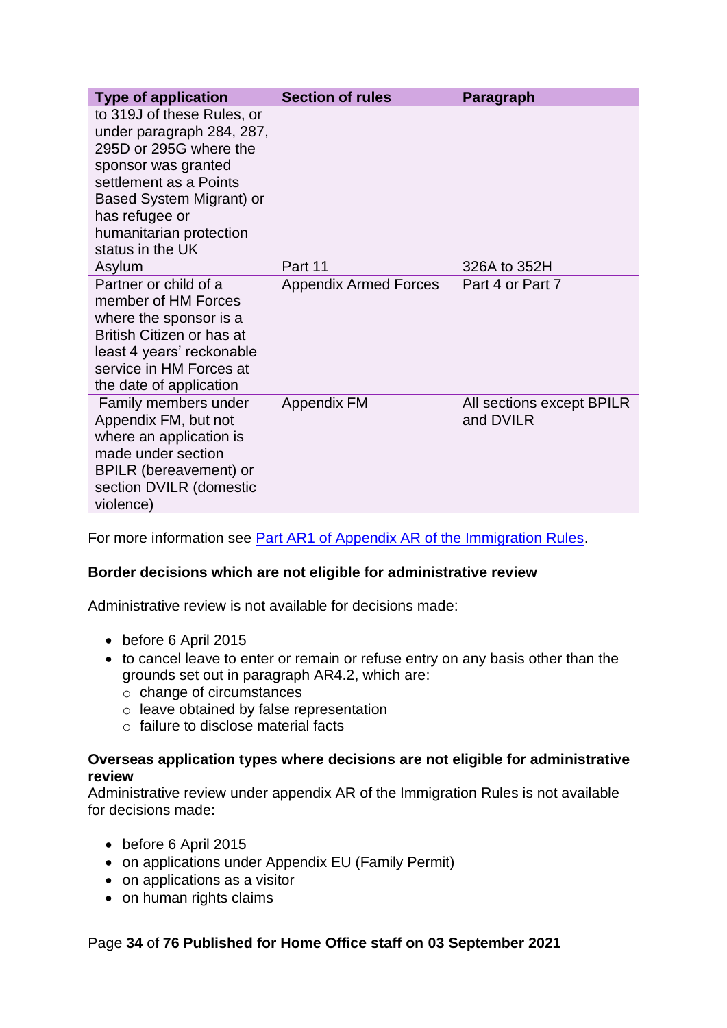| Type of application | Section of rules | Paragraph |
| --- | --- | --- |
| to 319J of these Rules, or under paragraph 284, 287, 295D or 295G where the sponsor was granted settlement as a Points Based System Migrant) or has refugee or humanitarian protection status in the UK | | |
| Asylum | Part 11 | 326A to 352H |
| Partner or child of a member of HM Forces where the sponsor is a British Citizen or has at least 4 years' reckonable service in HM Forces at the date of application | Appendix Armed Forces | Part 4 or Part 7 |
| Family members under Appendix FM, but not where an application is made under section BPILR (bereavement) or section DVILR (domestic violence) | Appendix FM | All sections except BPILR and DVILR |

For more information see [Part AR1 of Appendix AR of the Immigration Rules](#).

**Border decisions which are not eligible for administrative review**

Administrative review is not available for decisions made:

- before 6 April 2015
- to cancel leave to enter or remain or refuse entry on any basis other than the grounds set out in paragraph AR4.2, which are:
  - change of circumstances
  - leave obtained by false representation
  - failure to disclose material facts

**Overseas application types where decisions are not eligible for administrative review**

Administrative review under appendix AR of the Immigration Rules is not available for decisions made:

- before 6 April 2015
- on applications under Appendix EU (Family Permit)
- on applications as a visitor
- on human rights claims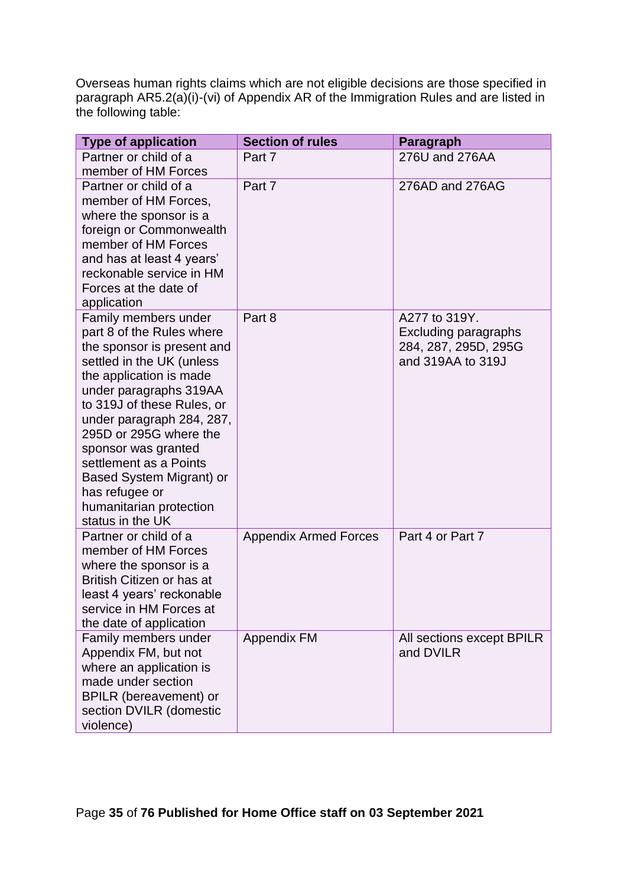Overseas human rights claims which are not eligible decisions are those specified in paragraph AR5.2(a)(i)-(vi) of Appendix AR of the Immigration Rules and are listed in the following table:

| Type of application | Section of rules | Paragraph |
|---|---|---|
| Partner or child of a member of HM Forces | Part 7 | 276U and 276AA |
| Partner or child of a member of HM Forces, where the sponsor is a foreign or Commonwealth member of HM Forces and has at least 4 years' reckonable service in HM Forces at the date of application | Part 7 | 276AD and 276AG |
| Family members under part 8 of the Rules where the sponsor is present and settled in the UK (unless the application is made under paragraphs 319AA to 319J of these Rules, or under paragraph 284, 287, 295D or 295G where the sponsor was granted settlement as a Points Based System Migrant) or has refugee or humanitarian protection status in the UK | Part 8 | A277 to 319Y. Excluding paragraphs 284, 287, 295D, 295G and 319AA to 319J |
| Partner or child of a member of HM Forces where the sponsor is a British Citizen or has at least 4 years' reckonable service in HM Forces at the date of application | Appendix Armed Forces | Part 4 or Part 7 |
| Family members under Appendix FM, but not where an application is made under section BPILR (bereavement) or section DVILR (domestic violence) | Appendix FM | All sections except BPILR and DVILR |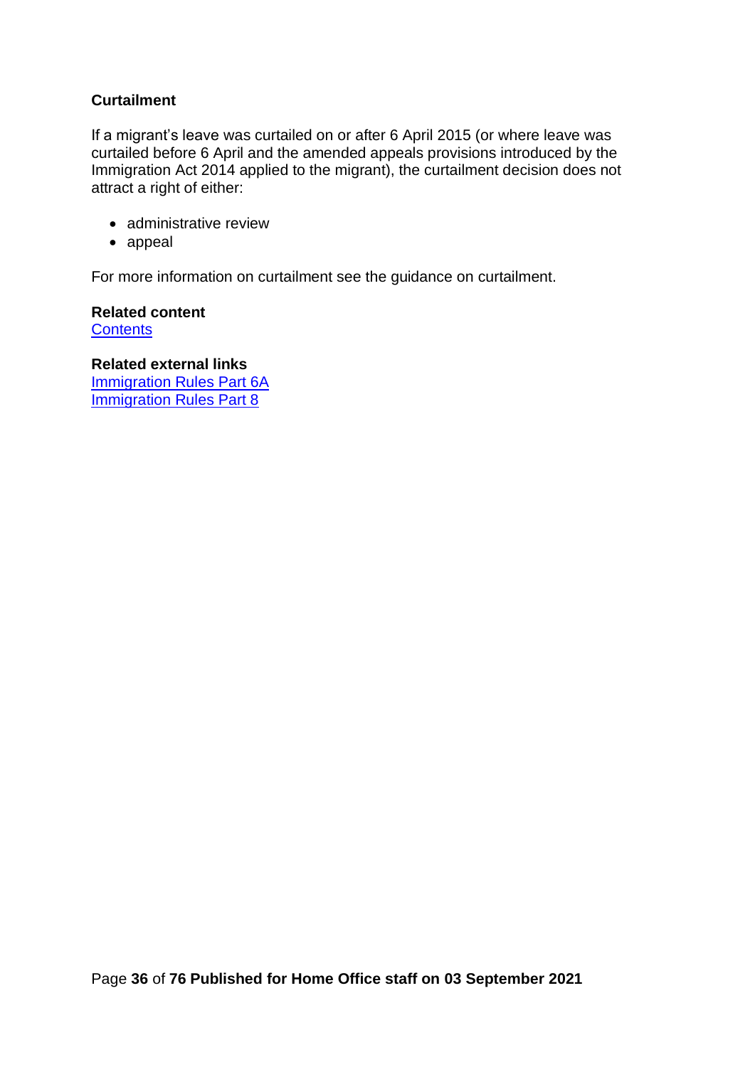**Curtailment**

If a migrant's leave was curtailed on or after 6 April 2015 (or where leave was curtailed before 6 April and the amended appeals provisions introduced by the Immigration Act 2014 applied to the migrant), the curtailment decision does not attract a right of either:

- administrative review
- appeal

For more information on curtailment see the guidance on curtailment.

**Related content**
Contents

**Related external links**
Immigration Rules Part 6A
Immigration Rules Part 8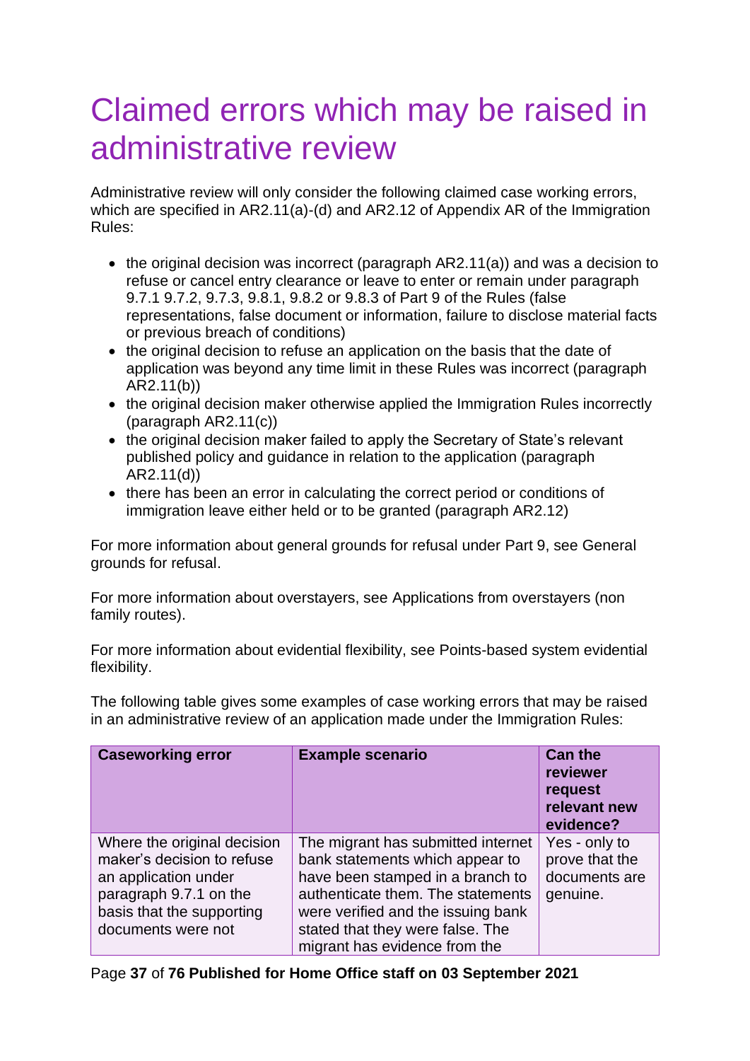# Claimed errors which may be raised in administrative review

Administrative review will only consider the following claimed case working errors, which are specified in AR2.11(a)-(d) and AR2.12 of Appendix AR of the Immigration Rules:

- the original decision was incorrect (paragraph AR2.11(a)) and was a decision to refuse or cancel entry clearance or leave to enter or remain under paragraph 9.7.1 9.7.2, 9.7.3, 9.8.1, 9.8.2 or 9.8.3 of Part 9 of the Rules (false representations, false document or information, failure to disclose material facts or previous breach of conditions)
- the original decision to refuse an application on the basis that the date of application was beyond any time limit in these Rules was incorrect (paragraph AR2.11(b))
- the original decision maker otherwise applied the Immigration Rules incorrectly (paragraph AR2.11(c))
- the original decision maker failed to apply the Secretary of State's relevant published policy and guidance in relation to the application (paragraph AR2.11(d))
- there has been an error in calculating the correct period or conditions of immigration leave either held or to be granted (paragraph AR2.12)

For more information about general grounds for refusal under Part 9, see General grounds for refusal.

For more information about overstayers, see Applications from overstayers (non family routes).

For more information about evidential flexibility, see Points-based system evidential flexibility.

The following table gives some examples of case working errors that may be raised in an administrative review of an application made under the Immigration Rules:

| Caseworking error | Example scenario | Can the reviewer request relevant new evidence? |
|---|---|---|
| Where the original decision maker's decision to refuse an application under paragraph 9.7.1 on the basis that the supporting documents were not | The migrant has submitted internet bank statements which appear to have been stamped in a branch to authenticate them. The statements were verified and the issuing bank stated that they were false. The migrant has evidence from the | Yes - only to prove that the documents are genuine. |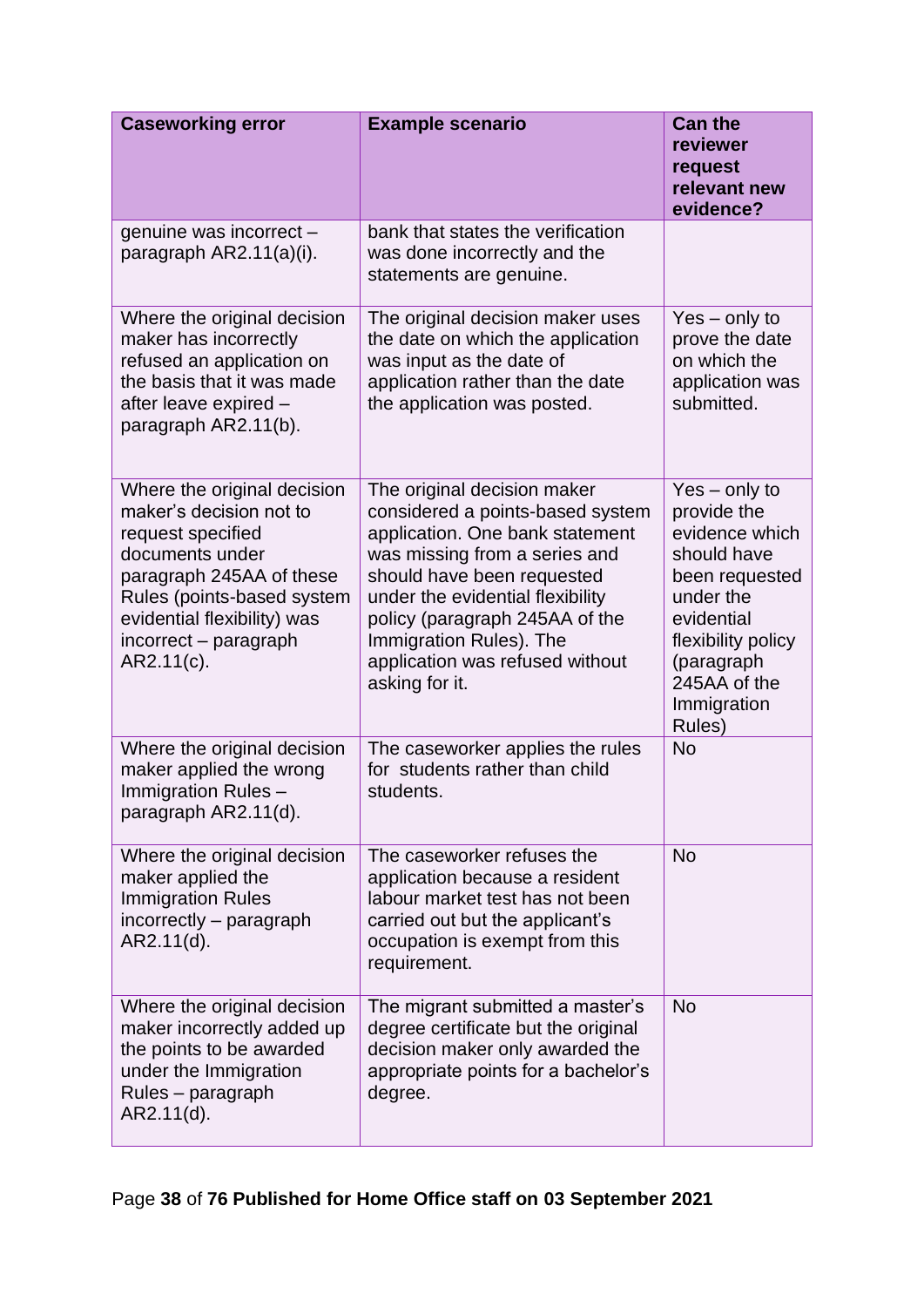| Caseworking error | Example scenario | Can the reviewer request relevant new evidence? |
|---|---|---|
| genuine was incorrect – paragraph AR2.11(a)(i). | bank that states the verification was done incorrectly and the statements are genuine. | |
| Where the original decision maker has incorrectly refused an application on the basis that it was made after leave expired – paragraph AR2.11(b). | The original decision maker uses the date on which the application was input as the date of application rather than the date the application was posted. | Yes – only to prove the date on which the application was submitted. |
| Where the original decision maker's decision not to request specified documents under paragraph 245AA of these Rules (points-based system evidential flexibility) was incorrect – paragraph AR2.11(c). | The original decision maker considered a points-based system application. One bank statement was missing from a series and should have been requested under the evidential flexibility policy (paragraph 245AA of the Immigration Rules). The application was refused without asking for it. | Yes – only to provide the evidence which should have been requested under the evidential flexibility policy (paragraph 245AA of the Immigration Rules) |
| Where the original decision maker applied the wrong Immigration Rules – paragraph AR2.11(d). | The caseworker applies the rules for students rather than child students. | No |
| Where the original decision maker applied the Immigration Rules incorrectly – paragraph AR2.11(d). | The caseworker refuses the application because a resident labour market test has not been carried out but the applicant's occupation is exempt from this requirement. | No |
| Where the original decision maker incorrectly added up the points to be awarded under the Immigration Rules – paragraph AR2.11(d). | The migrant submitted a master's degree certificate but the original decision maker only awarded the appropriate points for a bachelor's degree. | No |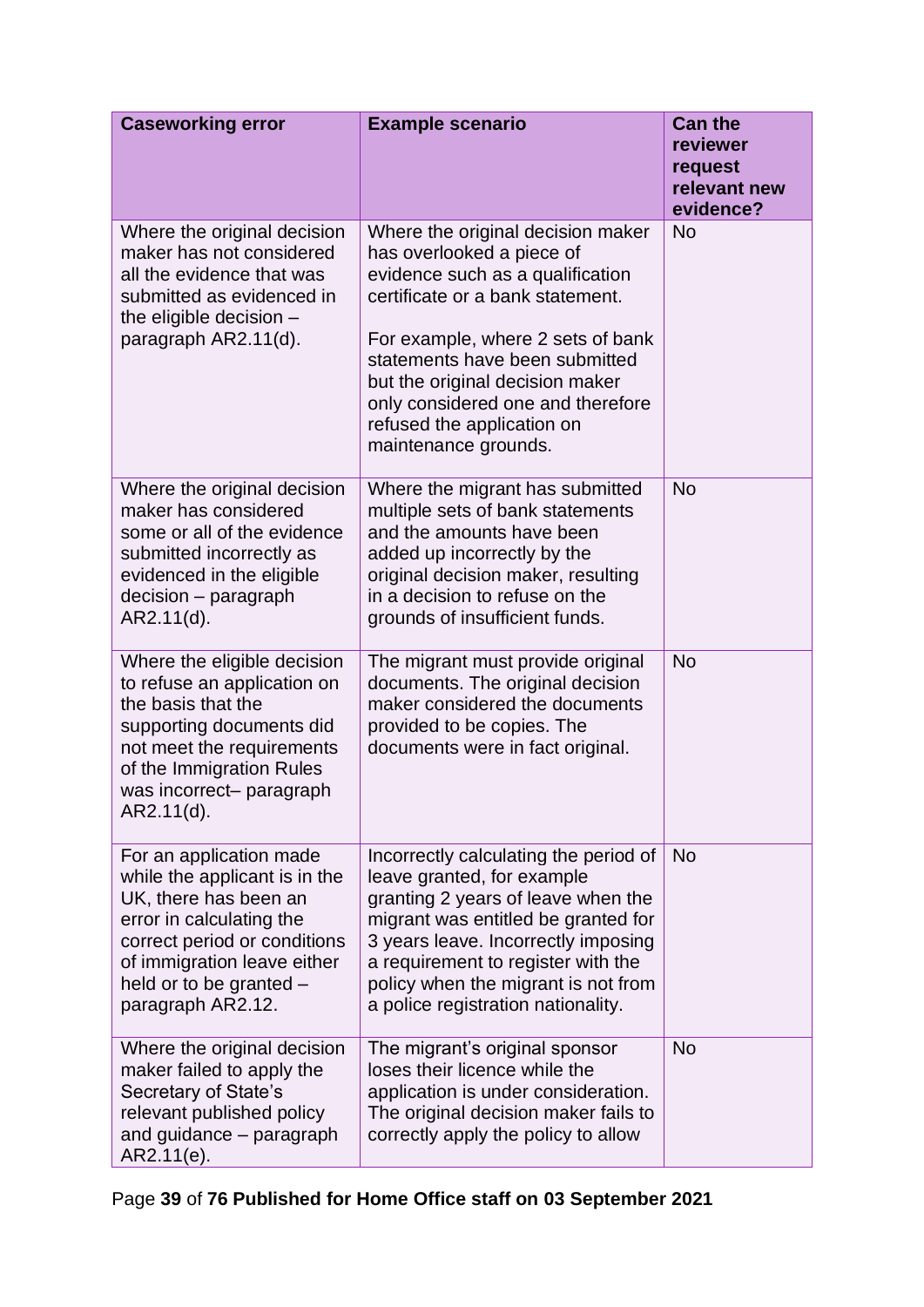| Caseworking error | Example scenario | Can the reviewer request relevant new evidence? |
| --- | --- | --- |
| Where the original decision maker has not considered all the evidence that was submitted as evidenced in the eligible decision – paragraph AR2.11(d). | Where the original decision maker has overlooked a piece of evidence such as a qualification certificate or a bank statement.<br><br>For example, where 2 sets of bank statements have been submitted but the original decision maker only considered one and therefore refused the application on maintenance grounds. | No |
| Where the original decision maker has considered some or all of the evidence submitted incorrectly as evidenced in the eligible decision – paragraph AR2.11(d). | Where the migrant has submitted multiple sets of bank statements and the amounts have been added up incorrectly by the original decision maker, resulting in a decision to refuse on the grounds of insufficient funds. | No |
| Where the eligible decision to refuse an application on the basis that the supporting documents did not meet the requirements of the Immigration Rules was incorrect– paragraph AR2.11(d). | The migrant must provide original documents. The original decision maker considered the documents provided to be copies. The documents were in fact original. | No |
| For an application made while the applicant is in the UK, there has been an error in calculating the correct period or conditions of immigration leave either held or to be granted – paragraph AR2.12. | Incorrectly calculating the period of leave granted, for example granting 2 years of leave when the migrant was entitled be granted for 3 years leave. Incorrectly imposing a requirement to register with the policy when the migrant is not from a police registration nationality. | No |
| Where the original decision maker failed to apply the Secretary of State's relevant published policy and guidance – paragraph AR2.11(e). | The migrant's original sponsor loses their licence while the application is under consideration. The original decision maker fails to correctly apply the policy to allow | No |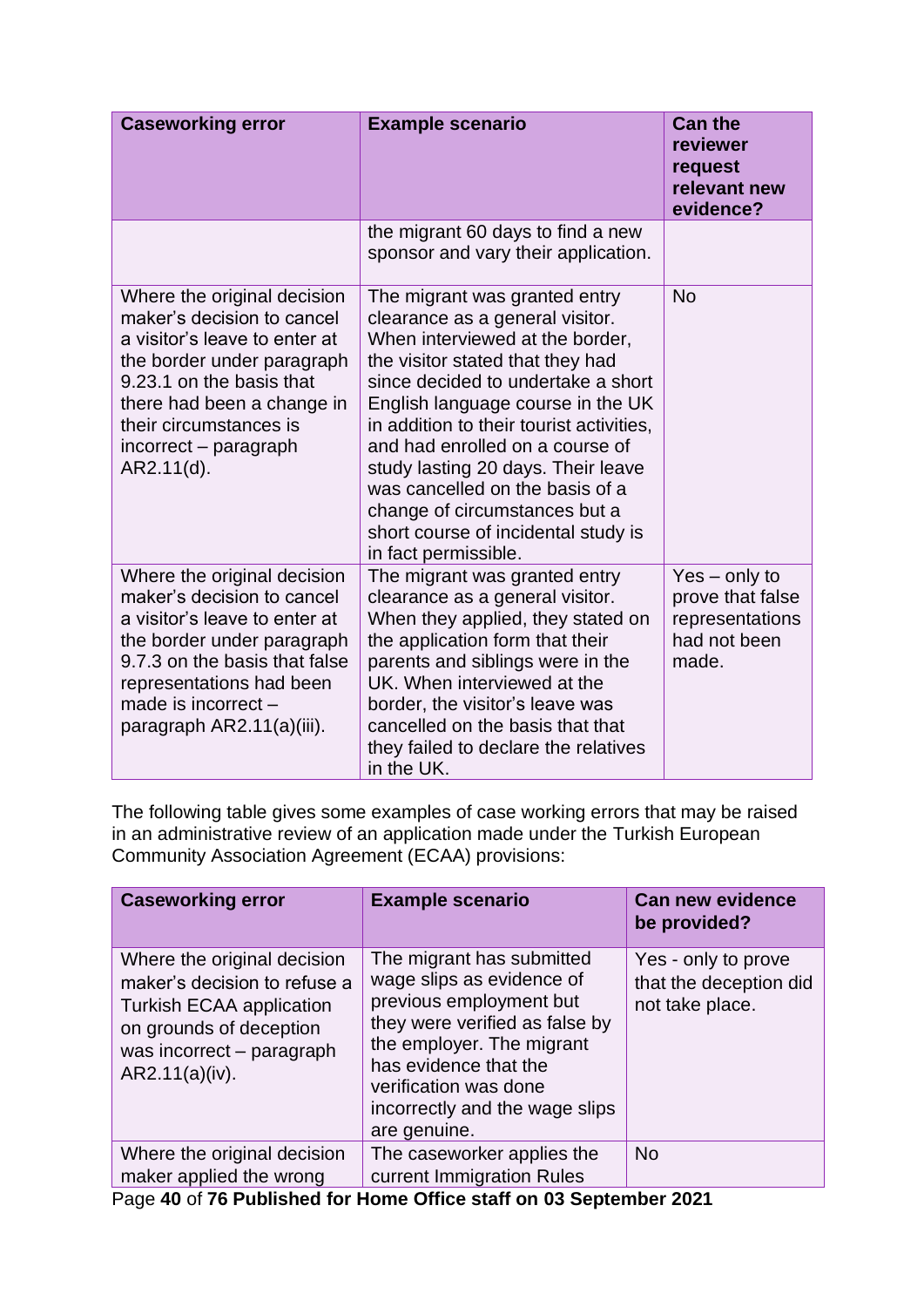| Caseworking error | Example scenario | Can the reviewer request relevant new evidence? |
|---|---|---|
| | the migrant 60 days to find a new sponsor and vary their application. | |
| Where the original decision maker's decision to cancel a visitor's leave to enter at the border under paragraph 9.23.1 on the basis that there had been a change in their circumstances is incorrect – paragraph AR2.11(d). | The migrant was granted entry clearance as a general visitor. When interviewed at the border, the visitor stated that they had since decided to undertake a short English language course in the UK in addition to their tourist activities, and had enrolled on a course of study lasting 20 days. Their leave was cancelled on the basis of a change of circumstances but a short course of incidental study is in fact permissible. | No |
| Where the original decision maker's decision to cancel a visitor's leave to enter at the border under paragraph 9.7.3 on the basis that false representations had been made is incorrect – paragraph AR2.11(a)(iii). | The migrant was granted entry clearance as a general visitor. When they applied, they stated on the application form that their parents and siblings were in the UK. When interviewed at the border, the visitor's leave was cancelled on the basis that that they failed to declare the relatives in the UK. | Yes – only to prove that false representations had not been made. |

The following table gives some examples of case working errors that may be raised in an administrative review of an application made under the Turkish European Community Association Agreement (ECAA) provisions:

| Caseworking error | Example scenario | Can new evidence be provided? |
|---|---|---|
| Where the original decision maker's decision to refuse a Turkish ECAA application on grounds of deception was incorrect – paragraph AR2.11(a)(iv). | The migrant has submitted wage slips as evidence of previous employment but they were verified as false by the employer. The migrant has evidence that the verification was done incorrectly and the wage slips are genuine. | Yes - only to prove that the deception did not take place. |
| Where the original decision maker applied the wrong | The caseworker applies the current Immigration Rules | No |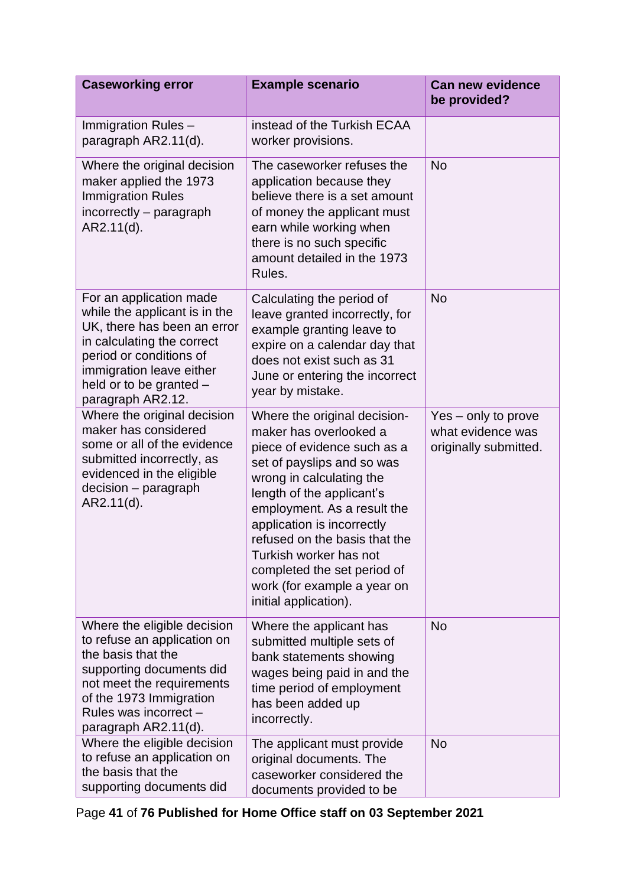| Caseworking error | Example scenario | Can new evidence be provided? |
|---|---|---|
| Immigration Rules – paragraph AR2.11(d). | instead of the Turkish ECAA worker provisions. | |
| Where the original decision maker applied the 1973 Immigration Rules incorrectly – paragraph AR2.11(d). | The caseworker refuses the application because they believe there is a set amount of money the applicant must earn while working when there is no such specific amount detailed in the 1973 Rules. | No |
| For an application made while the applicant is in the UK, there has been an error in calculating the correct period or conditions of immigration leave either held or to be granted – paragraph AR2.12. | Calculating the period of leave granted incorrectly, for example granting leave to expire on a calendar day that does not exist such as 31 June or entering the incorrect year by mistake. | No |
| Where the original decision maker has considered some or all of the evidence submitted incorrectly, as evidenced in the eligible decision – paragraph AR2.11(d). | Where the original decision-maker has overlooked a piece of evidence such as a set of payslips and so was wrong in calculating the length of the applicant's employment. As a result the application is incorrectly refused on the basis that the Turkish worker has not completed the set period of work (for example a year on initial application). | Yes – only to prove what evidence was originally submitted. |
| Where the eligible decision to refuse an application on the basis that the supporting documents did not meet the requirements of the 1973 Immigration Rules was incorrect – paragraph AR2.11(d). | Where the applicant has submitted multiple sets of bank statements showing wages being paid in and the time period of employment has been added up incorrectly. | No |
| Where the eligible decision to refuse an application on the basis that the supporting documents did | The applicant must provide original documents. The caseworker considered the documents provided to be | No |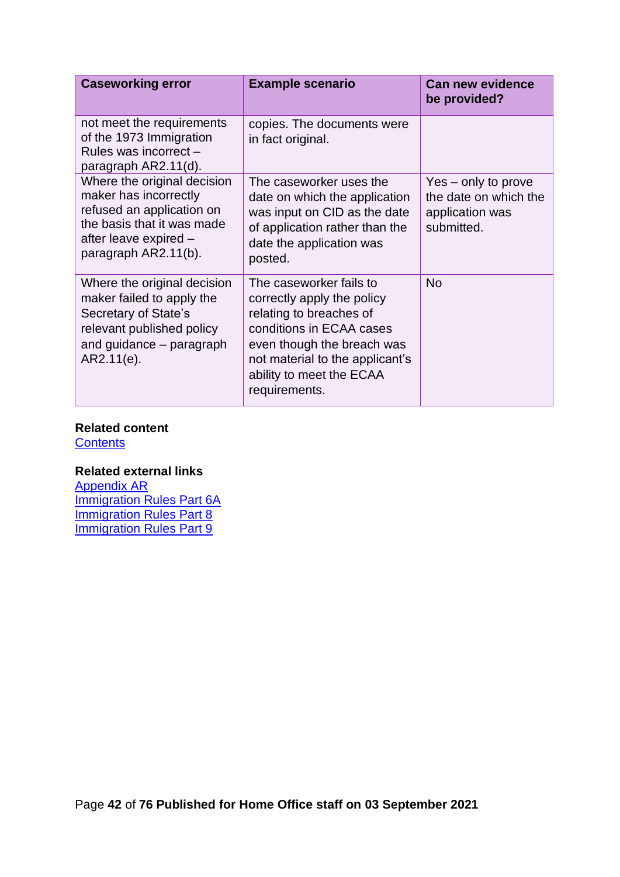| Caseworking error | Example scenario | Can new evidence be provided? |
| --- | --- | --- |
| not meet the requirements of the 1973 Immigration Rules was incorrect – paragraph AR2.11(d). | copies. The documents were in fact original. | |
| Where the original decision maker has incorrectly refused an application on the basis that it was made after leave expired – paragraph AR2.11(b). | The caseworker uses the date on which the application was input on CID as the date of application rather than the date the application was posted. | Yes – only to prove the date on which the application was submitted. |
| Where the original decision maker failed to apply the Secretary of State's relevant published policy and guidance – paragraph AR2.11(e). | The caseworker fails to correctly apply the policy relating to breaches of conditions in ECAA cases even though the breach was not material to the applicant's ability to meet the ECAA requirements. | No |

**Related content**
Contents

**Related external links**
Appendix AR
Immigration Rules Part 6A
Immigration Rules Part 8
Immigration Rules Part 9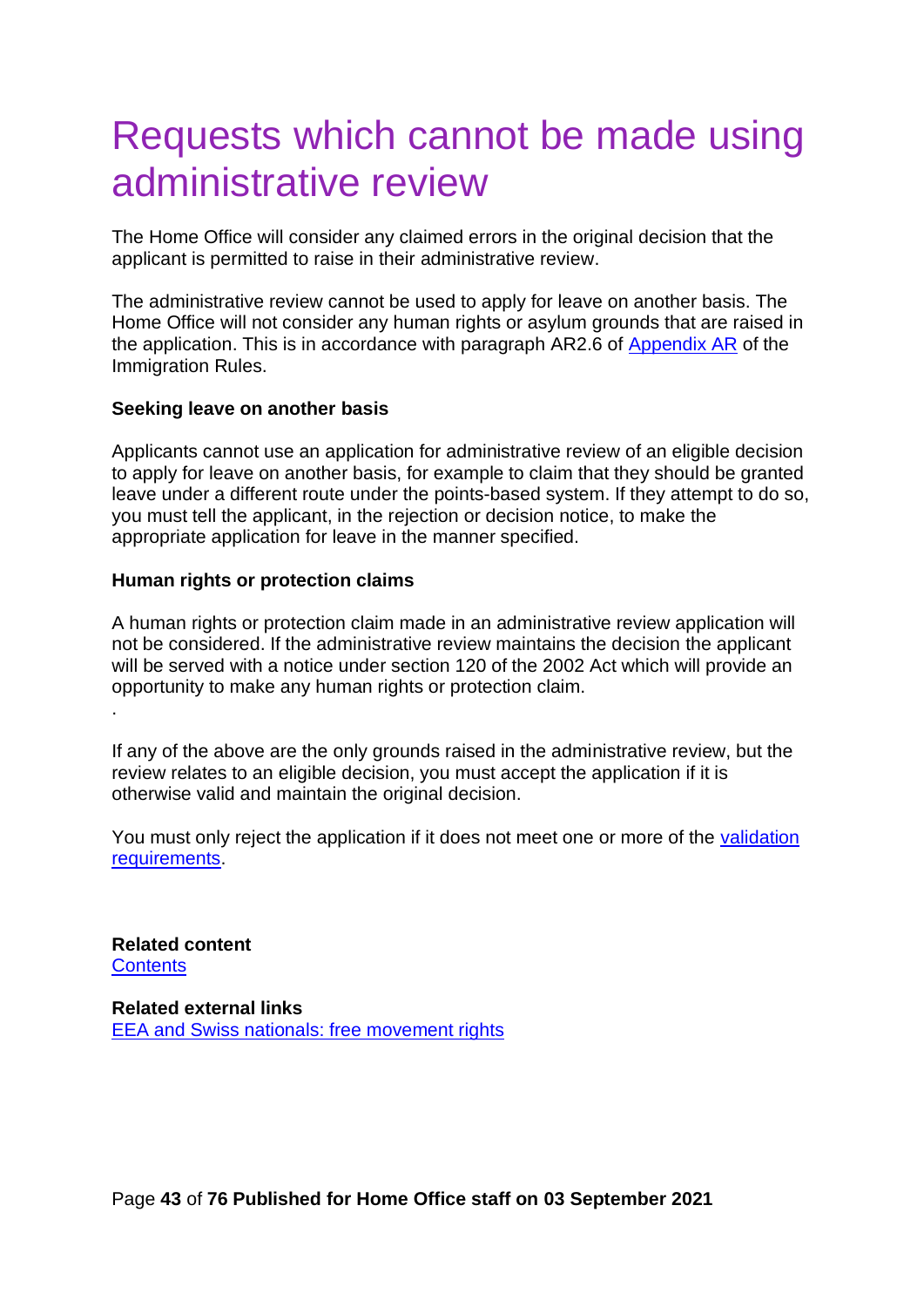# Requests which cannot be made using administrative review

The Home Office will consider any claimed errors in the original decision that the applicant is permitted to raise in their administrative review.

The administrative review cannot be used to apply for leave on another basis. The Home Office will not consider any human rights or asylum grounds that are raised in the application. This is in accordance with paragraph AR2.6 of Appendix AR of the Immigration Rules.

**Seeking leave on another basis**

Applicants cannot use an application for administrative review of an eligible decision to apply for leave on another basis, for example to claim that they should be granted leave under a different route under the points-based system. If they attempt to do so, you must tell the applicant, in the rejection or decision notice, to make the appropriate application for leave in the manner specified.

**Human rights or protection claims**

A human rights or protection claim made in an administrative review application will not be considered. If the administrative review maintains the decision the applicant will be served with a notice under section 120 of the 2002 Act which will provide an opportunity to make any human rights or protection claim.

.

If any of the above are the only grounds raised in the administrative review, but the review relates to an eligible decision, you must accept the application if it is otherwise valid and maintain the original decision.

You must only reject the application if it does not meet one or more of the validation requirements.

**Related content**
Contents

**Related external links**
EEA and Swiss nationals: free movement rights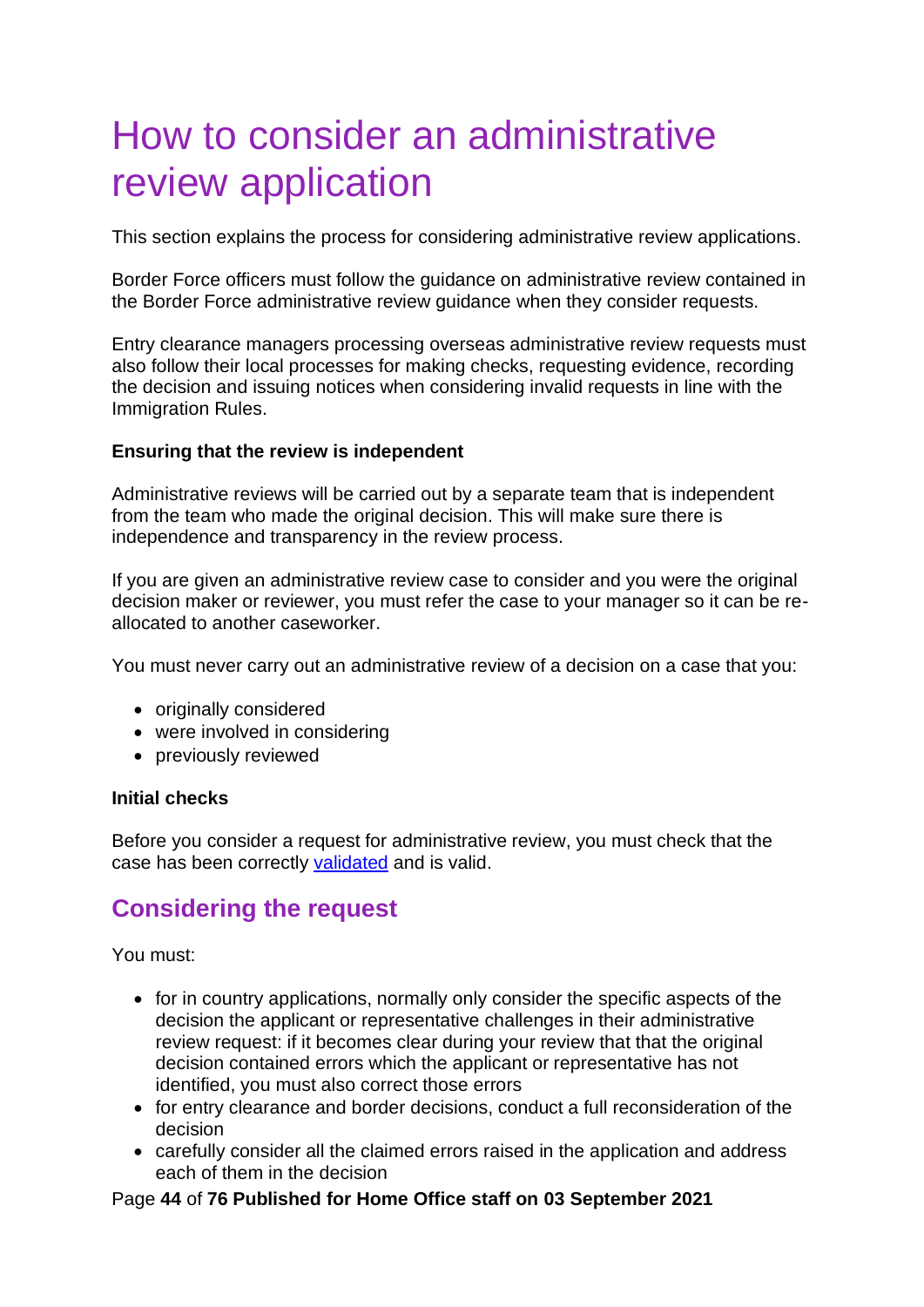# How to consider an administrative review application

This section explains the process for considering administrative review applications.

Border Force officers must follow the guidance on administrative review contained in the Border Force administrative review guidance when they consider requests.

Entry clearance managers processing overseas administrative review requests must also follow their local processes for making checks, requesting evidence, recording the decision and issuing notices when considering invalid requests in line with the Immigration Rules.

**Ensuring that the review is independent**

Administrative reviews will be carried out by a separate team that is independent from the team who made the original decision. This will make sure there is independence and transparency in the review process.

If you are given an administrative review case to consider and you were the original decision maker or reviewer, you must refer the case to your manager so it can be re-allocated to another caseworker.

You must never carry out an administrative review of a decision on a case that you:

- originally considered
- were involved in considering
- previously reviewed

**Initial checks**

Before you consider a request for administrative review, you must check that the case has been correctly [validated](#) and is valid.

## Considering the request

You must:

- for in country applications, normally only consider the specific aspects of the decision the applicant or representative challenges in their administrative review request: if it becomes clear during your review that that the original decision contained errors which the applicant or representative has not identified, you must also correct those errors
- for entry clearance and border decisions, conduct a full reconsideration of the decision
- carefully consider all the claimed errors raised in the application and address each of them in the decision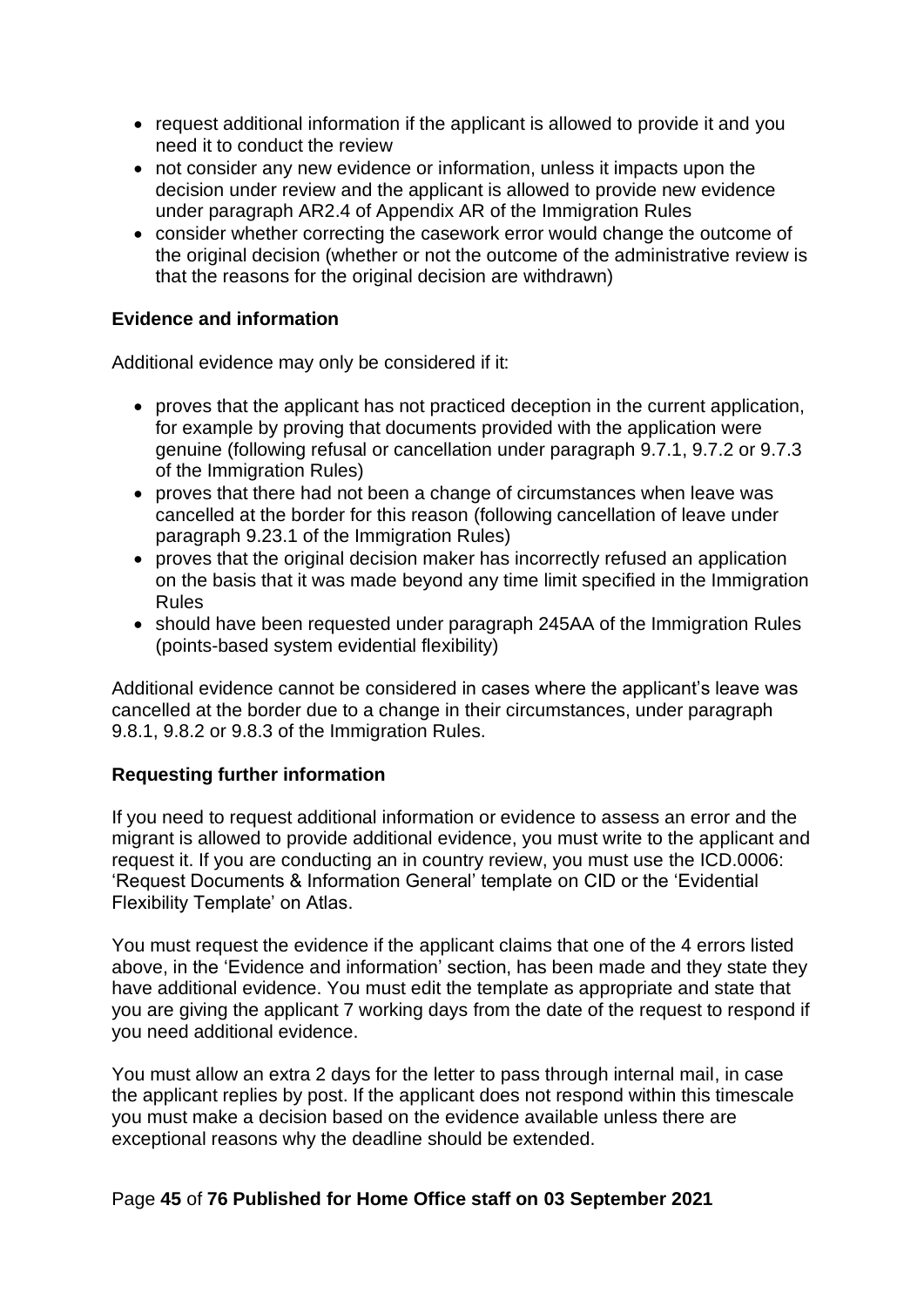- request additional information if the applicant is allowed to provide it and you need it to conduct the review
- not consider any new evidence or information, unless it impacts upon the decision under review and the applicant is allowed to provide new evidence under paragraph AR2.4 of Appendix AR of the Immigration Rules
- consider whether correcting the casework error would change the outcome of the original decision (whether or not the outcome of the administrative review is that the reasons for the original decision are withdrawn)

**Evidence and information**

Additional evidence may only be considered if it:

- proves that the applicant has not practiced deception in the current application, for example by proving that documents provided with the application were genuine (following refusal or cancellation under paragraph 9.7.1, 9.7.2 or 9.7.3 of the Immigration Rules)
- proves that there had not been a change of circumstances when leave was cancelled at the border for this reason (following cancellation of leave under paragraph 9.23.1 of the Immigration Rules)
- proves that the original decision maker has incorrectly refused an application on the basis that it was made beyond any time limit specified in the Immigration Rules
- should have been requested under paragraph 245AA of the Immigration Rules (points-based system evidential flexibility)

Additional evidence cannot be considered in cases where the applicant's leave was cancelled at the border due to a change in their circumstances, under paragraph 9.8.1, 9.8.2 or 9.8.3 of the Immigration Rules.

**Requesting further information**

If you need to request additional information or evidence to assess an error and the migrant is allowed to provide additional evidence, you must write to the applicant and request it. If you are conducting an in country review, you must use the ICD.0006: 'Request Documents & Information General' template on CID or the 'Evidential Flexibility Template' on Atlas.

You must request the evidence if the applicant claims that one of the 4 errors listed above, in the 'Evidence and information' section, has been made and they state they have additional evidence. You must edit the template as appropriate and state that you are giving the applicant 7 working days from the date of the request to respond if you need additional evidence.

You must allow an extra 2 days for the letter to pass through internal mail, in case the applicant replies by post. If the applicant does not respond within this timescale you must make a decision based on the evidence available unless there are exceptional reasons why the deadline should be extended.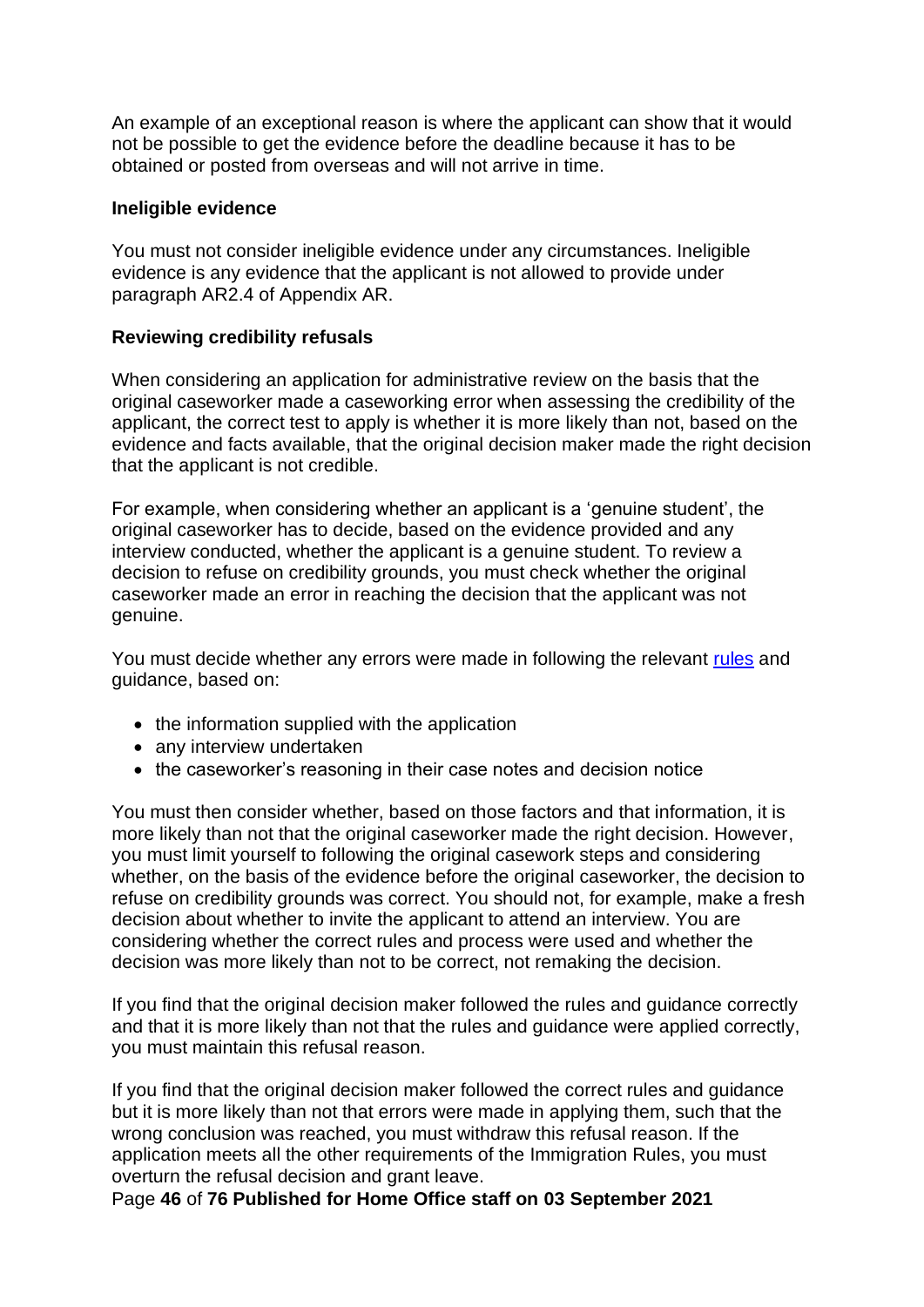An example of an exceptional reason is where the applicant can show that it would not be possible to get the evidence before the deadline because it has to be obtained or posted from overseas and will not arrive in time.

### Ineligible evidence

You must not consider ineligible evidence under any circumstances. Ineligible evidence is any evidence that the applicant is not allowed to provide under paragraph AR2.4 of Appendix AR.

### Reviewing credibility refusals

When considering an application for administrative review on the basis that the original caseworker made a caseworking error when assessing the credibility of the applicant, the correct test to apply is whether it is more likely than not, based on the evidence and facts available, that the original decision maker made the right decision that the applicant is not credible.

For example, when considering whether an applicant is a 'genuine student', the original caseworker has to decide, based on the evidence provided and any interview conducted, whether the applicant is a genuine student. To review a decision to refuse on credibility grounds, you must check whether the original caseworker made an error in reaching the decision that the applicant was not genuine.

You must decide whether any errors were made in following the relevant rules and guidance, based on:

- the information supplied with the application
- any interview undertaken
- the caseworker's reasoning in their case notes and decision notice

You must then consider whether, based on those factors and that information, it is more likely than not that the original caseworker made the right decision. However, you must limit yourself to following the original casework steps and considering whether, on the basis of the evidence before the original caseworker, the decision to refuse on credibility grounds was correct. You should not, for example, make a fresh decision about whether to invite the applicant to attend an interview. You are considering whether the correct rules and process were used and whether the decision was more likely than not to be correct, not remaking the decision.

If you find that the original decision maker followed the rules and guidance correctly and that it is more likely than not that the rules and guidance were applied correctly, you must maintain this refusal reason.

If you find that the original decision maker followed the correct rules and guidance but it is more likely than not that errors were made in applying them, such that the wrong conclusion was reached, you must withdraw this refusal reason. If the application meets all the other requirements of the Immigration Rules, you must overturn the refusal decision and grant leave.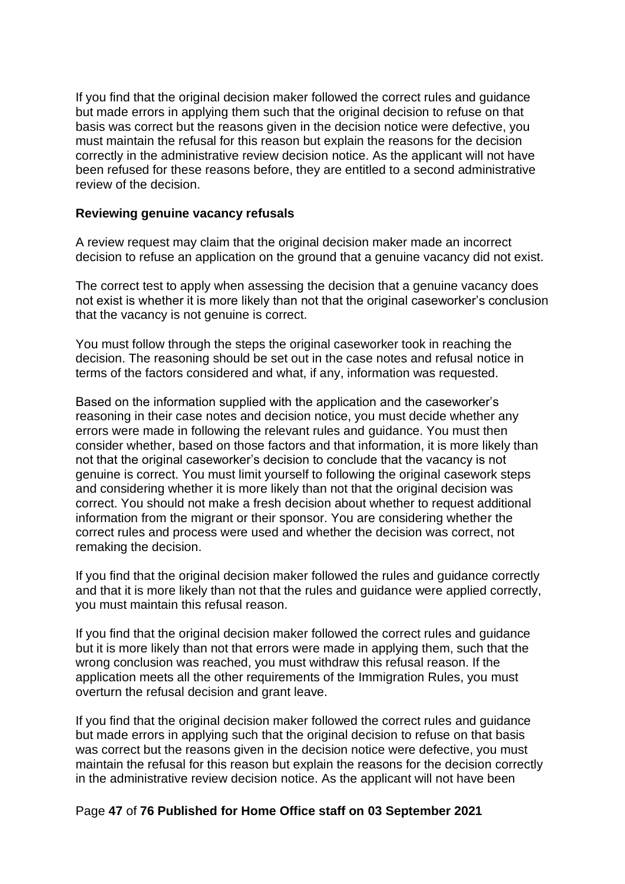If you find that the original decision maker followed the correct rules and guidance but made errors in applying them such that the original decision to refuse on that basis was correct but the reasons given in the decision notice were defective, you must maintain the refusal for this reason but explain the reasons for the decision correctly in the administrative review decision notice. As the applicant will not have been refused for these reasons before, they are entitled to a second administrative review of the decision.

**Reviewing genuine vacancy refusals**

A review request may claim that the original decision maker made an incorrect decision to refuse an application on the ground that a genuine vacancy did not exist.

The correct test to apply when assessing the decision that a genuine vacancy does not exist is whether it is more likely than not that the original caseworker's conclusion that the vacancy is not genuine is correct.

You must follow through the steps the original caseworker took in reaching the decision. The reasoning should be set out in the case notes and refusal notice in terms of the factors considered and what, if any, information was requested.

Based on the information supplied with the application and the caseworker's reasoning in their case notes and decision notice, you must decide whether any errors were made in following the relevant rules and guidance. You must then consider whether, based on those factors and that information, it is more likely than not that the original caseworker's decision to conclude that the vacancy is not genuine is correct. You must limit yourself to following the original casework steps and considering whether it is more likely than not that the original decision was correct. You should not make a fresh decision about whether to request additional information from the migrant or their sponsor. You are considering whether the correct rules and process were used and whether the decision was correct, not remaking the decision.

If you find that the original decision maker followed the rules and guidance correctly and that it is more likely than not that the rules and guidance were applied correctly, you must maintain this refusal reason.

If you find that the original decision maker followed the correct rules and guidance but it is more likely than not that errors were made in applying them, such that the wrong conclusion was reached, you must withdraw this refusal reason. If the application meets all the other requirements of the Immigration Rules, you must overturn the refusal decision and grant leave.

If you find that the original decision maker followed the correct rules and guidance but made errors in applying such that the original decision to refuse on that basis was correct but the reasons given in the decision notice were defective, you must maintain the refusal for this reason but explain the reasons for the decision correctly in the administrative review decision notice. As the applicant will not have been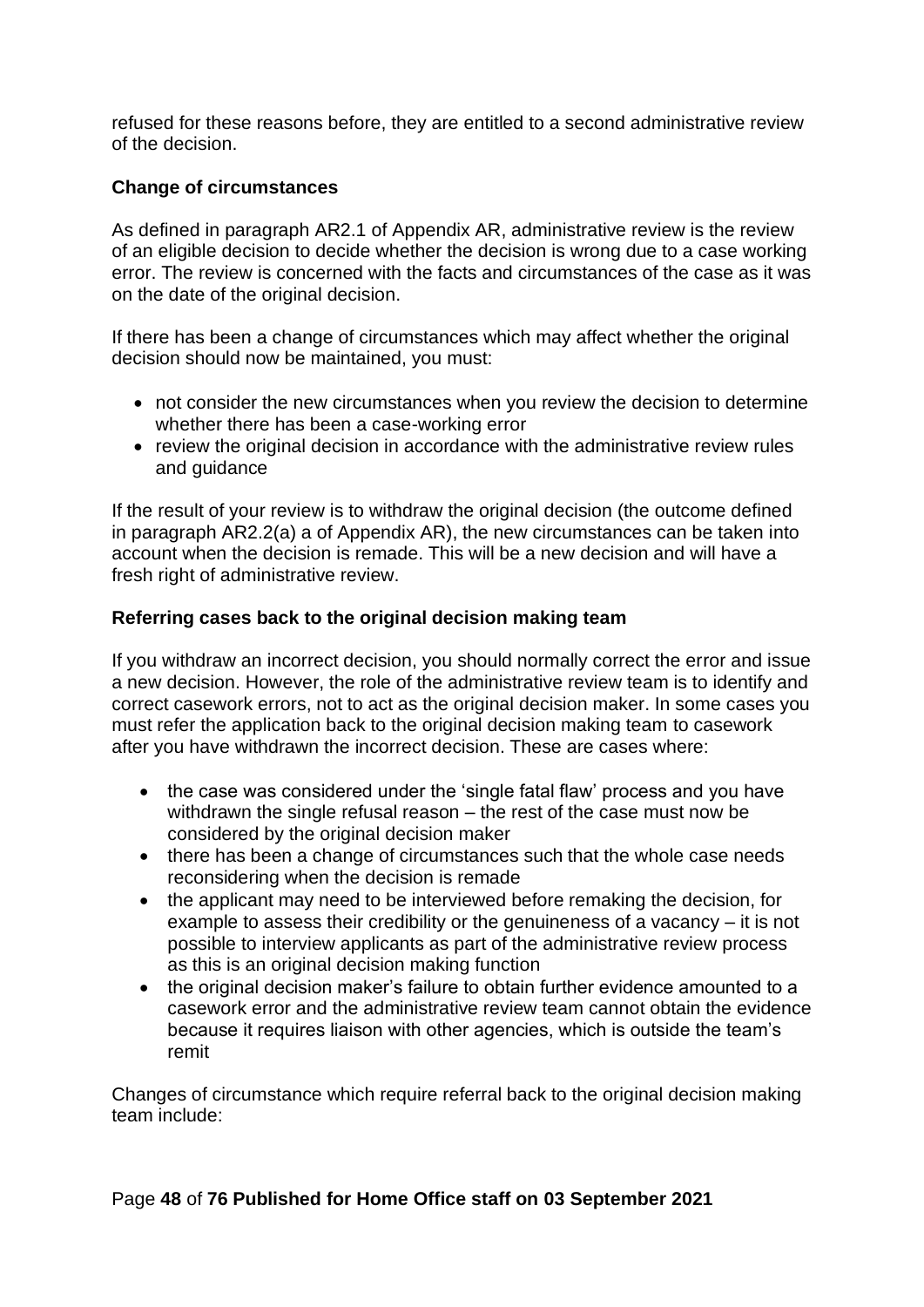refused for these reasons before, they are entitled to a second administrative review of the decision.

### Change of circumstances

As defined in paragraph AR2.1 of Appendix AR, administrative review is the review of an eligible decision to decide whether the decision is wrong due to a case working error. The review is concerned with the facts and circumstances of the case as it was on the date of the original decision.

If there has been a change of circumstances which may affect whether the original decision should now be maintained, you must:

- not consider the new circumstances when you review the decision to determine whether there has been a case-working error
- review the original decision in accordance with the administrative review rules and guidance

If the result of your review is to withdraw the original decision (the outcome defined in paragraph AR2.2(a) a of Appendix AR), the new circumstances can be taken into account when the decision is remade. This will be a new decision and will have a fresh right of administrative review.

### Referring cases back to the original decision making team

If you withdraw an incorrect decision, you should normally correct the error and issue a new decision. However, the role of the administrative review team is to identify and correct casework errors, not to act as the original decision maker. In some cases you must refer the application back to the original decision making team to casework after you have withdrawn the incorrect decision. These are cases where:

- the case was considered under the 'single fatal flaw' process and you have withdrawn the single refusal reason – the rest of the case must now be considered by the original decision maker
- there has been a change of circumstances such that the whole case needs reconsidering when the decision is remade
- the applicant may need to be interviewed before remaking the decision, for example to assess their credibility or the genuineness of a vacancy – it is not possible to interview applicants as part of the administrative review process as this is an original decision making function
- the original decision maker's failure to obtain further evidence amounted to a casework error and the administrative review team cannot obtain the evidence because it requires liaison with other agencies, which is outside the team's remit

Changes of circumstance which require referral back to the original decision making team include: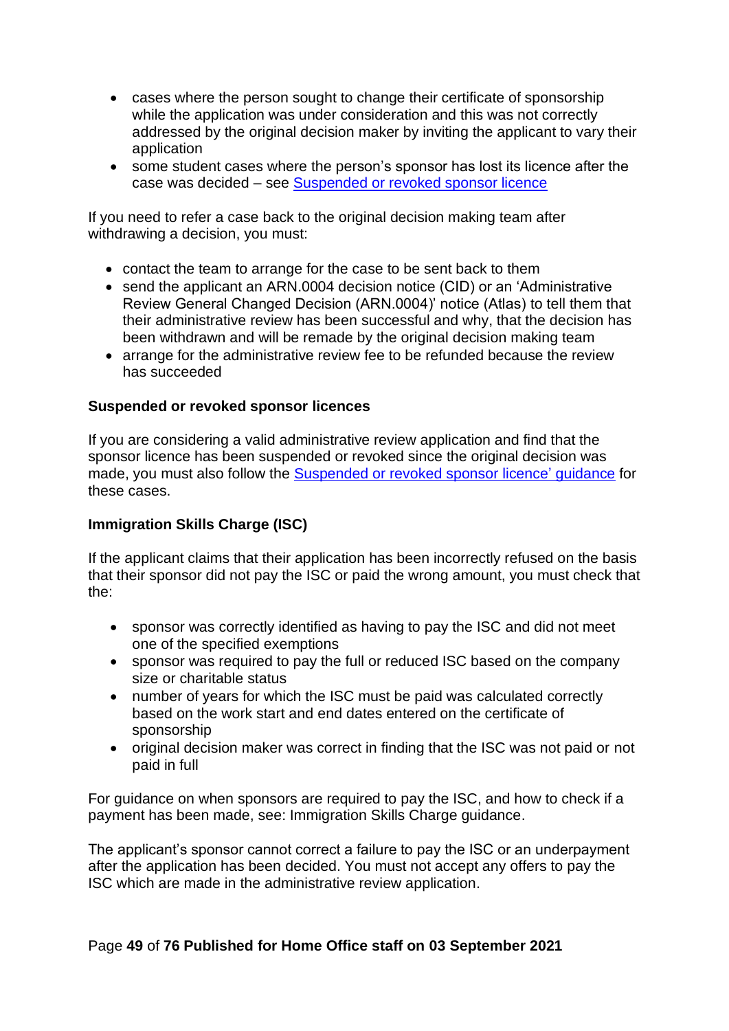- cases where the person sought to change their certificate of sponsorship while the application was under consideration and this was not correctly addressed by the original decision maker by inviting the applicant to vary their application
- some student cases where the person's sponsor has lost its licence after the case was decided – see [Suspended or revoked sponsor licence]

If you need to refer a case back to the original decision making team after withdrawing a decision, you must:

- contact the team to arrange for the case to be sent back to them
- send the applicant an ARN.0004 decision notice (CID) or an 'Administrative Review General Changed Decision (ARN.0004)' notice (Atlas) to tell them that their administrative review has been successful and why, that the decision has been withdrawn and will be remade by the original decision making team
- arrange for the administrative review fee to be refunded because the review has succeeded

### Suspended or revoked sponsor licences

If you are considering a valid administrative review application and find that the sponsor licence has been suspended or revoked since the original decision was made, you must also follow the [Suspended or revoked sponsor licence' guidance] for these cases.

### Immigration Skills Charge (ISC)

If the applicant claims that their application has been incorrectly refused on the basis that their sponsor did not pay the ISC or paid the wrong amount, you must check that the:

- sponsor was correctly identified as having to pay the ISC and did not meet one of the specified exemptions
- sponsor was required to pay the full or reduced ISC based on the company size or charitable status
- number of years for which the ISC must be paid was calculated correctly based on the work start and end dates entered on the certificate of sponsorship
- original decision maker was correct in finding that the ISC was not paid or not paid in full

For guidance on when sponsors are required to pay the ISC, and how to check if a payment has been made, see: Immigration Skills Charge guidance.

The applicant's sponsor cannot correct a failure to pay the ISC or an underpayment after the application has been decided. You must not accept any offers to pay the ISC which are made in the administrative review application.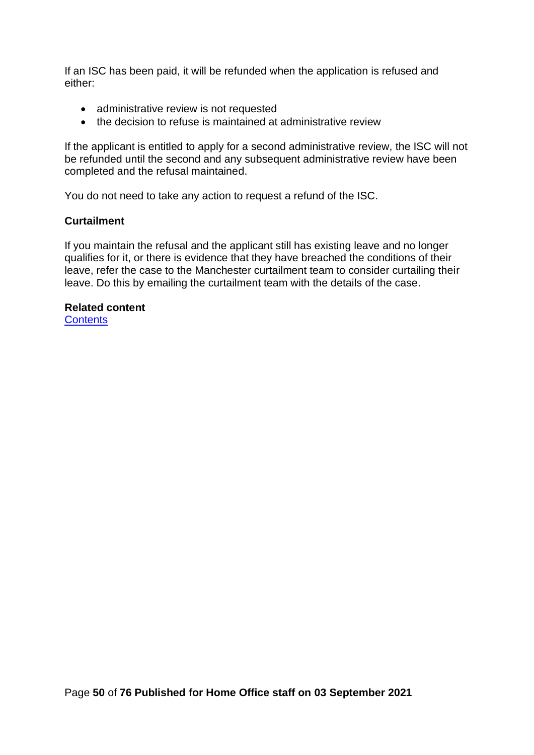If an ISC has been paid, it will be refunded when the application is refused and either:

- administrative review is not requested
- the decision to refuse is maintained at administrative review

If the applicant is entitled to apply for a second administrative review, the ISC will not be refunded until the second and any subsequent administrative review have been completed and the refusal maintained.

You do not need to take any action to request a refund of the ISC.

**Curtailment**

If you maintain the refusal and the applicant still has existing leave and no longer qualifies for it, or there is evidence that they have breached the conditions of their leave, refer the case to the Manchester curtailment team to consider curtailing their leave. Do this by emailing the curtailment team with the details of the case.

**Related content**
[Contents]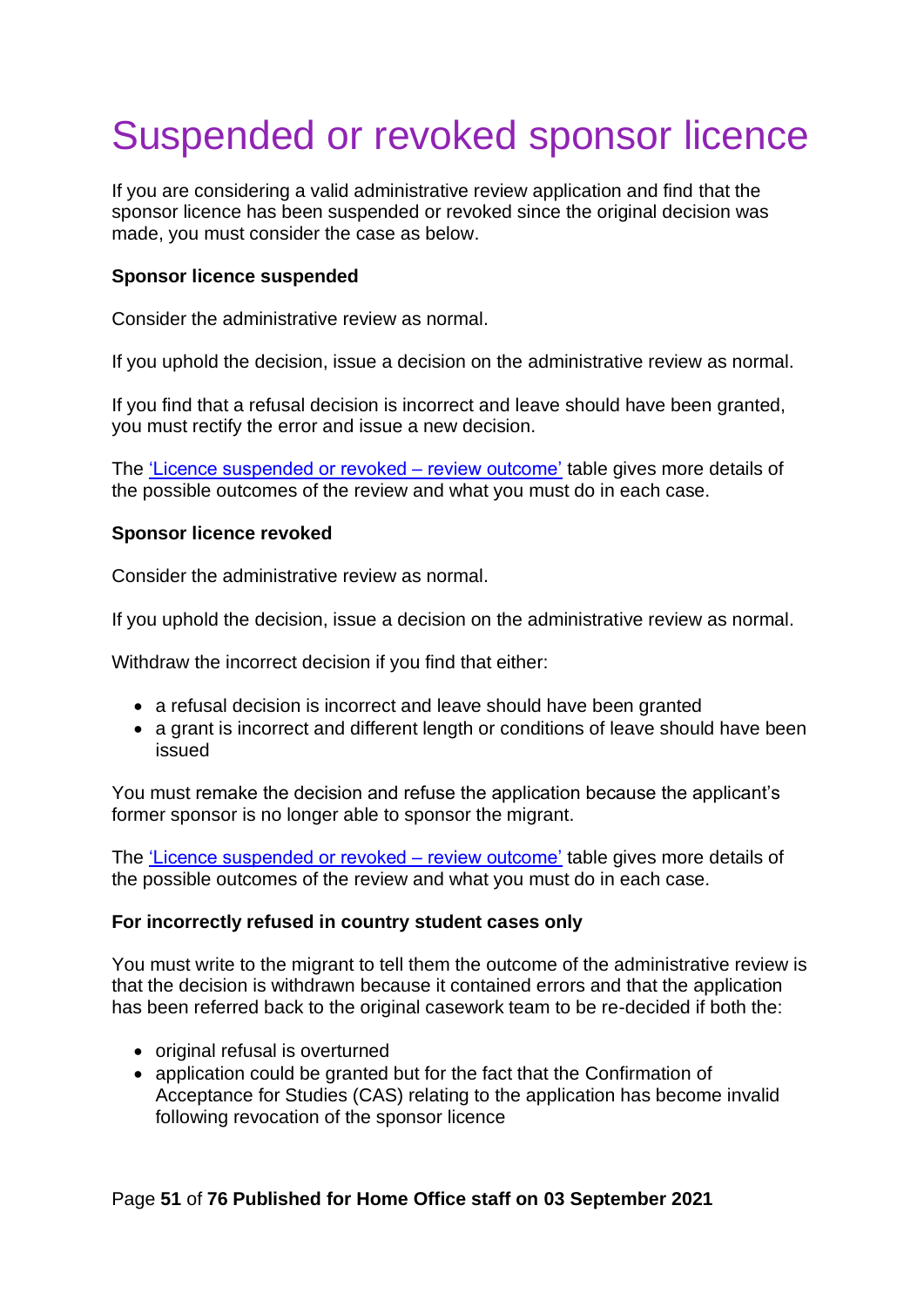# Suspended or revoked sponsor licence

If you are considering a valid administrative review application and find that the sponsor licence has been suspended or revoked since the original decision was made, you must consider the case as below.

**Sponsor licence suspended**

Consider the administrative review as normal.

If you uphold the decision, issue a decision on the administrative review as normal.

If you find that a refusal decision is incorrect and leave should have been granted, you must rectify the error and issue a new decision.

The 'Licence suspended or revoked – review outcome' table gives more details of the possible outcomes of the review and what you must do in each case.

**Sponsor licence revoked**

Consider the administrative review as normal.

If you uphold the decision, issue a decision on the administrative review as normal.

Withdraw the incorrect decision if you find that either:

- a refusal decision is incorrect and leave should have been granted
- a grant is incorrect and different length or conditions of leave should have been issued

You must remake the decision and refuse the application because the applicant's former sponsor is no longer able to sponsor the migrant.

The 'Licence suspended or revoked – review outcome' table gives more details of the possible outcomes of the review and what you must do in each case.

**For incorrectly refused in country student cases only**

You must write to the migrant to tell them the outcome of the administrative review is that the decision is withdrawn because it contained errors and that the application has been referred back to the original casework team to be re-decided if both the:

- original refusal is overturned
- application could be granted but for the fact that the Confirmation of Acceptance for Studies (CAS) relating to the application has become invalid following revocation of the sponsor licence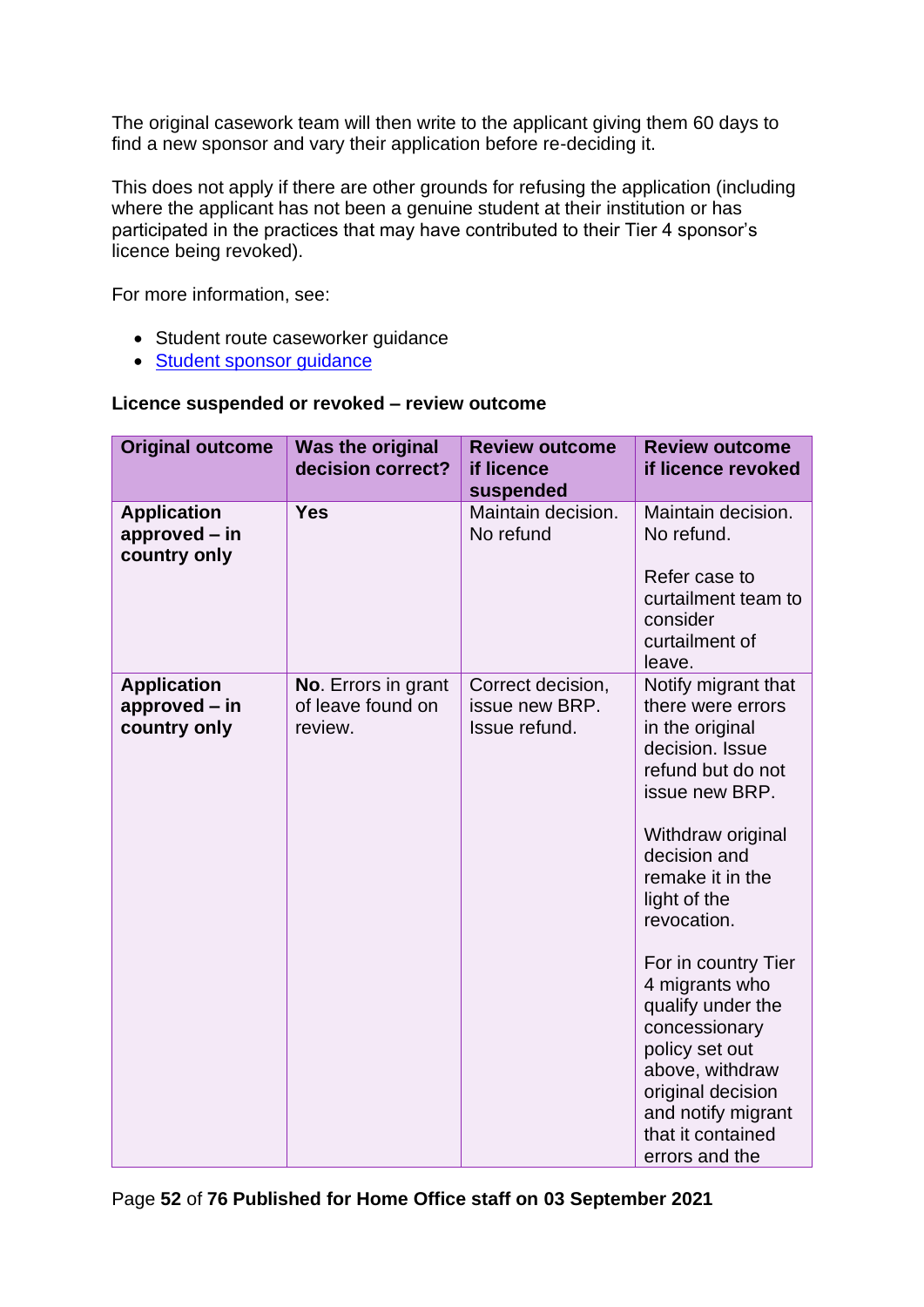The original casework team will then write to the applicant giving them 60 days to find a new sponsor and vary their application before re-deciding it.

This does not apply if there are other grounds for refusing the application (including where the applicant has not been a genuine student at their institution or has participated in the practices that may have contributed to their Tier 4 sponsor's licence being revoked).

For more information, see:

- Student route caseworker guidance
- [Student sponsor guidance]()

**Licence suspended or revoked – review outcome**

| Original outcome | Was the original decision correct? | Review outcome if licence suspended | Review outcome if licence revoked |
|---|---|---|---|
| **Application approved – in country only** | **Yes** | Maintain decision. No refund | Maintain decision. No refund.<br><br>Refer case to curtailment team to consider curtailment of leave. |
| **Application approved – in country only** | **No**. Errors in grant of leave found on review. | Correct decision, issue new BRP. Issue refund. | Notify migrant that there were errors in the original decision. Issue refund but do not issue new BRP.<br><br>Withdraw original decision and remake it in the light of the revocation.<br><br>For in country Tier 4 migrants who qualify under the concessionary policy set out above, withdraw original decision and notify migrant that it contained errors and the |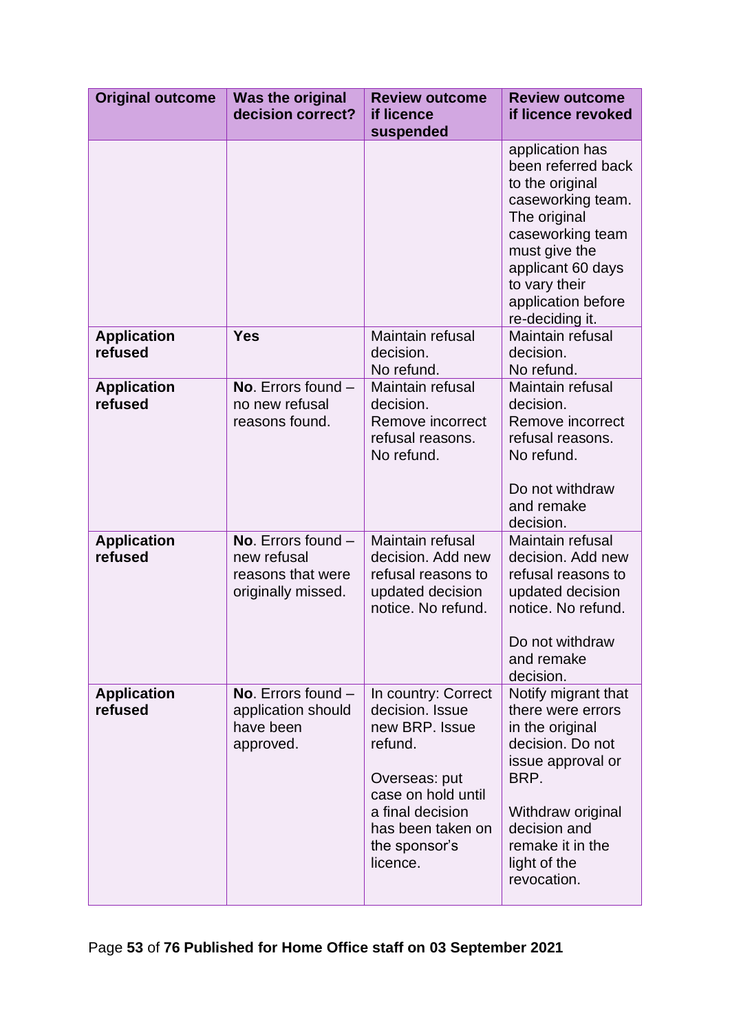| Original outcome | Was the original decision correct? | Review outcome if licence suspended | Review outcome if licence revoked |
|---|---|---|---|
| | | | application has been referred back to the original caseworking team. The original caseworking team must give the applicant 60 days to vary their application before re-deciding it. |
| **Application refused** | **Yes** | Maintain refusal decision. No refund. | Maintain refusal decision. No refund. |
| **Application refused** | **No**. Errors found – no new refusal reasons found. | Maintain refusal decision. Remove incorrect refusal reasons. No refund. | Maintain refusal decision. Remove incorrect refusal reasons. No refund.<br><br>Do not withdraw and remake decision. |
| **Application refused** | **No**. Errors found – new refusal reasons that were originally missed. | Maintain refusal decision. Add new refusal reasons to updated decision notice. No refund. | Maintain refusal decision. Add new refusal reasons to updated decision notice. No refund.<br><br>Do not withdraw and remake decision. |
| **Application refused** | **No**. Errors found – application should have been approved. | In country: Correct decision. Issue new BRP. Issue refund.<br><br>Overseas: put case on hold until a final decision has been taken on the sponsor's licence. | Notify migrant that there were errors in the original decision. Do not issue approval or BRP.<br><br>Withdraw original decision and remake it in the light of the revocation. |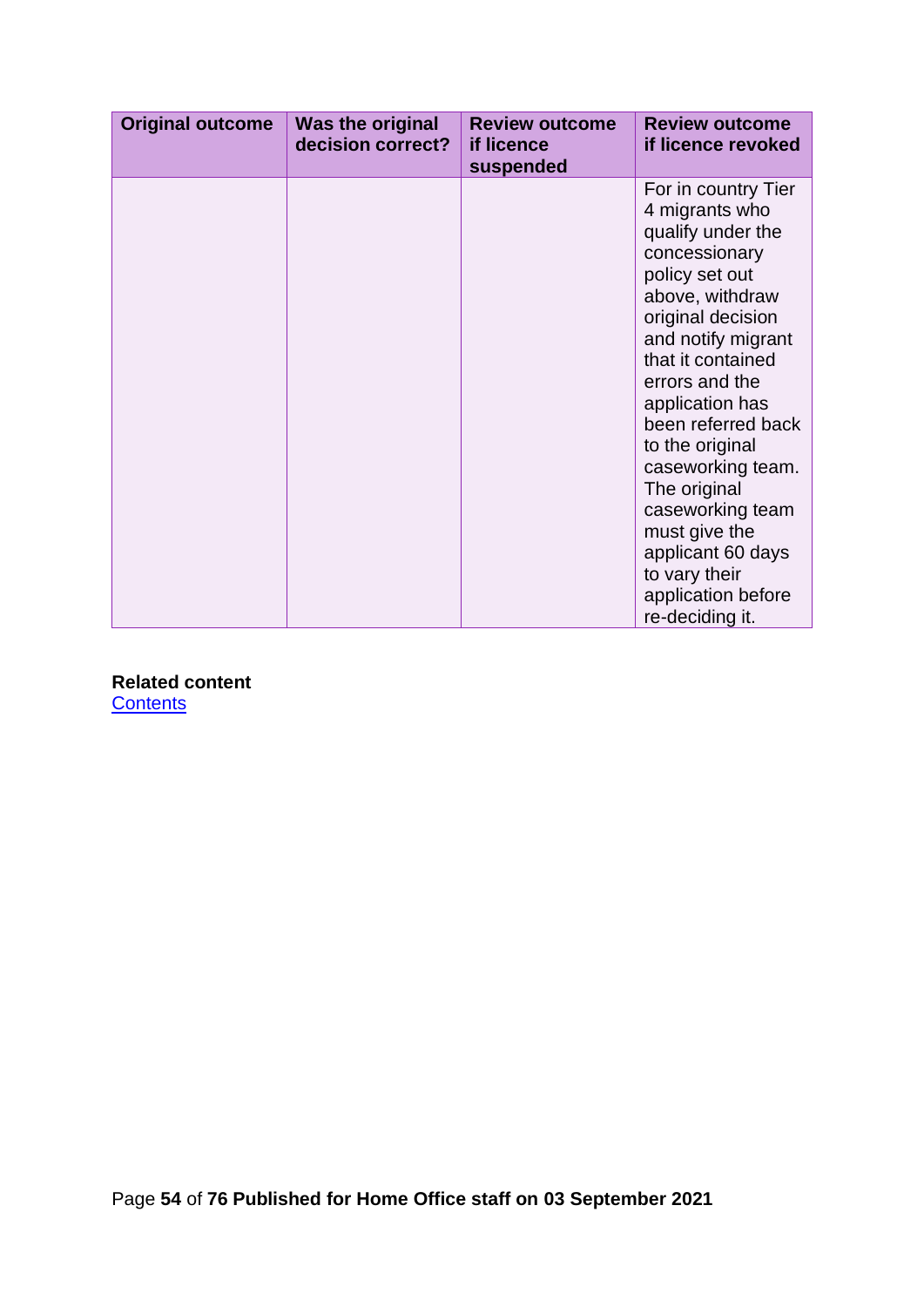| Original outcome | Was the original decision correct? | Review outcome if licence suspended | Review outcome if licence revoked |
|---|---|---|---|
| | | | For in country Tier 4 migrants who qualify under the concessionary policy set out above, withdraw original decision and notify migrant that it contained errors and the application has been referred back to the original caseworking team. The original caseworking team must give the applicant 60 days to vary their application before re-deciding it. |

**Related content**
[Contents]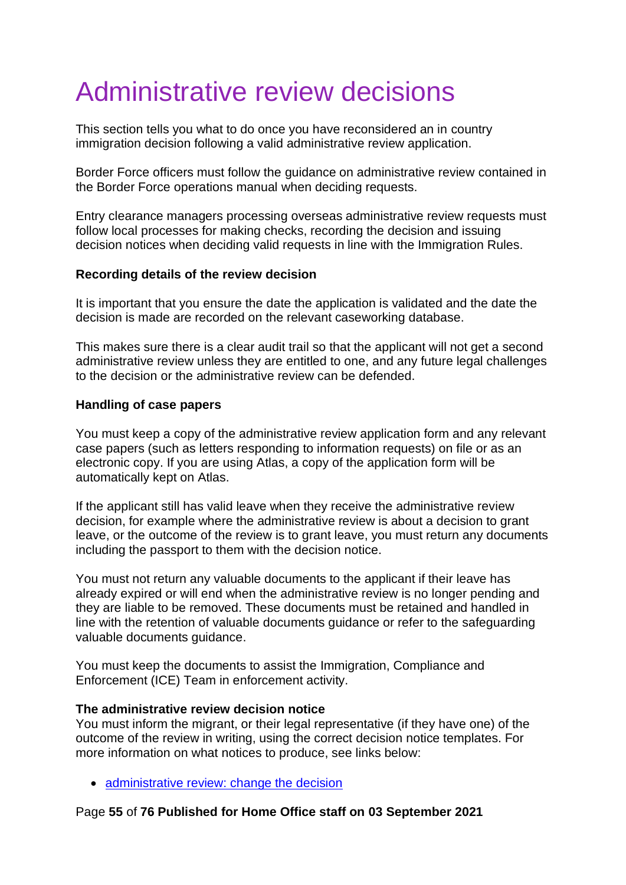# Administrative review decisions

This section tells you what to do once you have reconsidered an in country immigration decision following a valid administrative review application.

Border Force officers must follow the guidance on administrative review contained in the Border Force operations manual when deciding requests.

Entry clearance managers processing overseas administrative review requests must follow local processes for making checks, recording the decision and issuing decision notices when deciding valid requests in line with the Immigration Rules.

**Recording details of the review decision**

It is important that you ensure the date the application is validated and the date the decision is made are recorded on the relevant caseworking database.

This makes sure there is a clear audit trail so that the applicant will not get a second administrative review unless they are entitled to one, and any future legal challenges to the decision or the administrative review can be defended.

**Handling of case papers**

You must keep a copy of the administrative review application form and any relevant case papers (such as letters responding to information requests) on file or as an electronic copy. If you are using Atlas, a copy of the application form will be automatically kept on Atlas.

If the applicant still has valid leave when they receive the administrative review decision, for example where the administrative review is about a decision to grant leave, or the outcome of the review is to grant leave, you must return any documents including the passport to them with the decision notice.

You must not return any valuable documents to the applicant if their leave has already expired or will end when the administrative review is no longer pending and they are liable to be removed. These documents must be retained and handled in line with the retention of valuable documents guidance or refer to the safeguarding valuable documents guidance.

You must keep the documents to assist the Immigration, Compliance and Enforcement (ICE) Team in enforcement activity.

**The administrative review decision notice**

You must inform the migrant, or their legal representative (if they have one) of the outcome of the review in writing, using the correct decision notice templates. For more information on what notices to produce, see links below:

- administrative review: change the decision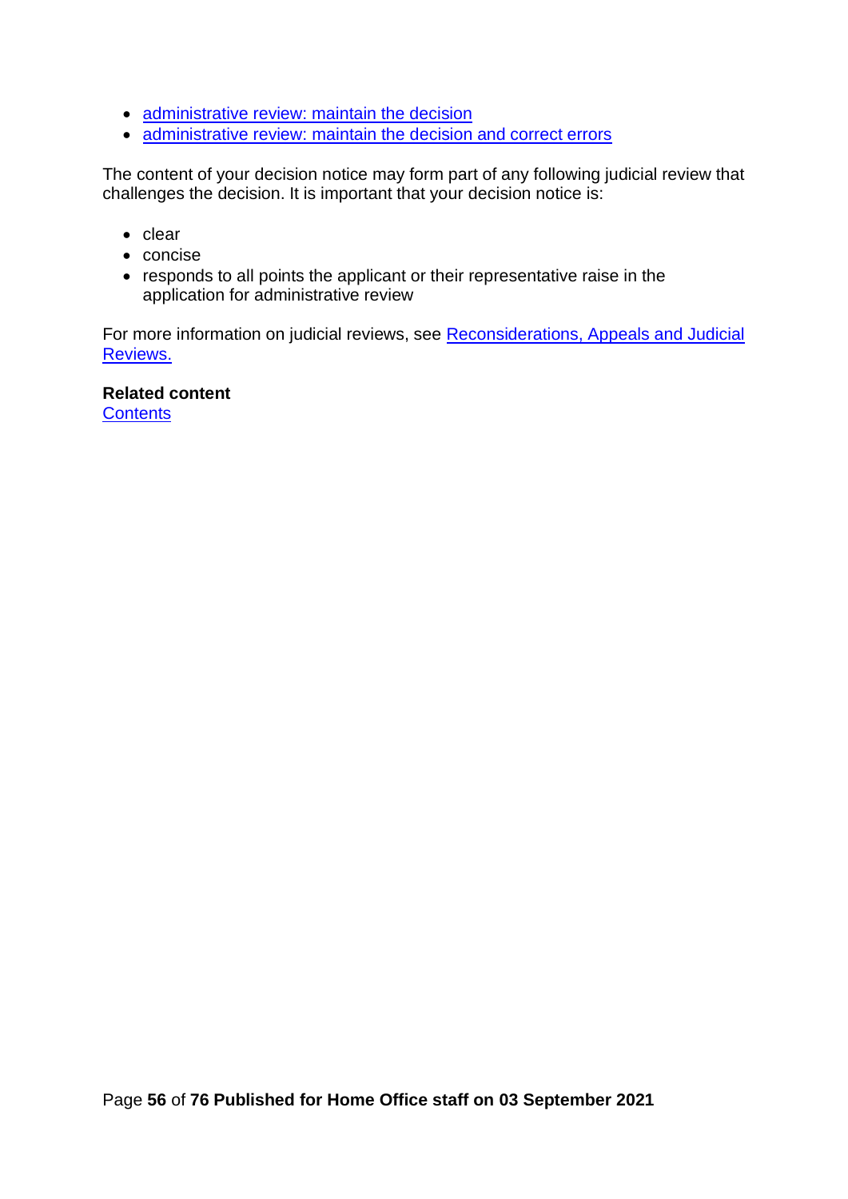- administrative review: maintain the decision
- administrative review: maintain the decision and correct errors

The content of your decision notice may form part of any following judicial review that challenges the decision. It is important that your decision notice is:

- clear
- concise
- responds to all points the applicant or their representative raise in the application for administrative review

For more information on judicial reviews, see Reconsiderations, Appeals and Judicial Reviews.

**Related content**
Contents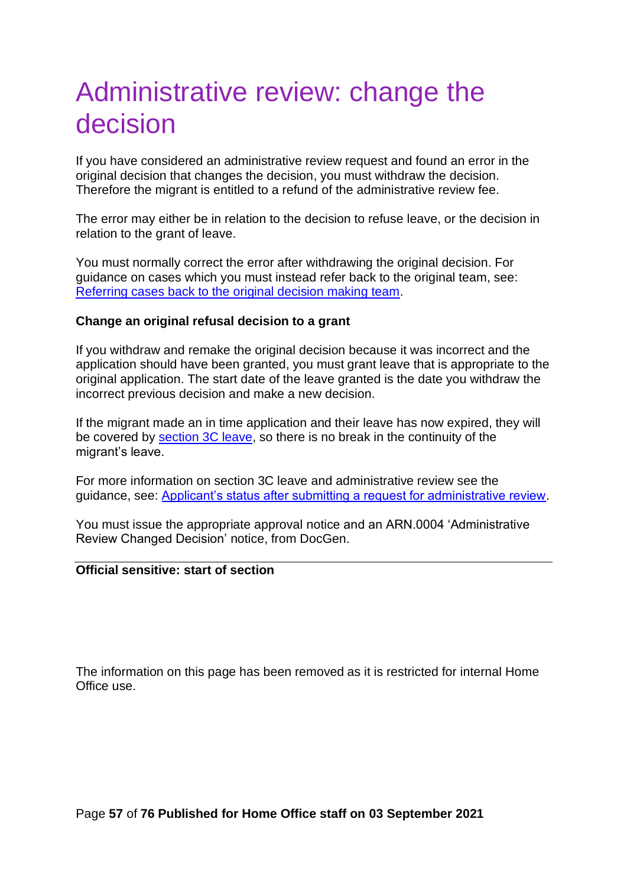# Administrative review: change the decision

If you have considered an administrative review request and found an error in the original decision that changes the decision, you must withdraw the decision. Therefore the migrant is entitled to a refund of the administrative review fee.

The error may either be in relation to the decision to refuse leave, or the decision in relation to the grant of leave.

You must normally correct the error after withdrawing the original decision. For guidance on cases which you must instead refer back to the original team, see: Referring cases back to the original decision making team.

**Change an original refusal decision to a grant**

If you withdraw and remake the original decision because it was incorrect and the application should have been granted, you must grant leave that is appropriate to the original application. The start date of the leave granted is the date you withdraw the incorrect previous decision and make a new decision.

If the migrant made an in time application and their leave has now expired, they will be covered by section 3C leave, so there is no break in the continuity of the migrant's leave.

For more information on section 3C leave and administrative review see the guidance, see: Applicant's status after submitting a request for administrative review.

You must issue the appropriate approval notice and an ARN.0004 'Administrative Review Changed Decision' notice, from DocGen.

---

**Official sensitive: start of section**

The information on this page has been removed as it is restricted for internal Home Office use.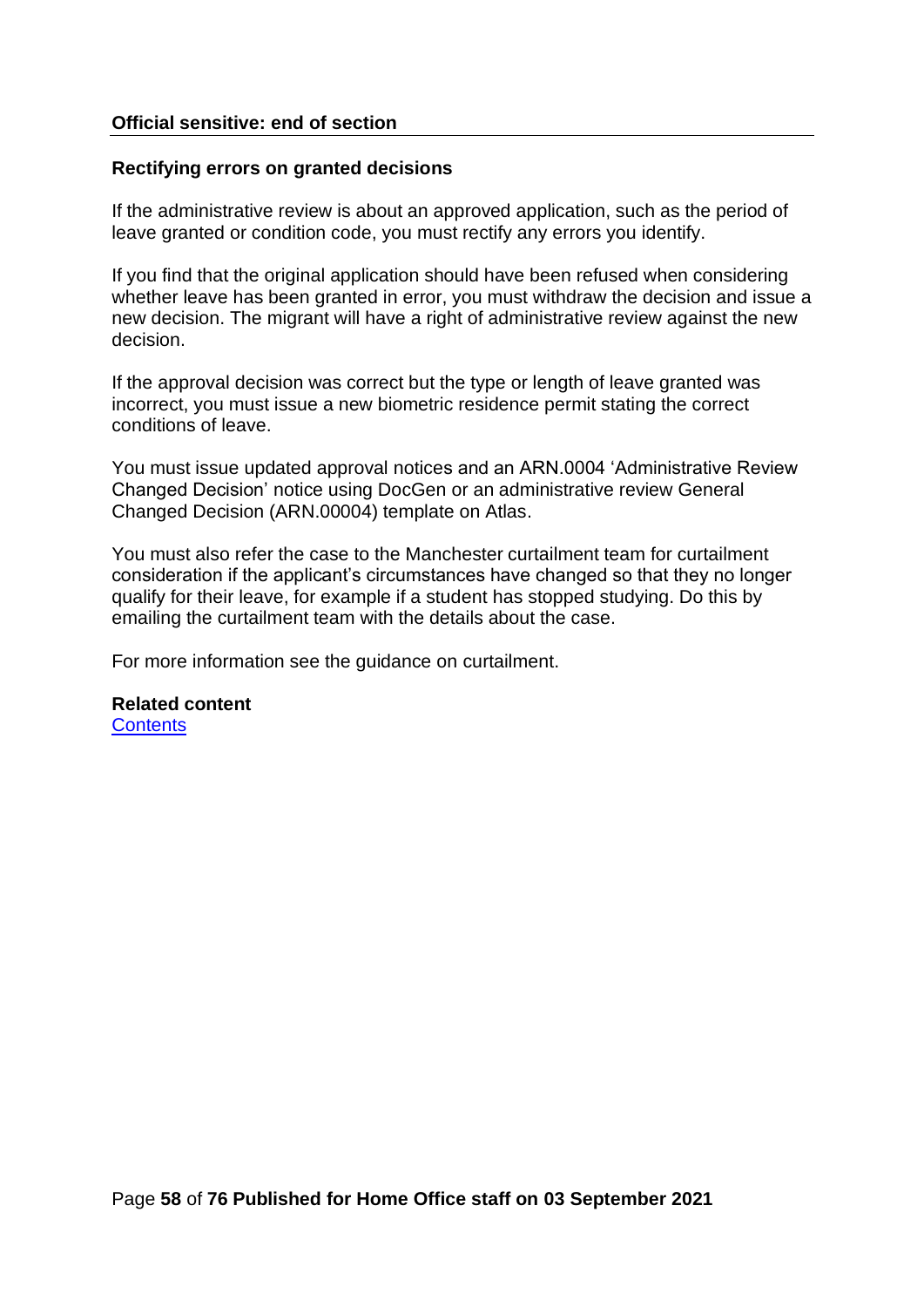**Official sensitive: end of section**

---

**Rectifying errors on granted decisions**

If the administrative review is about an approved application, such as the period of leave granted or condition code, you must rectify any errors you identify.

If you find that the original application should have been refused when considering whether leave has been granted in error, you must withdraw the decision and issue a new decision. The migrant will have a right of administrative review against the new decision.

If the approval decision was correct but the type or length of leave granted was incorrect, you must issue a new biometric residence permit stating the correct conditions of leave.

You must issue updated approval notices and an ARN.0004 'Administrative Review Changed Decision' notice using DocGen or an administrative review General Changed Decision (ARN.00004) template on Atlas.

You must also refer the case to the Manchester curtailment team for curtailment consideration if the applicant's circumstances have changed so that they no longer qualify for their leave, for example if a student has stopped studying. Do this by emailing the curtailment team with the details about the case.

For more information see the guidance on curtailment.

**Related content**
Contents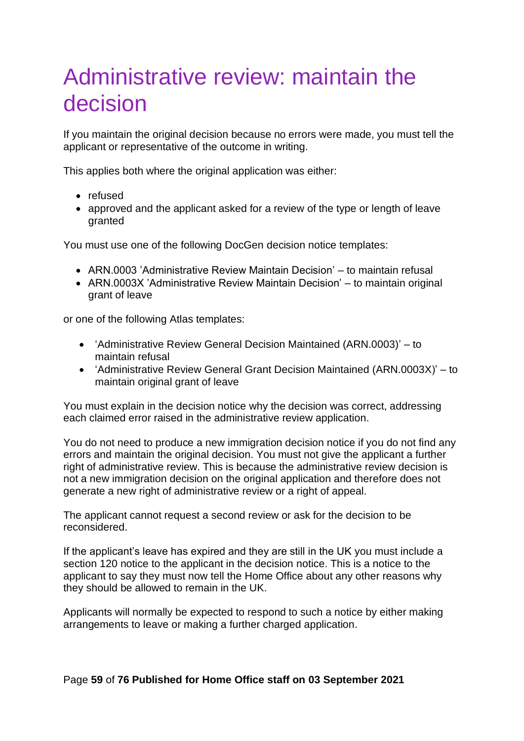# Administrative review: maintain the decision

If you maintain the original decision because no errors were made, you must tell the applicant or representative of the outcome in writing.

This applies both where the original application was either:

- refused
- approved and the applicant asked for a review of the type or length of leave granted

You must use one of the following DocGen decision notice templates:

- ARN.0003 'Administrative Review Maintain Decision' – to maintain refusal
- ARN.0003X 'Administrative Review Maintain Decision' – to maintain original grant of leave

or one of the following Atlas templates:

- 'Administrative Review General Decision Maintained (ARN.0003)' – to maintain refusal
- 'Administrative Review General Grant Decision Maintained (ARN.0003X)' – to maintain original grant of leave

You must explain in the decision notice why the decision was correct, addressing each claimed error raised in the administrative review application.

You do not need to produce a new immigration decision notice if you do not find any errors and maintain the original decision. You must not give the applicant a further right of administrative review. This is because the administrative review decision is not a new immigration decision on the original application and therefore does not generate a new right of administrative review or a right of appeal.

The applicant cannot request a second review or ask for the decision to be reconsidered.

If the applicant's leave has expired and they are still in the UK you must include a section 120 notice to the applicant in the decision notice. This is a notice to the applicant to say they must now tell the Home Office about any other reasons why they should be allowed to remain in the UK.

Applicants will normally be expected to respond to such a notice by either making arrangements to leave or making a further charged application.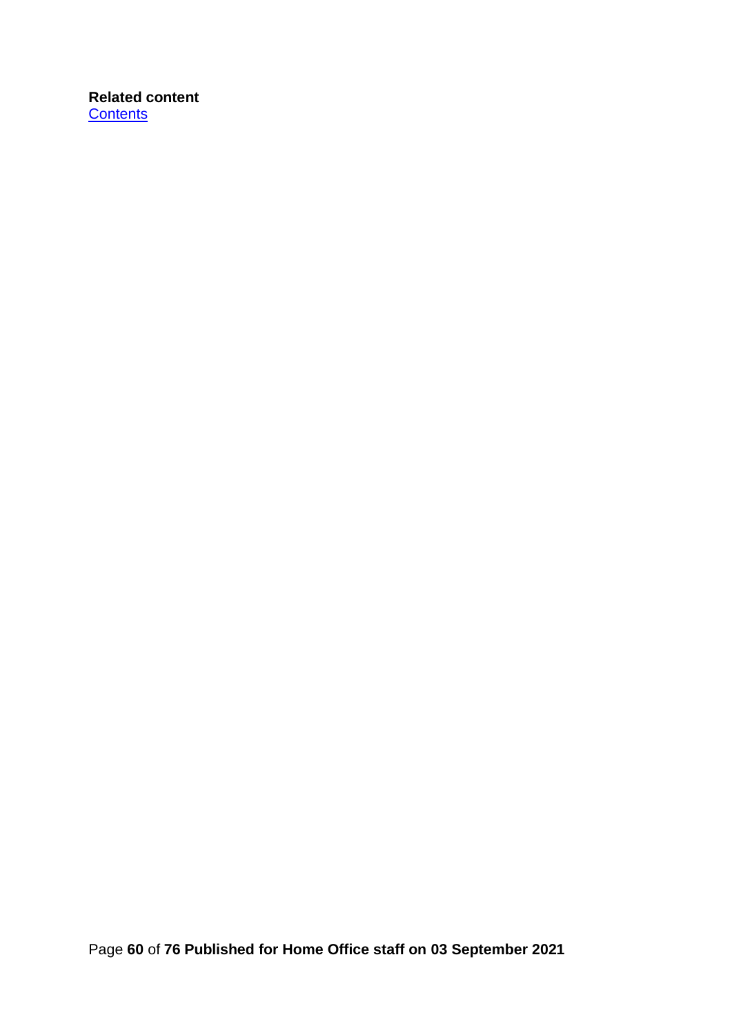**Related content**
[Contents]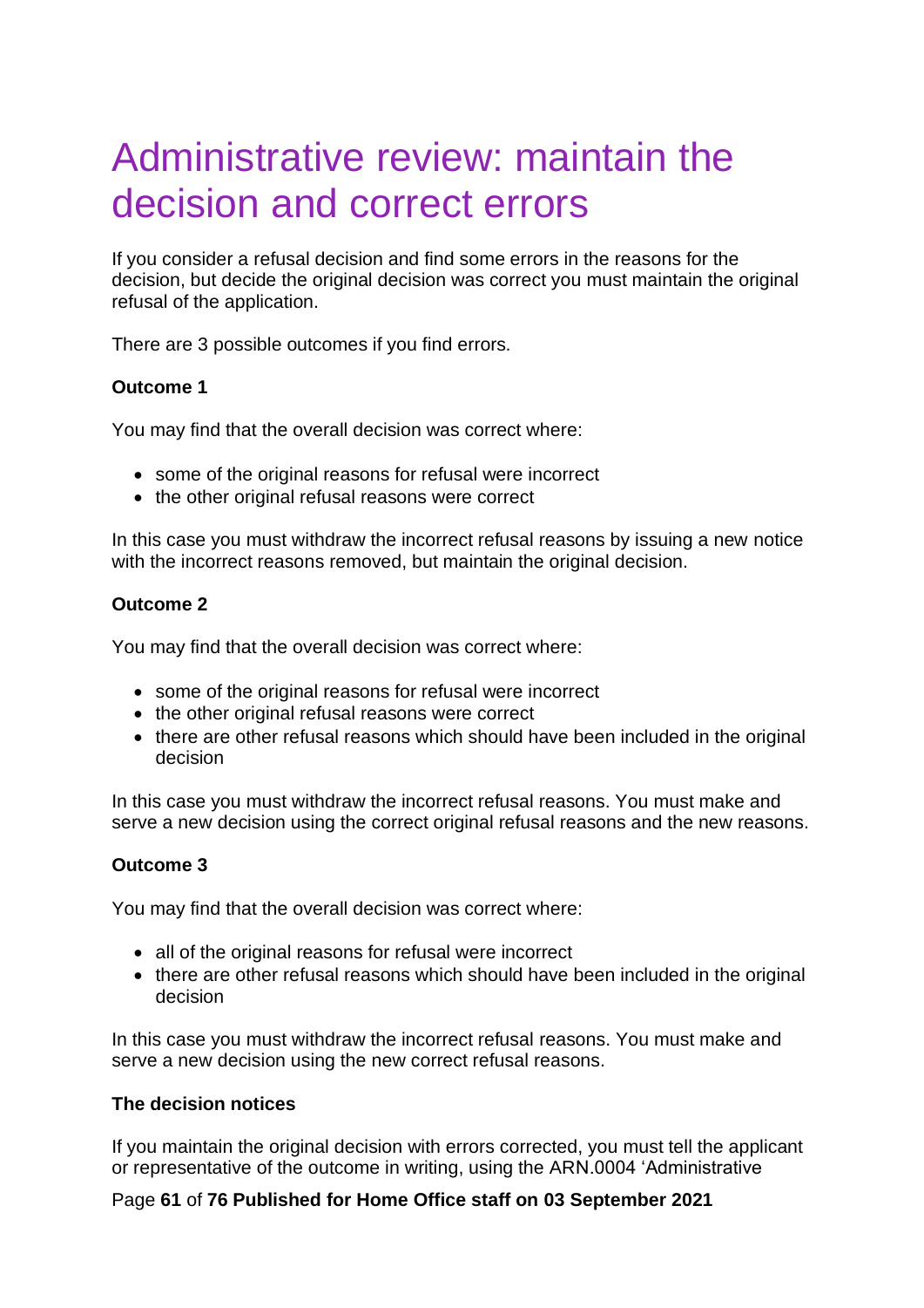# Administrative review: maintain the decision and correct errors

If you consider a refusal decision and find some errors in the reasons for the decision, but decide the original decision was correct you must maintain the original refusal of the application.

There are 3 possible outcomes if you find errors.

**Outcome 1**

You may find that the overall decision was correct where:

- some of the original reasons for refusal were incorrect
- the other original refusal reasons were correct

In this case you must withdraw the incorrect refusal reasons by issuing a new notice with the incorrect reasons removed, but maintain the original decision.

**Outcome 2**

You may find that the overall decision was correct where:

- some of the original reasons for refusal were incorrect
- the other original refusal reasons were correct
- there are other refusal reasons which should have been included in the original decision

In this case you must withdraw the incorrect refusal reasons. You must make and serve a new decision using the correct original refusal reasons and the new reasons.

**Outcome 3**

You may find that the overall decision was correct where:

- all of the original reasons for refusal were incorrect
- there are other refusal reasons which should have been included in the original decision

In this case you must withdraw the incorrect refusal reasons. You must make and serve a new decision using the new correct refusal reasons.

**The decision notices**

If you maintain the original decision with errors corrected, you must tell the applicant or representative of the outcome in writing, using the ARN.0004 'Administrative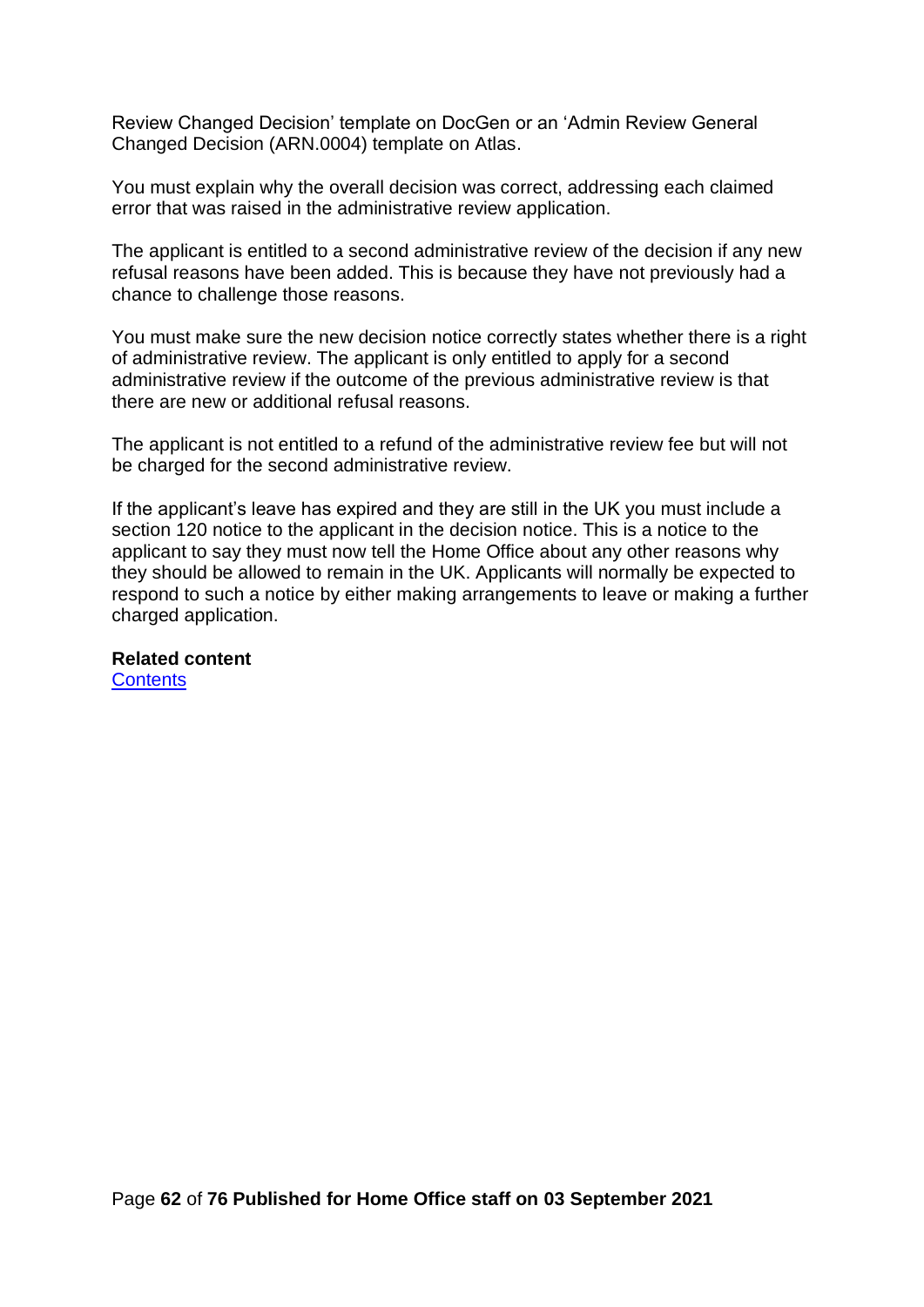Review Changed Decision' template on DocGen or an 'Admin Review General Changed Decision (ARN.0004) template on Atlas.

You must explain why the overall decision was correct, addressing each claimed error that was raised in the administrative review application.

The applicant is entitled to a second administrative review of the decision if any new refusal reasons have been added. This is because they have not previously had a chance to challenge those reasons.

You must make sure the new decision notice correctly states whether there is a right of administrative review. The applicant is only entitled to apply for a second administrative review if the outcome of the previous administrative review is that there are new or additional refusal reasons.

The applicant is not entitled to a refund of the administrative review fee but will not be charged for the second administrative review.

If the applicant's leave has expired and they are still in the UK you must include a section 120 notice to the applicant in the decision notice. This is a notice to the applicant to say they must now tell the Home Office about any other reasons why they should be allowed to remain in the UK. Applicants will normally be expected to respond to such a notice by either making arrangements to leave or making a further charged application.

**Related content**
Contents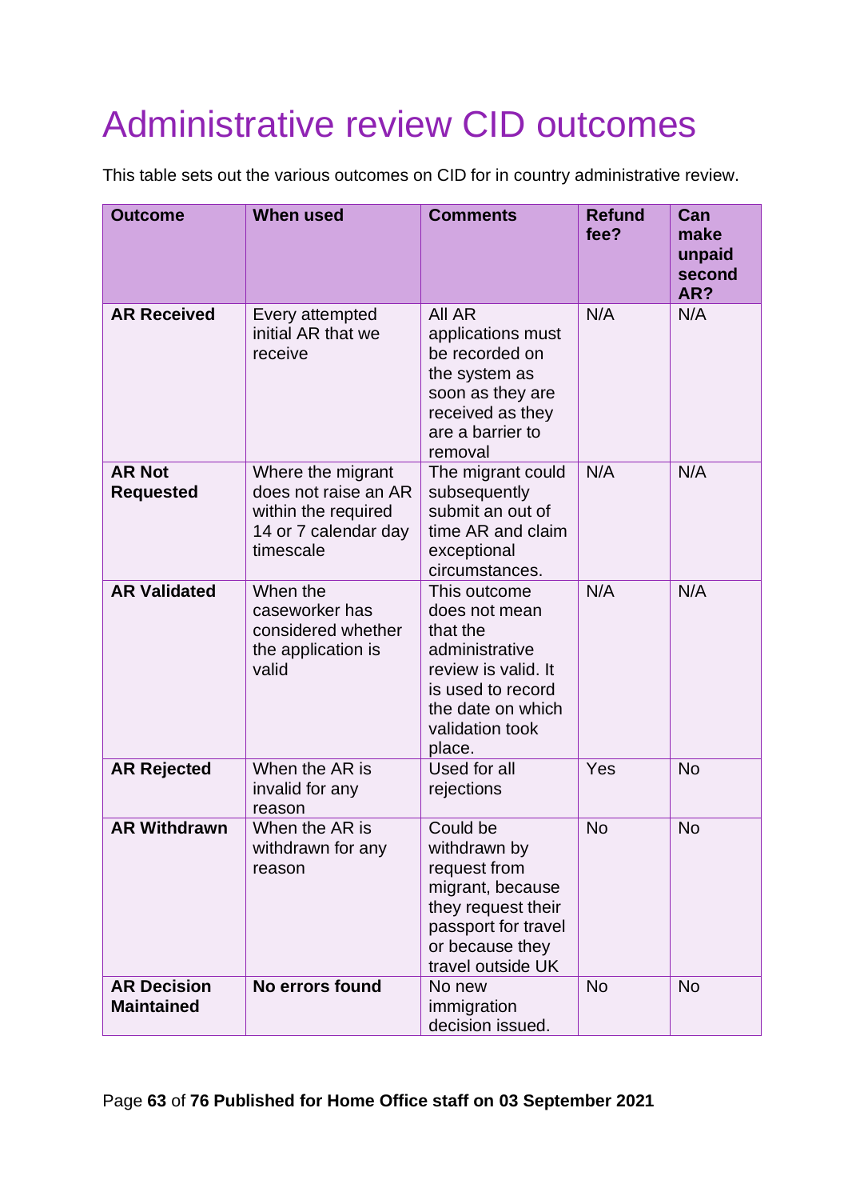# Administrative review CID outcomes

This table sets out the various outcomes on CID for in country administrative review.

| Outcome | When used | Comments | Refund fee? | Can make unpaid second AR? |
|---|---|---|---|---|
| **AR Received** | Every attempted initial AR that we receive | All AR applications must be recorded on the system as soon as they are received as they are a barrier to removal | N/A | N/A |
| **AR Not Requested** | Where the migrant does not raise an AR within the required 14 or 7 calendar day timescale | The migrant could subsequently submit an out of time AR and claim exceptional circumstances. | N/A | N/A |
| **AR Validated** | When the caseworker has considered whether the application is valid | This outcome does not mean that the administrative review is valid. It is used to record the date on which validation took place. | N/A | N/A |
| **AR Rejected** | When the AR is invalid for any reason | Used for all rejections | Yes | No |
| **AR Withdrawn** | When the AR is withdrawn for any reason | Could be withdrawn by request from migrant, because they request their passport for travel or because they travel outside UK | No | No |
| **AR Decision Maintained** | **No errors found** | No new immigration decision issued. | No | No |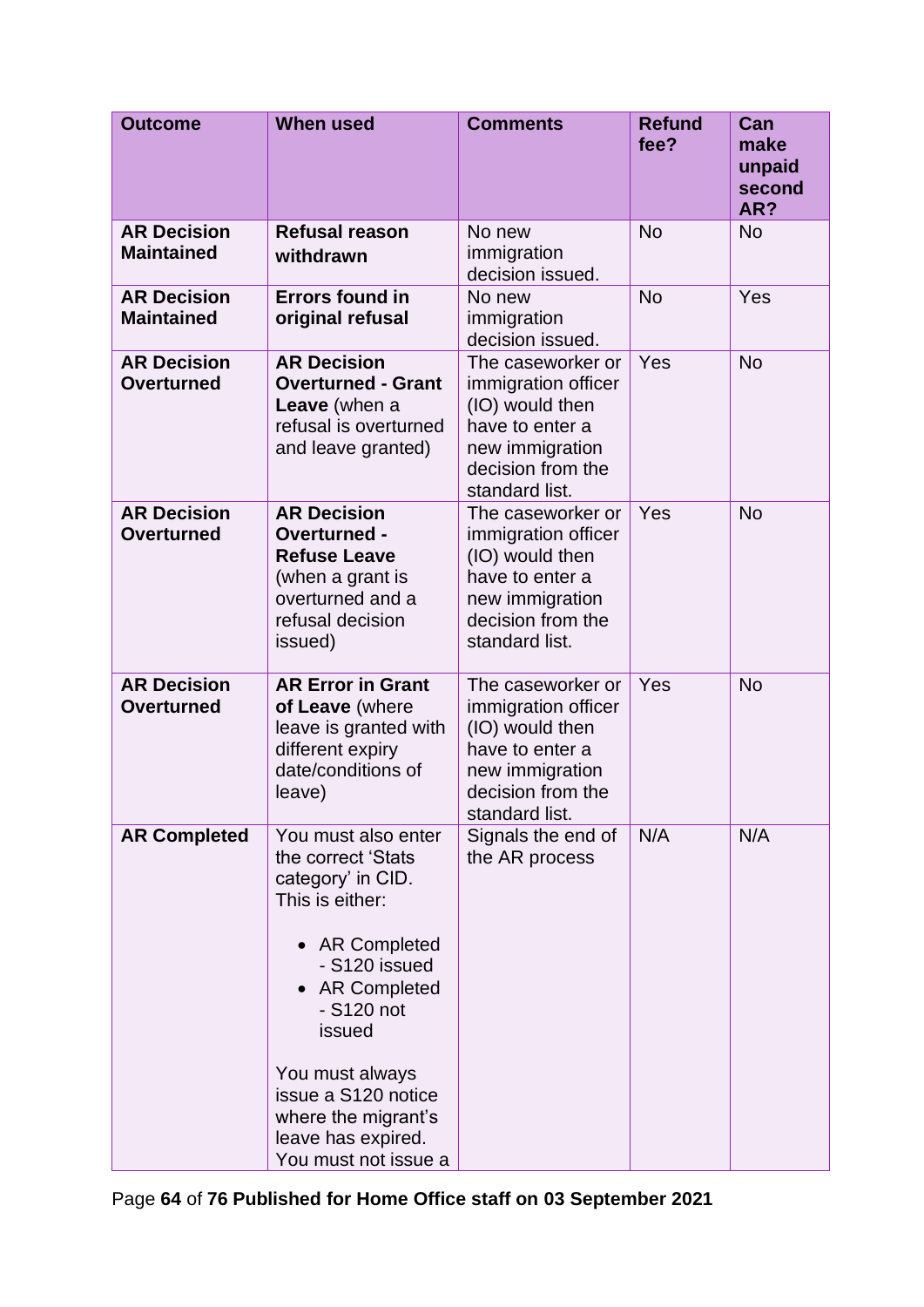| Outcome | When used | Comments | Refund fee? | Can make unpaid second AR? |
|---|---|---|---|---|
| **AR Decision Maintained** | **Refusal reason withdrawn** | No new immigration decision issued. | No | No |
| **AR Decision Maintained** | **Errors found in original refusal** | No new immigration decision issued. | No | Yes |
| **AR Decision Overturned** | **AR Decision Overturned - Grant Leave** (when a refusal is overturned and leave granted) | The caseworker or immigration officer (IO) would then have to enter a new immigration decision from the standard list. | Yes | No |
| **AR Decision Overturned** | **AR Decision Overturned - Refuse Leave** (when a grant is overturned and a refusal decision issued) | The caseworker or immigration officer (IO) would then have to enter a new immigration decision from the standard list. | Yes | No |
| **AR Decision Overturned** | **AR Error in Grant of Leave** (where leave is granted with different expiry date/conditions of leave) | The caseworker or immigration officer (IO) would then have to enter a new immigration decision from the standard list. | Yes | No |
| **AR Completed** | You must also enter the correct 'Stats category' in CID. This is either:<br><br>• AR Completed - S120 issued<br>• AR Completed - S120 not issued<br><br>You must always issue a S120 notice where the migrant's leave has expired. You must not issue a | Signals the end of the AR process | N/A | N/A |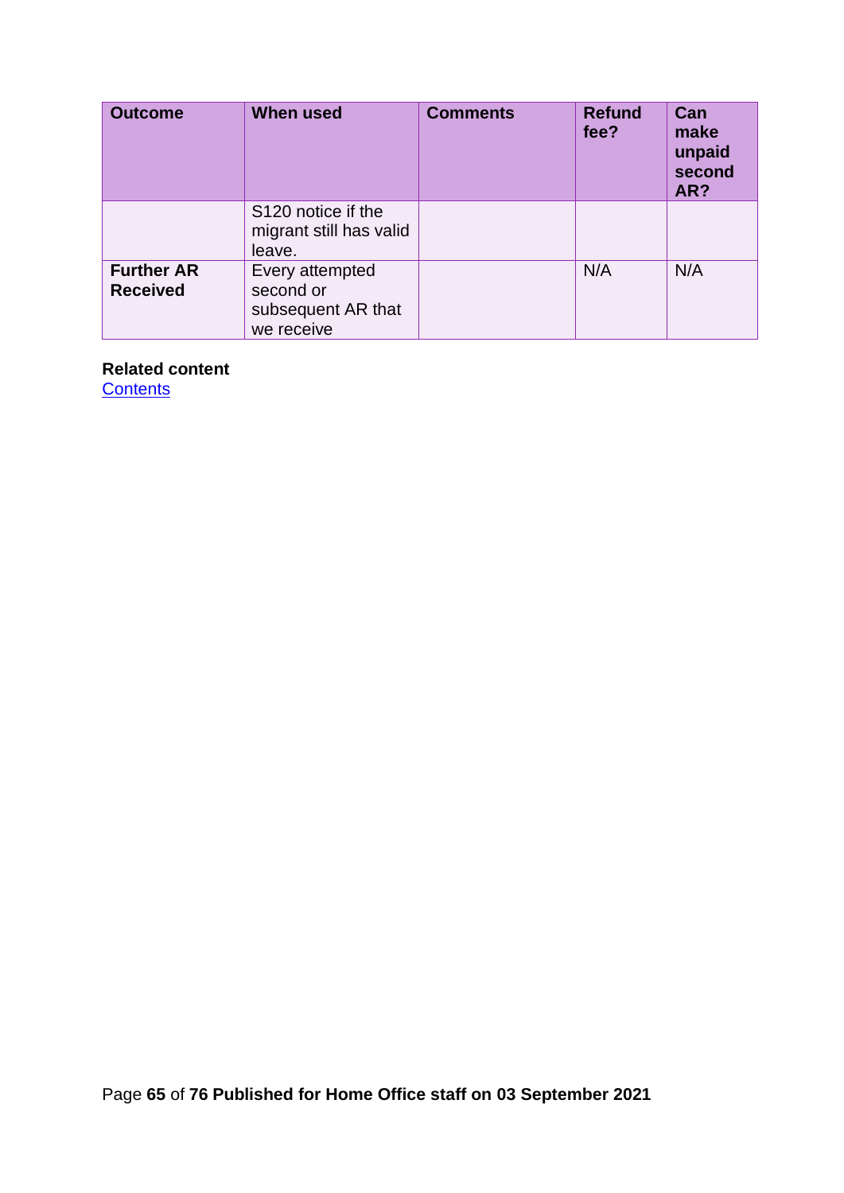| Outcome | When used | Comments | Refund fee? | Can make unpaid second AR? |
|---|---|---|---|---|
| | S120 notice if the migrant still has valid leave. | | | |
| **Further AR Received** | Every attempted second or subsequent AR that we receive | | N/A | N/A |

**Related content**
Contents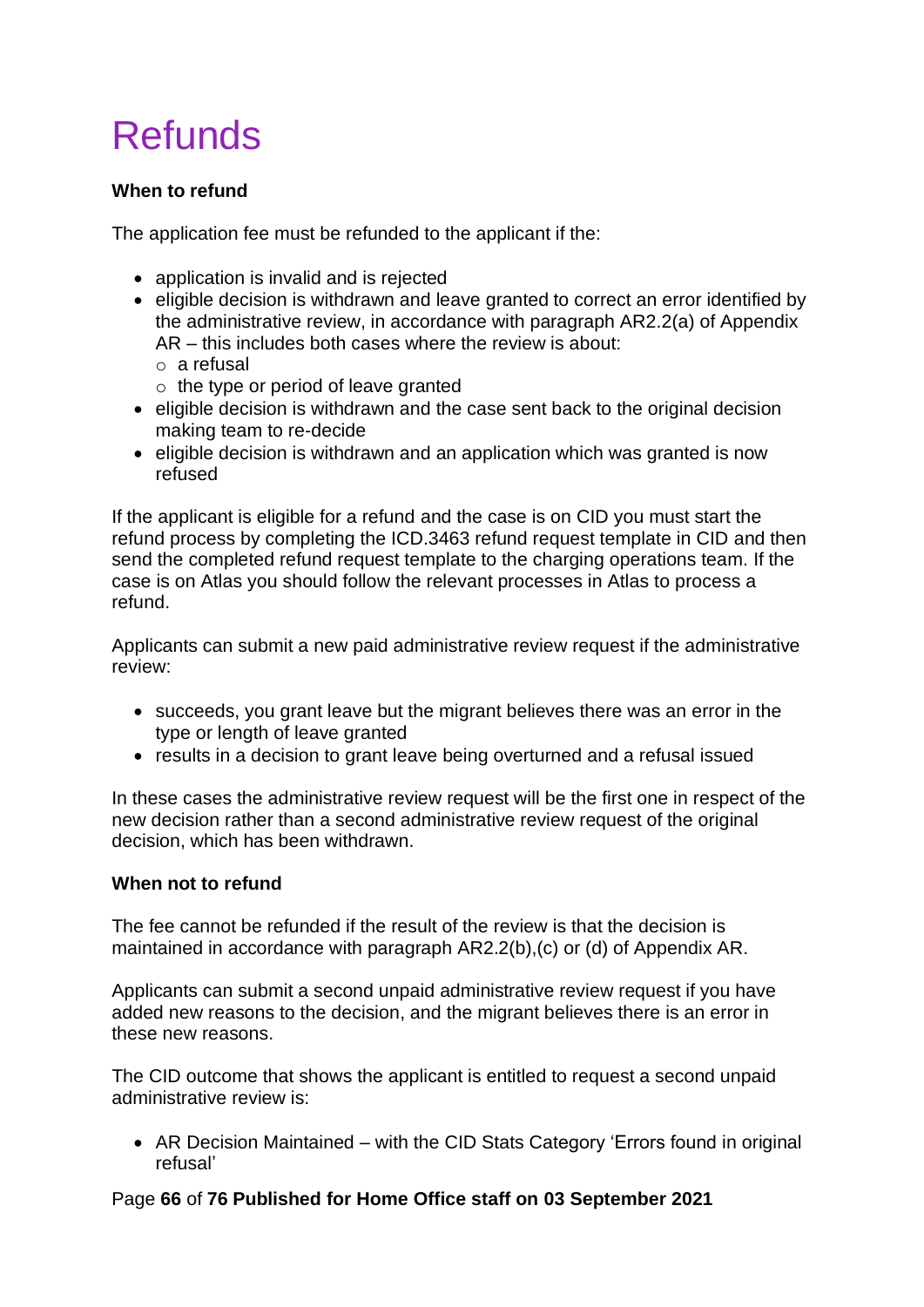# Refunds

**When to refund**

The application fee must be refunded to the applicant if the:

- application is invalid and is rejected
- eligible decision is withdrawn and leave granted to correct an error identified by the administrative review, in accordance with paragraph AR2.2(a) of Appendix AR – this includes both cases where the review is about:
  - a refusal
  - the type or period of leave granted
- eligible decision is withdrawn and the case sent back to the original decision making team to re-decide
- eligible decision is withdrawn and an application which was granted is now refused

If the applicant is eligible for a refund and the case is on CID you must start the refund process by completing the ICD.3463 refund request template in CID and then send the completed refund request template to the charging operations team. If the case is on Atlas you should follow the relevant processes in Atlas to process a refund.

Applicants can submit a new paid administrative review request if the administrative review:

- succeeds, you grant leave but the migrant believes there was an error in the type or length of leave granted
- results in a decision to grant leave being overturned and a refusal issued

In these cases the administrative review request will be the first one in respect of the new decision rather than a second administrative review request of the original decision, which has been withdrawn.

**When not to refund**

The fee cannot be refunded if the result of the review is that the decision is maintained in accordance with paragraph AR2.2(b),(c) or (d) of Appendix AR.

Applicants can submit a second unpaid administrative review request if you have added new reasons to the decision, and the migrant believes there is an error in these new reasons.

The CID outcome that shows the applicant is entitled to request a second unpaid administrative review is:

- AR Decision Maintained – with the CID Stats Category 'Errors found in original refusal'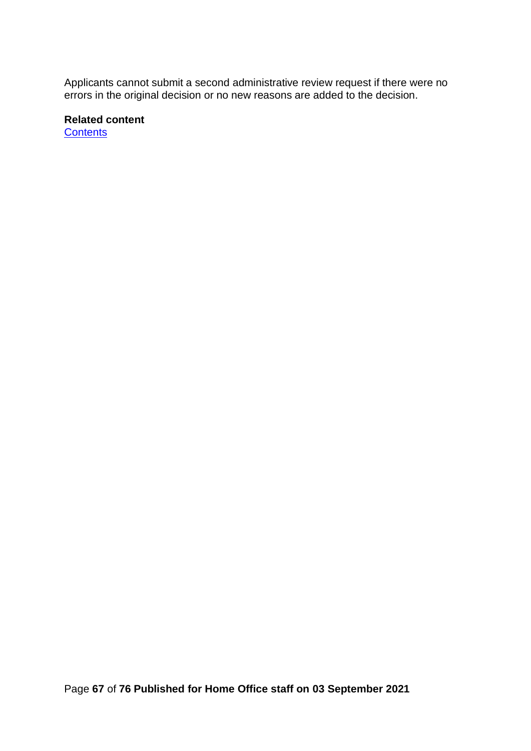Applicants cannot submit a second administrative review request if there were no errors in the original decision or no new reasons are added to the decision.

**Related content**
Contents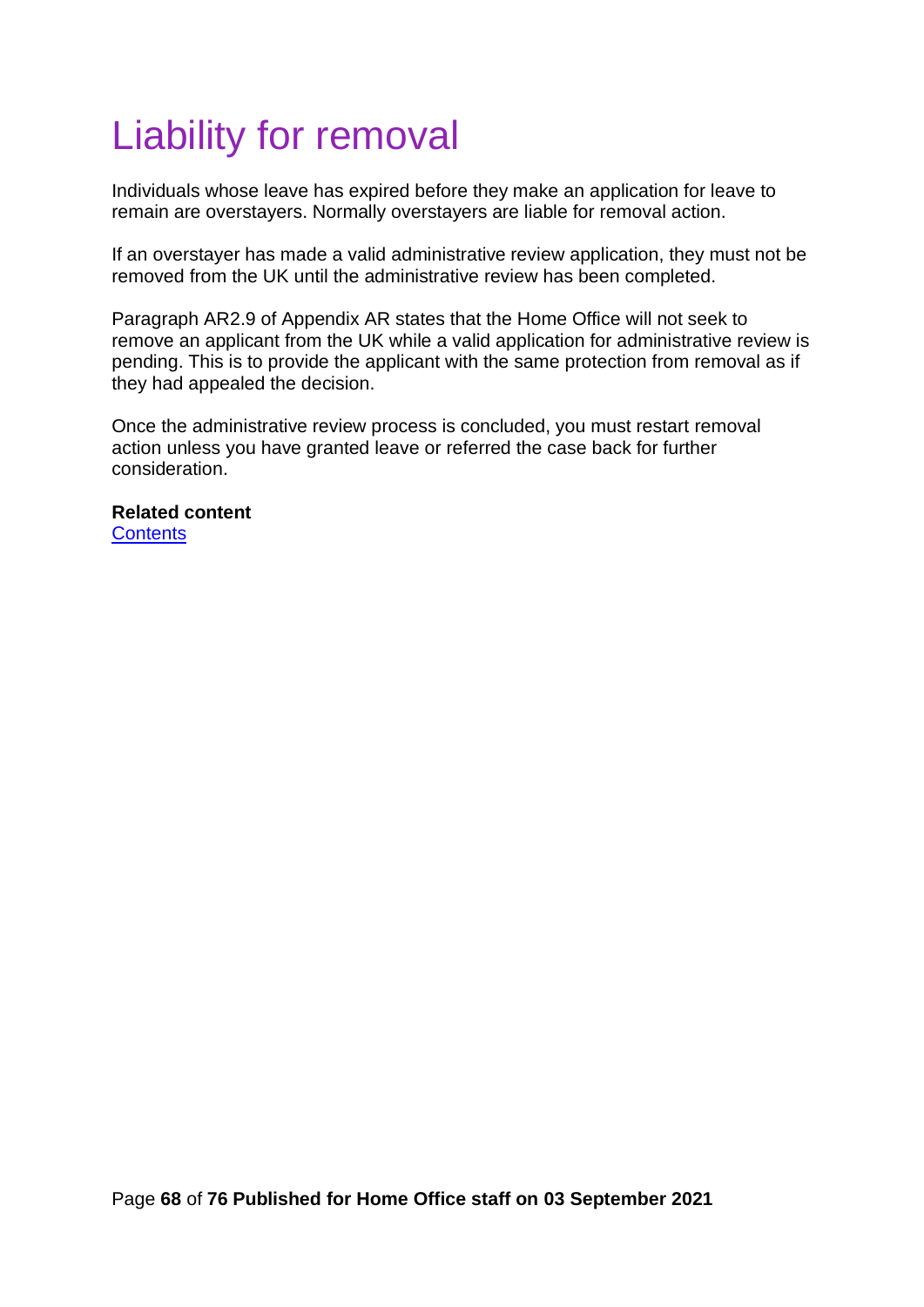# Liability for removal

Individuals whose leave has expired before they make an application for leave to remain are overstayers. Normally overstayers are liable for removal action.

If an overstayer has made a valid administrative review application, they must not be removed from the UK until the administrative review has been completed.

Paragraph AR2.9 of Appendix AR states that the Home Office will not seek to remove an applicant from the UK while a valid application for administrative review is pending. This is to provide the applicant with the same protection from removal as if they had appealed the decision.

Once the administrative review process is concluded, you must restart removal action unless you have granted leave or referred the case back for further consideration.

**Related content**
Contents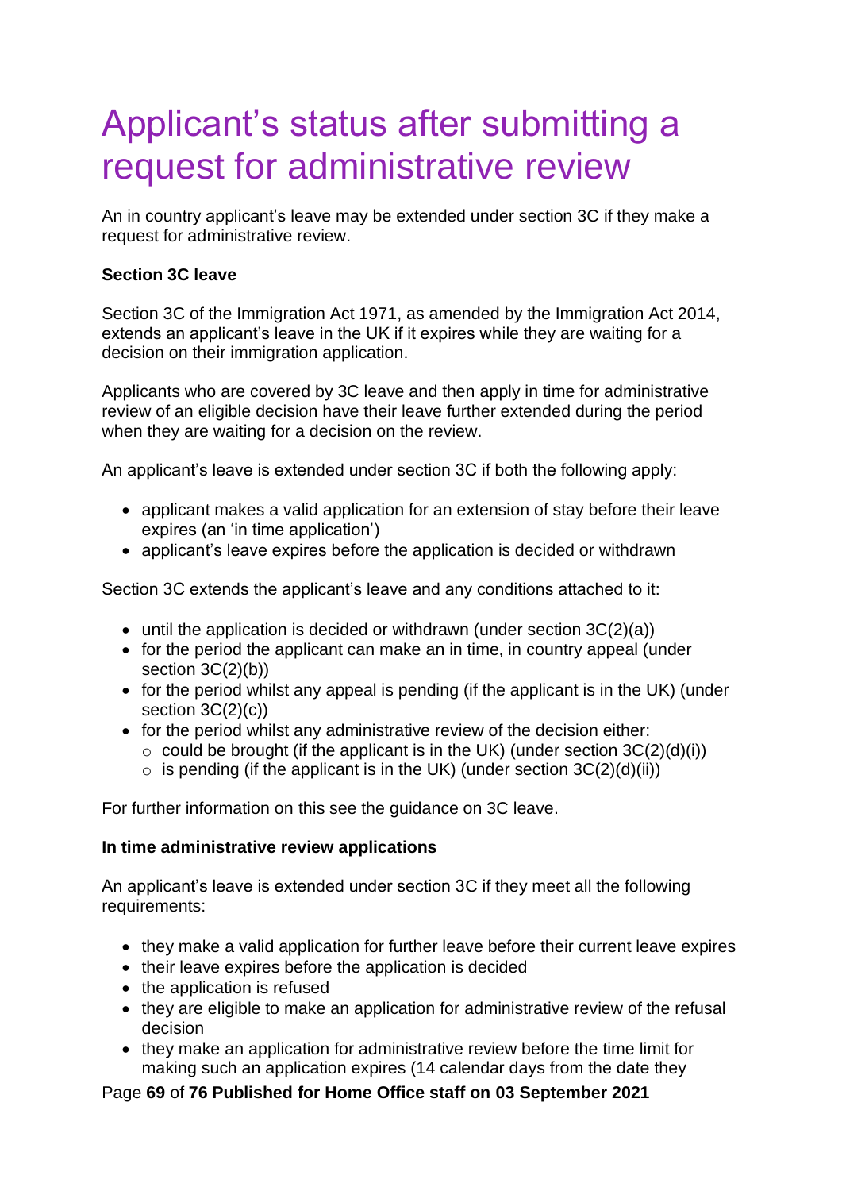# Applicant’s status after submitting a request for administrative review

An in country applicant’s leave may be extended under section 3C if they make a request for administrative review.

**Section 3C leave**

Section 3C of the Immigration Act 1971, as amended by the Immigration Act 2014, extends an applicant’s leave in the UK if it expires while they are waiting for a decision on their immigration application.

Applicants who are covered by 3C leave and then apply in time for administrative review of an eligible decision have their leave further extended during the period when they are waiting for a decision on the review.

An applicant’s leave is extended under section 3C if both the following apply:

- applicant makes a valid application for an extension of stay before their leave expires (an ‘in time application’)
- applicant’s leave expires before the application is decided or withdrawn

Section 3C extends the applicant’s leave and any conditions attached to it:

- until the application is decided or withdrawn (under section 3C(2)(a))
- for the period the applicant can make an in time, in country appeal (under section 3C(2)(b))
- for the period whilst any appeal is pending (if the applicant is in the UK) (under section 3C(2)(c))
- for the period whilst any administrative review of the decision either:
  - could be brought (if the applicant is in the UK) (under section 3C(2)(d)(i))
  - is pending (if the applicant is in the UK) (under section 3C(2)(d)(ii))

For further information on this see the guidance on 3C leave.

**In time administrative review applications**

An applicant’s leave is extended under section 3C if they meet all the following requirements:

- they make a valid application for further leave before their current leave expires
- their leave expires before the application is decided
- the application is refused
- they are eligible to make an application for administrative review of the refusal decision
- they make an application for administrative review before the time limit for making such an application expires (14 calendar days from the date they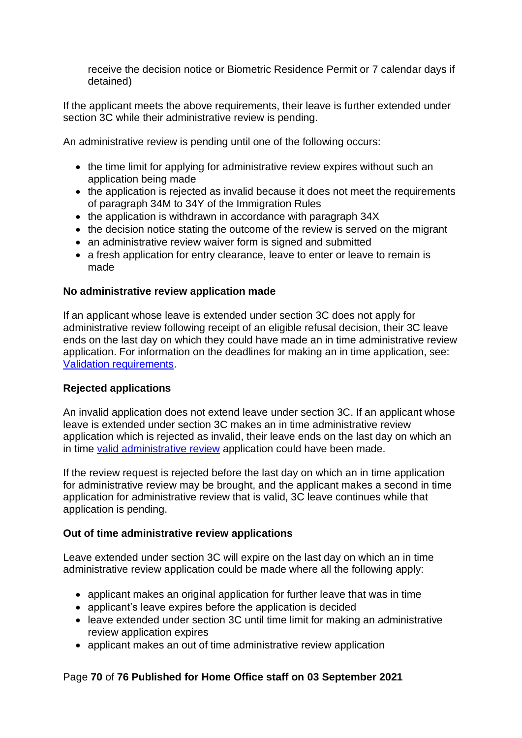receive the decision notice or Biometric Residence Permit or 7 calendar days if detained)

If the applicant meets the above requirements, their leave is further extended under section 3C while their administrative review is pending.

An administrative review is pending until one of the following occurs:

- the time limit for applying for administrative review expires without such an application being made
- the application is rejected as invalid because it does not meet the requirements of paragraph 34M to 34Y of the Immigration Rules
- the application is withdrawn in accordance with paragraph 34X
- the decision notice stating the outcome of the review is served on the migrant
- an administrative review waiver form is signed and submitted
- a fresh application for entry clearance, leave to enter or leave to remain is made

**No administrative review application made**

If an applicant whose leave is extended under section 3C does not apply for administrative review following receipt of an eligible refusal decision, their 3C leave ends on the last day on which they could have made an in time administrative review application. For information on the deadlines for making an in time application, see: Validation requirements.

**Rejected applications**

An invalid application does not extend leave under section 3C. If an applicant whose leave is extended under section 3C makes an in time administrative review application which is rejected as invalid, their leave ends on the last day on which an in time valid administrative review application could have been made.

If the review request is rejected before the last day on which an in time application for administrative review may be brought, and the applicant makes a second in time application for administrative review that is valid, 3C leave continues while that application is pending.

**Out of time administrative review applications**

Leave extended under section 3C will expire on the last day on which an in time administrative review application could be made where all the following apply:

- applicant makes an original application for further leave that was in time
- applicant's leave expires before the application is decided
- leave extended under section 3C until time limit for making an administrative review application expires
- applicant makes an out of time administrative review application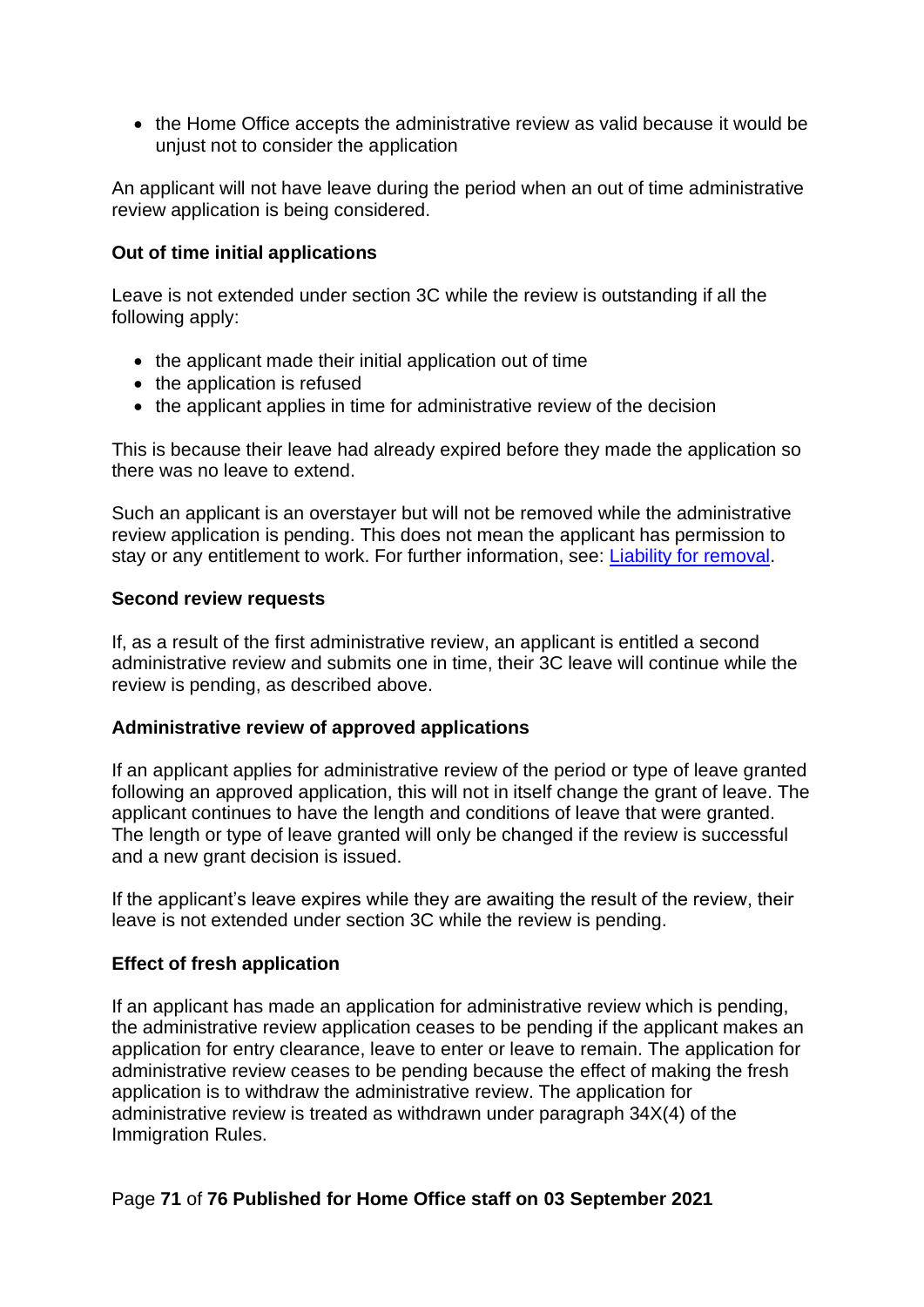- the Home Office accepts the administrative review as valid because it would be unjust not to consider the application

An applicant will not have leave during the period when an out of time administrative review application is being considered.

**Out of time initial applications**

Leave is not extended under section 3C while the review is outstanding if all the following apply:

- the applicant made their initial application out of time
- the application is refused
- the applicant applies in time for administrative review of the decision

This is because their leave had already expired before they made the application so there was no leave to extend.

Such an applicant is an overstayer but will not be removed while the administrative review application is pending. This does not mean the applicant has permission to stay or any entitlement to work. For further information, see: [Liability for removal](#).

**Second review requests**

If, as a result of the first administrative review, an applicant is entitled a second administrative review and submits one in time, their 3C leave will continue while the review is pending, as described above.

**Administrative review of approved applications**

If an applicant applies for administrative review of the period or type of leave granted following an approved application, this will not in itself change the grant of leave. The applicant continues to have the length and conditions of leave that were granted. The length or type of leave granted will only be changed if the review is successful and a new grant decision is issued.

If the applicant's leave expires while they are awaiting the result of the review, their leave is not extended under section 3C while the review is pending.

**Effect of fresh application**

If an applicant has made an application for administrative review which is pending, the administrative review application ceases to be pending if the applicant makes an application for entry clearance, leave to enter or leave to remain. The application for administrative review ceases to be pending because the effect of making the fresh application is to withdraw the administrative review. The application for administrative review is treated as withdrawn under paragraph 34X(4) of the Immigration Rules.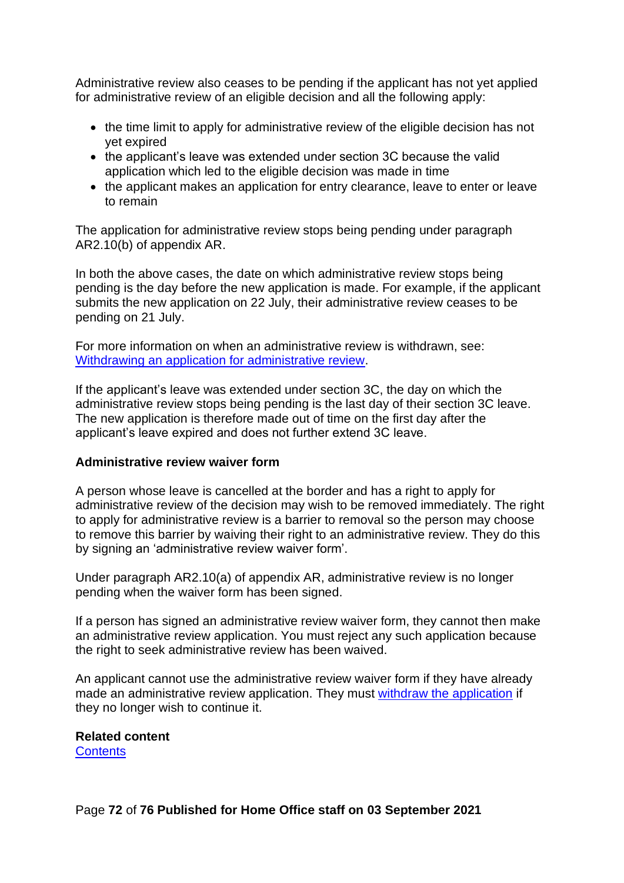Administrative review also ceases to be pending if the applicant has not yet applied for administrative review of an eligible decision and all the following apply:

- the time limit to apply for administrative review of the eligible decision has not yet expired
- the applicant's leave was extended under section 3C because the valid application which led to the eligible decision was made in time
- the applicant makes an application for entry clearance, leave to enter or leave to remain

The application for administrative review stops being pending under paragraph AR2.10(b) of appendix AR.

In both the above cases, the date on which administrative review stops being pending is the day before the new application is made. For example, if the applicant submits the new application on 22 July, their administrative review ceases to be pending on 21 July.

For more information on when an administrative review is withdrawn, see: [Withdrawing an application for administrative review](#).

If the applicant's leave was extended under section 3C, the day on which the administrative review stops being pending is the last day of their section 3C leave. The new application is therefore made out of time on the first day after the applicant's leave expired and does not further extend 3C leave.

**Administrative review waiver form**

A person whose leave is cancelled at the border and has a right to apply for administrative review of the decision may wish to be removed immediately. The right to apply for administrative review is a barrier to removal so the person may choose to remove this barrier by waiving their right to an administrative review. They do this by signing an 'administrative review waiver form'.

Under paragraph AR2.10(a) of appendix AR, administrative review is no longer pending when the waiver form has been signed.

If a person has signed an administrative review waiver form, they cannot then make an administrative review application. You must reject any such application because the right to seek administrative review has been waived.

An applicant cannot use the administrative review waiver form if they have already made an administrative review application. They must [withdraw the application](#) if they no longer wish to continue it.

**Related content**
[Contents](#)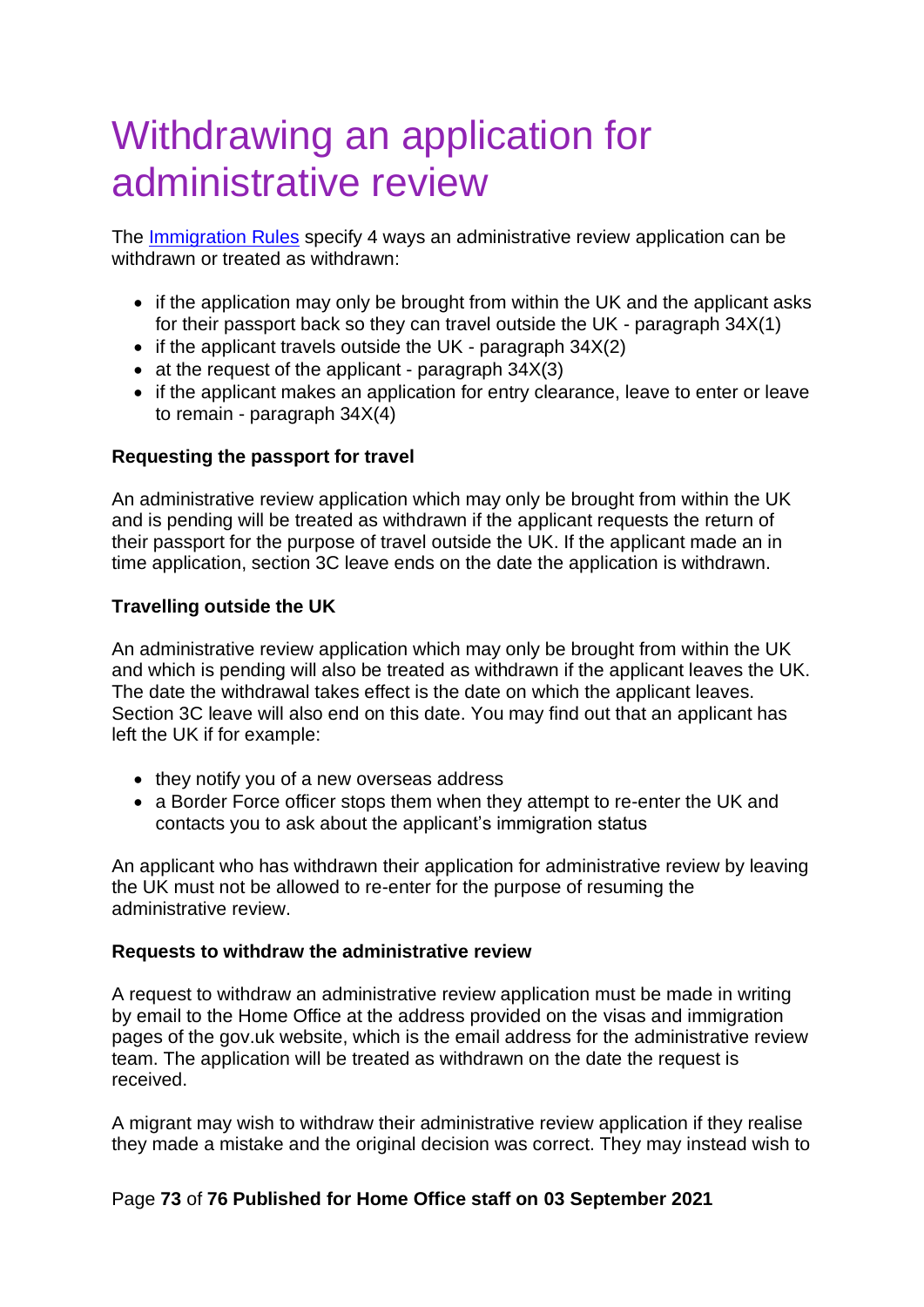# Withdrawing an application for administrative review

The [Immigration Rules](#) specify 4 ways an administrative review application can be withdrawn or treated as withdrawn:

- if the application may only be brought from within the UK and the applicant asks for their passport back so they can travel outside the UK - paragraph 34X(1)
- if the applicant travels outside the UK - paragraph 34X(2)
- at the request of the applicant - paragraph 34X(3)
- if the applicant makes an application for entry clearance, leave to enter or leave to remain - paragraph 34X(4)

**Requesting the passport for travel**

An administrative review application which may only be brought from within the UK and is pending will be treated as withdrawn if the applicant requests the return of their passport for the purpose of travel outside the UK. If the applicant made an in time application, section 3C leave ends on the date the application is withdrawn.

**Travelling outside the UK**

An administrative review application which may only be brought from within the UK and which is pending will also be treated as withdrawn if the applicant leaves the UK. The date the withdrawal takes effect is the date on which the applicant leaves. Section 3C leave will also end on this date. You may find out that an applicant has left the UK if for example:

- they notify you of a new overseas address
- a Border Force officer stops them when they attempt to re-enter the UK and contacts you to ask about the applicant's immigration status

An applicant who has withdrawn their application for administrative review by leaving the UK must not be allowed to re-enter for the purpose of resuming the administrative review.

**Requests to withdraw the administrative review**

A request to withdraw an administrative review application must be made in writing by email to the Home Office at the address provided on the visas and immigration pages of the gov.uk website, which is the email address for the administrative review team. The application will be treated as withdrawn on the date the request is received.

A migrant may wish to withdraw their administrative review application if they realise they made a mistake and the original decision was correct. They may instead wish to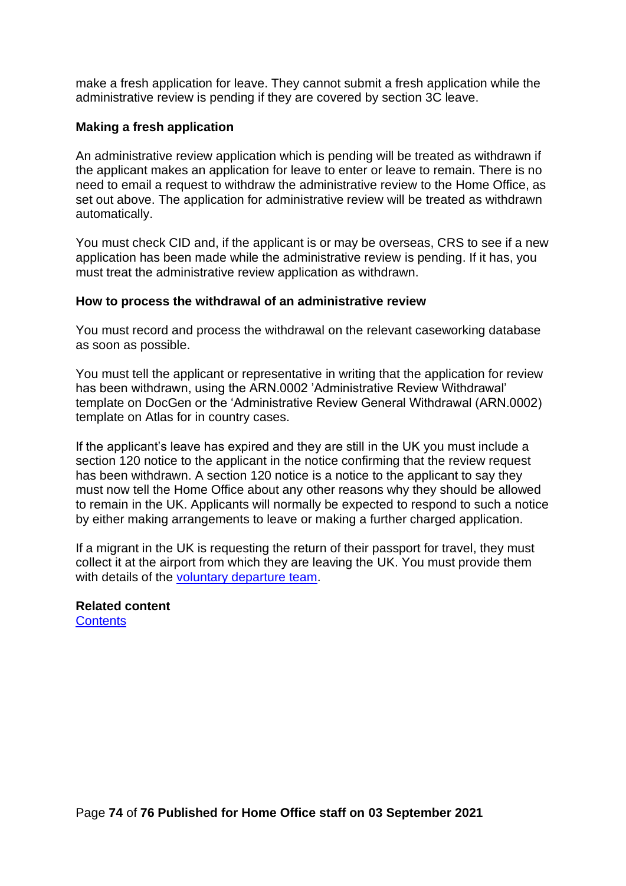make a fresh application for leave. They cannot submit a fresh application while the administrative review is pending if they are covered by section 3C leave.

**Making a fresh application**

An administrative review application which is pending will be treated as withdrawn if the applicant makes an application for leave to enter or leave to remain. There is no need to email a request to withdraw the administrative review to the Home Office, as set out above. The application for administrative review will be treated as withdrawn automatically.

You must check CID and, if the applicant is or may be overseas, CRS to see if a new application has been made while the administrative review is pending. If it has, you must treat the administrative review application as withdrawn.

**How to process the withdrawal of an administrative review**

You must record and process the withdrawal on the relevant caseworking database as soon as possible.

You must tell the applicant or representative in writing that the application for review has been withdrawn, using the ARN.0002 'Administrative Review Withdrawal' template on DocGen or the 'Administrative Review General Withdrawal (ARN.0002) template on Atlas for in country cases.

If the applicant's leave has expired and they are still in the UK you must include a section 120 notice to the applicant in the notice confirming that the review request has been withdrawn. A section 120 notice is a notice to the applicant to say they must now tell the Home Office about any other reasons why they should be allowed to remain in the UK. Applicants will normally be expected to respond to such a notice by either making arrangements to leave or making a further charged application.

If a migrant in the UK is requesting the return of their passport for travel, they must collect it at the airport from which they are leaving the UK. You must provide them with details of the [voluntary departure team](#).

**Related content**
[Contents](#)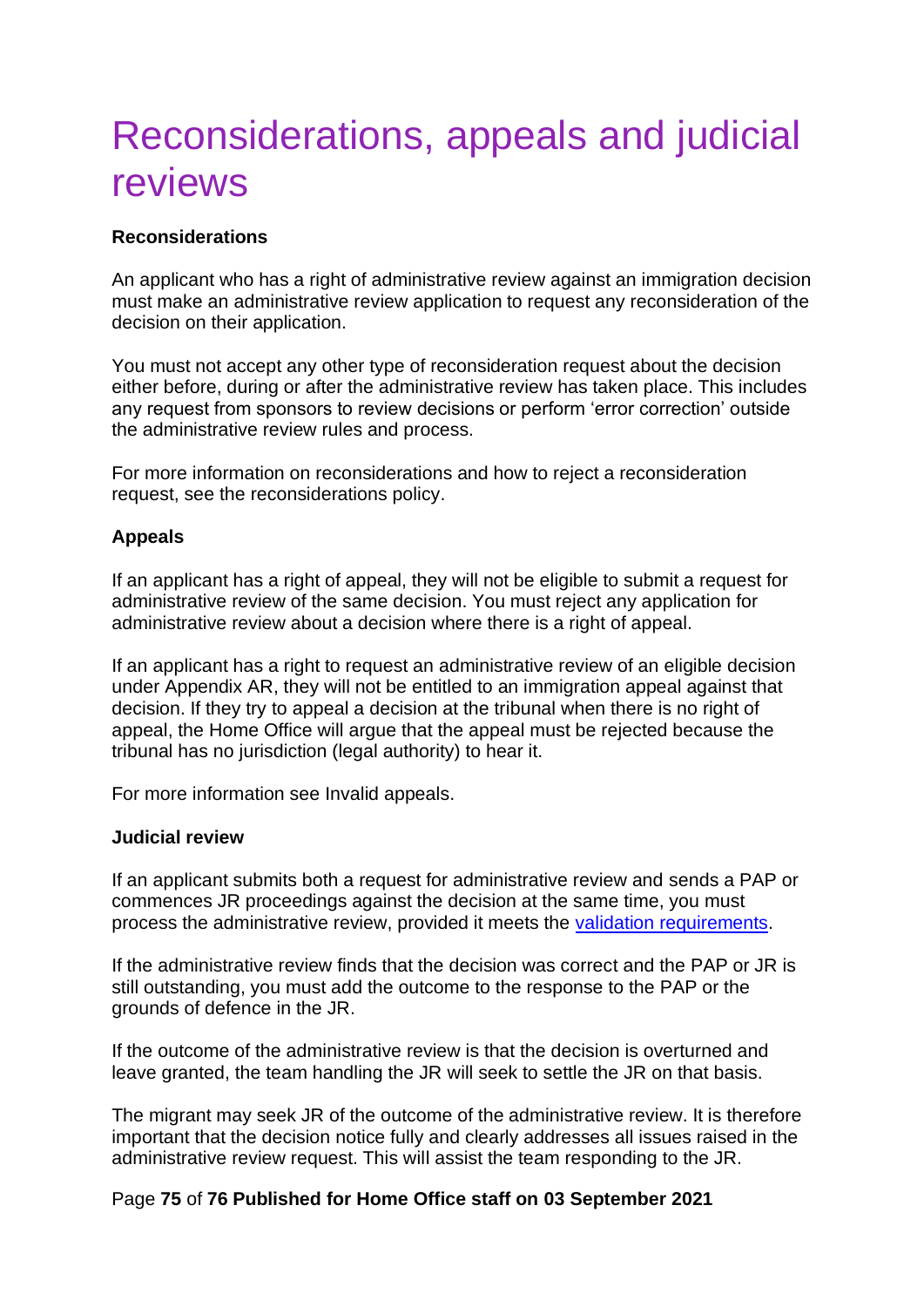# Reconsiderations, appeals and judicial reviews

**Reconsiderations**

An applicant who has a right of administrative review against an immigration decision must make an administrative review application to request any reconsideration of the decision on their application.

You must not accept any other type of reconsideration request about the decision either before, during or after the administrative review has taken place. This includes any request from sponsors to review decisions or perform 'error correction' outside the administrative review rules and process.

For more information on reconsiderations and how to reject a reconsideration request, see the reconsiderations policy.

**Appeals**

If an applicant has a right of appeal, they will not be eligible to submit a request for administrative review of the same decision. You must reject any application for administrative review about a decision where there is a right of appeal.

If an applicant has a right to request an administrative review of an eligible decision under Appendix AR, they will not be entitled to an immigration appeal against that decision. If they try to appeal a decision at the tribunal when there is no right of appeal, the Home Office will argue that the appeal must be rejected because the tribunal has no jurisdiction (legal authority) to hear it.

For more information see Invalid appeals.

**Judicial review**

If an applicant submits both a request for administrative review and sends a PAP or commences JR proceedings against the decision at the same time, you must process the administrative review, provided it meets the validation requirements.

If the administrative review finds that the decision was correct and the PAP or JR is still outstanding, you must add the outcome to the response to the PAP or the grounds of defence in the JR.

If the outcome of the administrative review is that the decision is overturned and leave granted, the team handling the JR will seek to settle the JR on that basis.

The migrant may seek JR of the outcome of the administrative review. It is therefore important that the decision notice fully and clearly addresses all issues raised in the administrative review request. This will assist the team responding to the JR.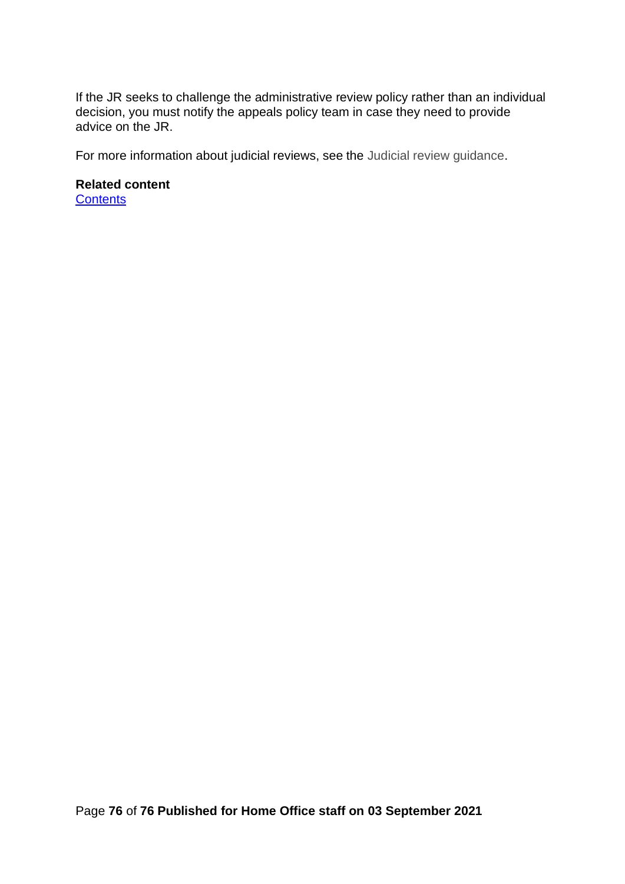If the JR seeks to challenge the administrative review policy rather than an individual decision, you must notify the appeals policy team in case they need to provide advice on the JR.

For more information about judicial reviews, see the Judicial review guidance.

**Related content**
Contents